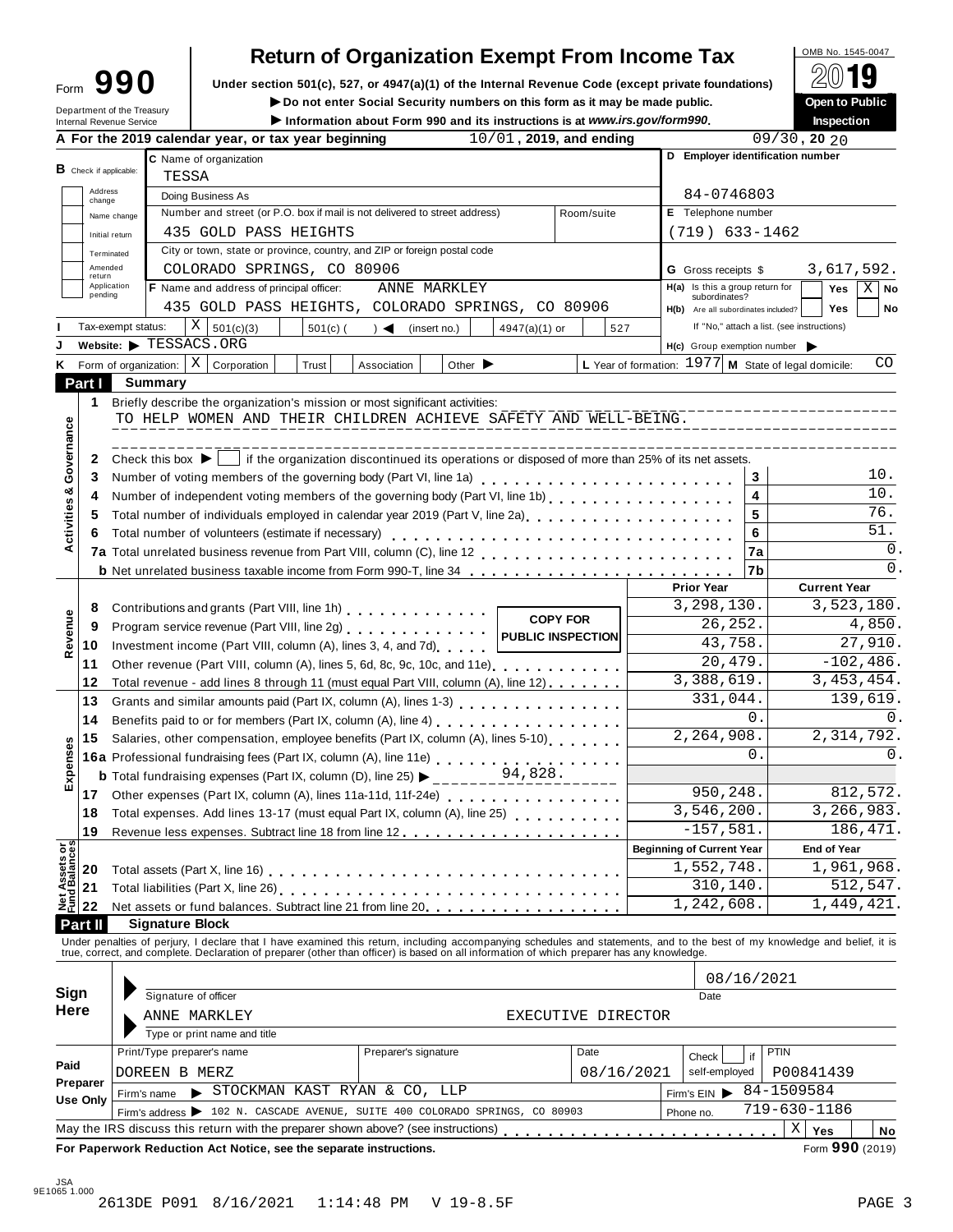# Form 990 — Return of Organization Exempt From Income Tax

OMB No. 1545-0047

**2019**

Under section 501(c), 527, or 4947(a)(1) of the Internal Revenue Code (except private foundations)

▶ Do not enter Social Security numbers on this form as it may be made public.

▶ Information about Form 990 and its instructions is at *www.irs.gov/form990*.

**Open to Public Inspection**

Department of the Treasury
Internal Revenue Service

**A** For the 2019 calendar year, or tax year beginning 10/01, 2019, and ending 09/30, 20 20

**B** Check if applicable: Address change / Name change / Initial return / Terminated / Amended return / Application pending

**C** Name of organization: TESSA

Doing Business As

Number and street (or P.O. box if mail is not delivered to street address): 435 GOLD PASS HEIGHTS — Room/suite

City or town, state or province, country, and ZIP or foreign postal code: COLORADO SPRINGS, CO 80906

**D** Employer identification number: 84-0746803

**E** Telephone number: (719) 633-1462

**G** Gross receipts $ 3,617,592.

**F** Name and address of principal officer: ANNE MARKLEY, 435 GOLD PASS HEIGHTS, COLORADO SPRINGS, CO 80906

**H(a)** Is this a group return for subordinates? Yes [ ] No [X]

**H(b)** Are all subordinates included? Yes [ ] No [ ]

If "No," attach a list. (see instructions)

**I** Tax-exempt status: [X] 501(c)(3) [ ] 501(c) ( ) ◀ (insert no.) [ ] 4947(a)(1) or [ ] 527

**J** Website: ▶ TESSACS.ORG

**H(c)** Group exemption number ▶

**K** Form of organization: [X] Corporation [ ] Trust [ ] Association [ ] Other ▶

**L** Year of formation: 1977 **M** State of legal domicile: CO

## Part I Summary

**Activities & Governance**

1 Briefly describe the organization's mission or most significant activities:
TO HELP WOMEN AND THEIR CHILDREN ACHIEVE SAFETY AND WELL-BEING.

2 Check this box ▶ [ ] if the organization discontinued its operations or disposed of more than 25% of its net assets.

| | | Line | Value |
|---|---|---|---|
| 3 | Number of voting members of the governing body (Part VI, line 1a) | 3 | 10. |
| 4 | Number of independent voting members of the governing body (Part VI, line 1b) | 4 | 10. |
| 5 | Total number of individuals employed in calendar year 2019 (Part V, line 2a) | 5 | 76. |
| 6 | Total number of volunteers (estimate if necessary) | 6 | 51. |
| 7a | Total unrelated business revenue from Part VIII, column (C), line 12 | 7a | 0. |
| b | Net unrelated business taxable income from Form 990-T, line 34 | 7b | 0. |

COPY FOR PUBLIC INSPECTION

| | | | Prior Year | Current Year |
|---|---|---|---|---|
| **Revenue** | 8 | Contributions and grants (Part VIII, line 1h) | 3,298,130. | 3,523,180. |
| | 9 | Program service revenue (Part VIII, line 2g) | 26,252. | 4,850. |
| | 10 | Investment income (Part VIII, column (A), lines 3, 4, and 7d) | 43,758. | 27,910. |
| | 11 | Other revenue (Part VIII, column (A), lines 5, 6d, 8c, 9c, 10c, and 11e) | 20,479. | -102,486. |
| | 12 | Total revenue - add lines 8 through 11 (must equal Part VIII, column (A), line 12) | 3,388,619. | 3,453,454. |
| **Expenses** | 13 | Grants and similar amounts paid (Part IX, column (A), lines 1-3) | 331,044. | 139,619. |
| | 14 | Benefits paid to or for members (Part IX, column (A), line 4) | 0. | 0. |
| | 15 | Salaries, other compensation, employee benefits (Part IX, column (A), lines 5-10) | 2,264,908. | 2,314,792. |
| | 16a | Professional fundraising fees (Part IX, column (A), line 11e) | 0. | 0. |
| | b | Total fundraising expenses (Part IX, column (D), line 25) ▶ 94,828. | | |
| | 17 | Other expenses (Part IX, column (A), lines 11a-11d, 11f-24e) | 950,248. | 812,572. |
| | 18 | Total expenses. Add lines 13-17 (must equal Part IX, column (A), line 25) | 3,546,200. | 3,266,983. |
| | 19 | Revenue less expenses. Subtract line 18 from line 12 | -157,581. | 186,471. |
| | | | **Beginning of Current Year** | **End of Year** |
| **Net Assets or Fund Balances** | 20 | Total assets (Part X, line 16) | 1,552,748. | 1,961,968. |
| | 21 | Total liabilities (Part X, line 26) | 310,140. | 512,547. |
| | 22 | Net assets or fund balances. Subtract line 21 from line 20 | 1,242,608. | 1,449,421. |

## Part II Signature Block

Under penalties of perjury, I declare that I have examined this return, including accompanying schedules and statements, and to the best of my knowledge and belief, it is true, correct, and complete. Declaration of preparer (other than officer) is based on all information of which preparer has any knowledge.

**Sign Here**

Signature of officer — Date: 08/16/2021

ANNE MARKLEY — EXECUTIVE DIRECTOR

Type or print name and title

**Paid Preparer Use Only**

| Print/Type preparer's name | Preparer's signature | Date | Check [ ] if self-employed | PTIN |
|---|---|---|---|---|
| DOREEN B MERZ | | 08/16/2021 | | P00841439 |

Firm's name ▶ STOCKMAN KAST RYAN & CO, LLP — Firm's EIN ▶ 84-1509584

Firm's address ▶ 102 N. CASCADE AVENUE, SUITE 400 COLORADO SPRINGS, CO 80903 — Phone no. 719-630-1186

May the IRS discuss this return with the preparer shown above? (see instructions) [X] Yes [ ] No

**For Paperwork Reduction Act Notice, see the separate instructions.** Form **990** (2019)

JSA 9E1065 1.000
2613DE P091 8/16/2021 1:14:48 PM V 19-8.5F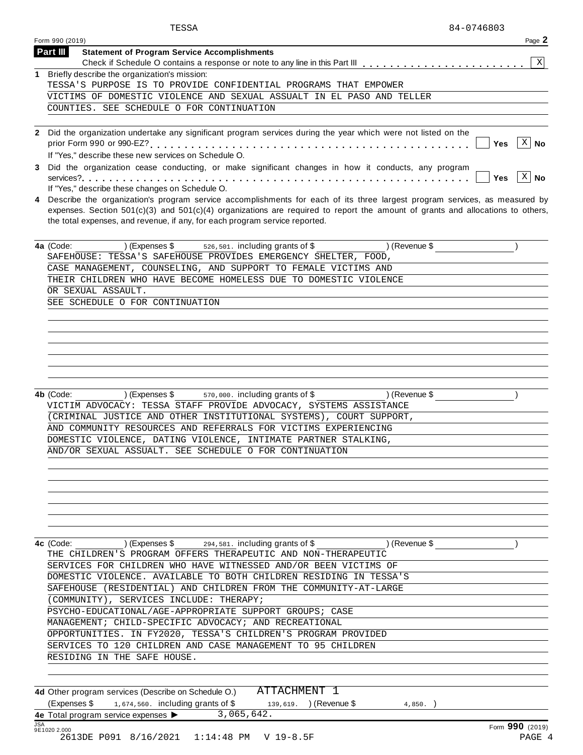TESSA 84-0746803

Form 990 (2019) Page **2**

**Part III** **Statement of Program Service Accomplishments**

Check if Schedule O contains a response or note to any line in this Part III . . . . . . . . . . . . . . . . . . . . . . . [X]

**1** Briefly describe the organization's mission:

TESSA'S PURPOSE IS TO PROVIDE CONFIDENTIAL PROGRAMS THAT EMPOWER VICTIMS OF DOMESTIC VIOLENCE AND SEXUAL ASSUALT IN EL PASO AND TELLER COUNTIES. SEE SCHEDULE O FOR CONTINUATION

**2** Did the organization undertake any significant program services during the year which were not listed on the prior Form 990 or 990-EZ? . . . . . . . . . . . . . . . . . . . . . . . . . . . . . . . . . . . . . . . . . [ ] **Yes** [X] **No**

If "Yes," describe these new services on Schedule O.

**3** Did the organization cease conducting, or make significant changes in how it conducts, any program services? . . . . . . . . . . . . . . . . . . . . . . . . . . . . . . . . . . . . . . . . . . . . . . . . . . . . . [ ] **Yes** [X] **No**

If "Yes," describe these changes on Schedule O.

**4** Describe the organization's program service accomplishments for each of its three largest program services, as measured by expenses. Section 501(c)(3) and 501(c)(4) organizations are required to report the amount of grants and allocations to others, the total expenses, and revenue, if any, for each program service reported.

**4a** (Code: ) (Expenses $ 526,501. including grants of $ ) (Revenue $ )

SAFEHOUSE: TESSA'S SAFEHOUSE PROVIDES EMERGENCY SHELTER, FOOD, CASE MANAGEMENT, COUNSELING, AND SUPPORT TO FEMALE VICTIMS AND THEIR CHILDREN WHO HAVE BECOME HOMELESS DUE TO DOMESTIC VIOLENCE OR SEXUAL ASSAULT.

SEE SCHEDULE O FOR CONTINUATION

**4b** (Code: ) (Expenses $ 570,000. including grants of $ ) (Revenue $ )

VICTIM ADVOCACY: TESSA STAFF PROVIDE ADVOCACY, SYSTEMS ASSISTANCE (CRIMINAL JUSTICE AND OTHER INSTITUTIONAL SYSTEMS), COURT SUPPORT, AND COMMUNITY RESOURCES AND REFERRALS FOR VICTIMS EXPERIENCING DOMESTIC VIOLENCE, DATING VIOLENCE, INTIMATE PARTNER STALKING, AND/OR SEXUAL ASSAULT. SEE SCHEDULE O FOR CONTINUATION

**4c** (Code: ) (Expenses $ 294,581. including grants of $ ) (Revenue $ )

THE CHILDREN'S PROGRAM OFFERS THERAPEUTIC AND NON-THERAPEUTIC SERVICES FOR CHILDREN WHO HAVE WITNESSED AND/OR BEEN VICTIMS OF DOMESTIC VIOLENCE. AVAILABLE TO BOTH CHILDREN RESIDING IN TESSA'S SAFEHOUSE (RESIDENTIAL) AND CHILDREN FROM THE COMMUNITY-AT-LARGE (COMMUNITY), SERVICES INCLUDE: THERAPY; PSYCHO-EDUCATIONAL/AGE-APPROPRIATE SUPPORT GROUPS; CASE MANAGEMENT; CHILD-SPECIFIC ADVOCACY; AND RECREATIONAL OPPORTUNITIES. IN FY2020, TESSA'S CHILDREN'S PROGRAM PROVIDED SERVICES TO 120 CHILDREN AND CASE MANAGEMENT TO 95 CHILDREN RESIDING IN THE SAFE HOUSE.

**4d** Other program services (Describe on Schedule O.) ATTACHMENT 1

(Expenses $ 1,674,560. including grants of $ 139,619. ) (Revenue $ 4,850. )

**4e** Total program service expenses ▶ 3,065,642.

Form **990** (2019)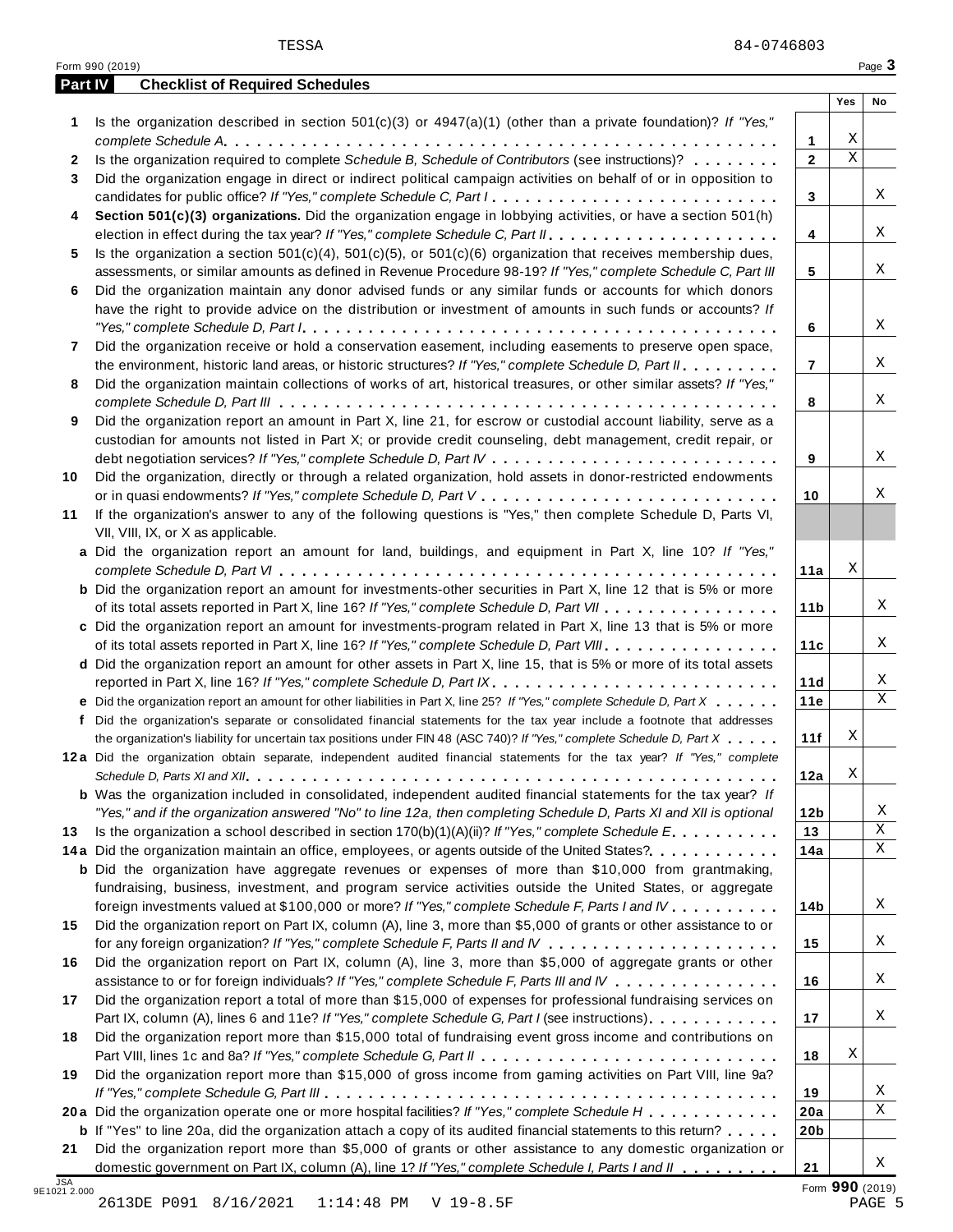TESSA 84-0746803

Form 990 (2019)

## Part IV Checklist of Required Schedules

| | | Line | Yes | No |
|---|---|---|---|---|
| 1 | Is the organization described in section 501(c)(3) or 4947(a)(1) (other than a private foundation)? *If "Yes," complete Schedule A* | 1 | X | |
| 2 | Is the organization required to complete *Schedule B, Schedule of Contributors* (see instructions)? | 2 | X | |
| 3 | Did the organization engage in direct or indirect political campaign activities on behalf of or in opposition to candidates for public office? *If "Yes," complete Schedule C, Part I* | 3 | | X |
| 4 | **Section 501(c)(3) organizations.** Did the organization engage in lobbying activities, or have a section 501(h) election in effect during the tax year? *If "Yes," complete Schedule C, Part II* | 4 | | X |
| 5 | Is the organization a section 501(c)(4), 501(c)(5), or 501(c)(6) organization that receives membership dues, assessments, or similar amounts as defined in Revenue Procedure 98-19? *If "Yes," complete Schedule C, Part III* | 5 | | X |
| 6 | Did the organization maintain any donor advised funds or any similar funds or accounts for which donors have the right to provide advice on the distribution or investment of amounts in such funds or accounts? *If "Yes," complete Schedule D, Part I* | 6 | | X |
| 7 | Did the organization receive or hold a conservation easement, including easements to preserve open space, the environment, historic land areas, or historic structures? *If "Yes," complete Schedule D, Part II* | 7 | | X |
| 8 | Did the organization maintain collections of works of art, historical treasures, or other similar assets? *If "Yes," complete Schedule D, Part III* | 8 | | X |
| 9 | Did the organization report an amount in Part X, line 21, for escrow or custodial account liability, serve as a custodian for amounts not listed in Part X; or provide credit counseling, debt management, credit repair, or debt negotiation services? *If "Yes," complete Schedule D, Part IV* | 9 | | X |
| 10 | Did the organization, directly or through a related organization, hold assets in donor-restricted endowments or in quasi endowments? *If "Yes," complete Schedule D, Part V* | 10 | | X |
| 11 | If the organization's answer to any of the following questions is "Yes," then complete Schedule D, Parts VI, VII, VIII, IX, or X as applicable. | | | |
| a | Did the organization report an amount for land, buildings, and equipment in Part X, line 10? *If "Yes," complete Schedule D, Part VI* | 11a | X | |
| b | Did the organization report an amount for investments-other securities in Part X, line 12 that is 5% or more of its total assets reported in Part X, line 16? *If "Yes," complete Schedule D, Part VII* | 11b | | X |
| c | Did the organization report an amount for investments-program related in Part X, line 13 that is 5% or more of its total assets reported in Part X, line 16? *If "Yes," complete Schedule D, Part VIII* | 11c | | X |
| d | Did the organization report an amount for other assets in Part X, line 15, that is 5% or more of its total assets reported in Part X, line 16? *If "Yes," complete Schedule D, Part IX* | 11d | | X |
| e | Did the organization report an amount for other liabilities in Part X, line 25? *If "Yes," complete Schedule D, Part X* | 11e | | X |
| f | Did the organization's separate or consolidated financial statements for the tax year include a footnote that addresses the organization's liability for uncertain tax positions under FIN 48 (ASC 740)? *If "Yes," complete Schedule D, Part X* | 11f | X | |
| 12a | Did the organization obtain separate, independent audited financial statements for the tax year? *If "Yes," complete Schedule D, Parts XI and XII* | 12a | X | |
| b | Was the organization included in consolidated, independent audited financial statements for the tax year? *If "Yes," and if the organization answered "No" to line 12a, then completing Schedule D, Parts XI and XII is optional* | 12b | | X |
| 13 | Is the organization a school described in section 170(b)(1)(A)(ii)? *If "Yes," complete Schedule E* | 13 | | X |
| 14a | Did the organization maintain an office, employees, or agents outside of the United States? | 14a | | X |
| b | Did the organization have aggregate revenues or expenses of more than $10,000 from grantmaking, fundraising, business, investment, and program service activities outside the United States, or aggregate foreign investments valued at $100,000 or more? *If "Yes," complete Schedule F, Parts I and IV* | 14b | | X |
| 15 | Did the organization report on Part IX, column (A), line 3, more than $5,000 of grants or other assistance to or for any foreign organization? *If "Yes," complete Schedule F, Parts II and IV* | 15 | | X |
| 16 | Did the organization report on Part IX, column (A), line 3, more than $5,000 of aggregate grants or other assistance to or for foreign individuals? *If "Yes," complete Schedule F, Parts III and IV* | 16 | | X |
| 17 | Did the organization report a total of more than $15,000 of expenses for professional fundraising services on Part IX, column (A), lines 6 and 11e? *If "Yes," complete Schedule G, Part I* (see instructions) | 17 | | X |
| 18 | Did the organization report more than $15,000 total of fundraising event gross income and contributions on Part VIII, lines 1c and 8a? *If "Yes," complete Schedule G, Part II* | 18 | X | |
| 19 | Did the organization report more than $15,000 of gross income from gaming activities on Part VIII, line 9a? *If "Yes," complete Schedule G, Part III* | 19 | | X |
| 20a | Did the organization operate one or more hospital facilities? *If "Yes," complete Schedule H* | 20a | | X |
| b | If "Yes" to line 20a, did the organization attach a copy of its audited financial statements to this return? | 20b | | |
| 21 | Did the organization report more than $5,000 of grants or other assistance to any domestic organization or domestic government on Part IX, column (A), line 1? *If "Yes," complete Schedule I, Parts I and II* | 21 | | X |

Form **990** (2019)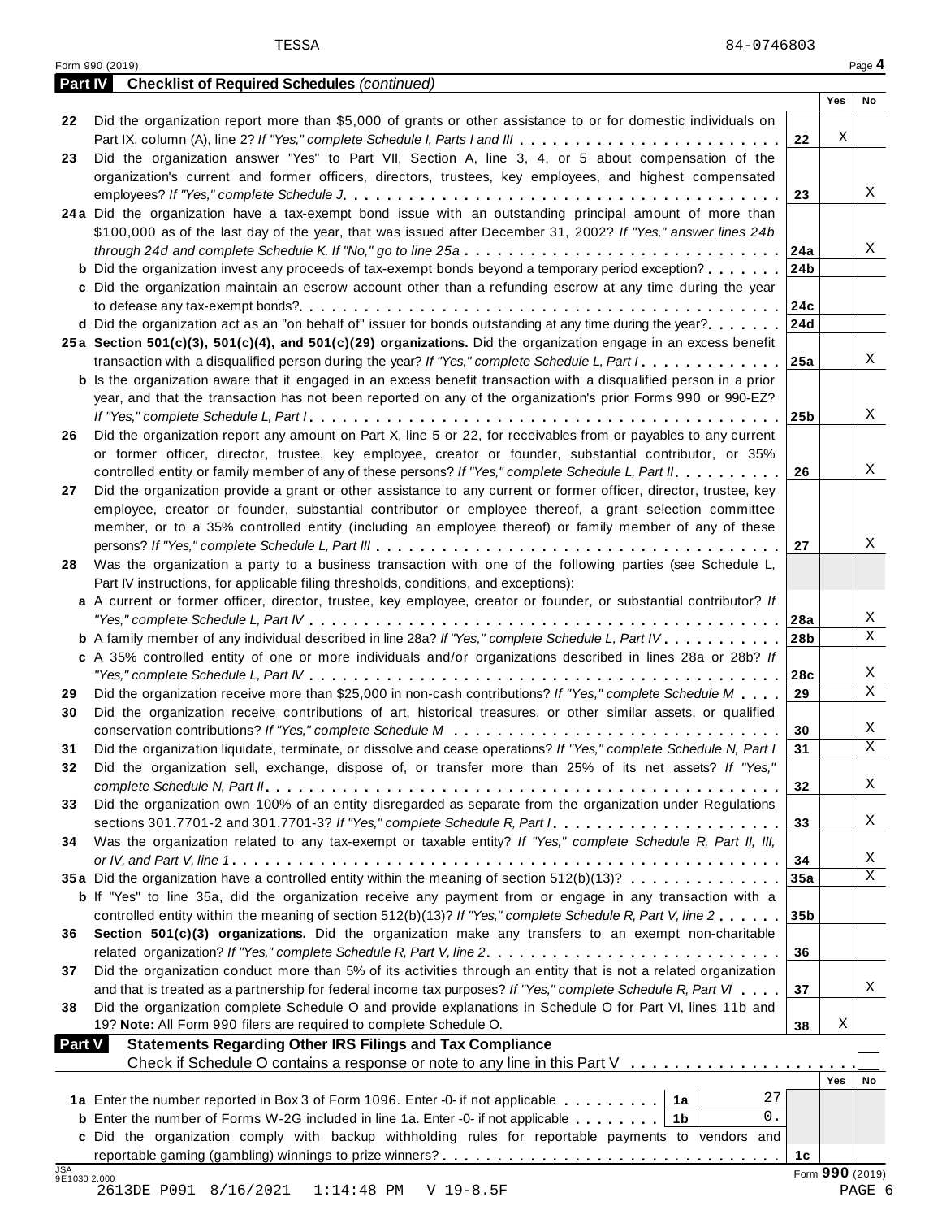TESSA 84-0746803

Form 990 (2019)

## Part IV Checklist of Required Schedules *(continued)*

| | | | Yes | No |
|---|---|---|---|---|
| 22 | Did the organization report more than $5,000 of grants or other assistance to or for domestic individuals on Part IX, column (A), line 2? *If "Yes," complete Schedule I, Parts I and III* | 22 | X | |
| 23 | Did the organization answer "Yes" to Part VII, Section A, line 3, 4, or 5 about compensation of the organization's current and former officers, directors, trustees, key employees, and highest compensated employees? *If "Yes," complete Schedule J* | 23 | | X |
| 24a | Did the organization have a tax-exempt bond issue with an outstanding principal amount of more than $100,000 as of the last day of the year, that was issued after December 31, 2002? *If "Yes," answer lines 24b through 24d and complete Schedule K. If "No," go to line 25a* | 24a | | X |
| b | Did the organization invest any proceeds of tax-exempt bonds beyond a temporary period exception? | 24b | | |
| c | Did the organization maintain an escrow account other than a refunding escrow at any time during the year to defease any tax-exempt bonds? | 24c | | |
| d | Did the organization act as an "on behalf of" issuer for bonds outstanding at any time during the year? | 24d | | |
| 25a | **Section 501(c)(3), 501(c)(4), and 501(c)(29) organizations.** Did the organization engage in an excess benefit transaction with a disqualified person during the year? *If "Yes," complete Schedule L, Part I* | 25a | | X |
| b | Is the organization aware that it engaged in an excess benefit transaction with a disqualified person in a prior year, and that the transaction has not been reported on any of the organization's prior Forms 990 or 990-EZ? *If "Yes," complete Schedule L, Part I* | 25b | | X |
| 26 | Did the organization report any amount on Part X, line 5 or 22, for receivables from or payables to any current or former officer, director, trustee, key employee, creator or founder, substantial contributor, or 35% controlled entity or family member of any of these persons? *If "Yes," complete Schedule L, Part II* | 26 | | X |
| 27 | Did the organization provide a grant or other assistance to any current or former officer, director, trustee, key employee, creator or founder, substantial contributor or employee thereof, a grant selection committee member, or to a 35% controlled entity (including an employee thereof) or family member of any of these persons? *If "Yes," complete Schedule L, Part III* | 27 | | X |
| 28 | Was the organization a party to a business transaction with one of the following parties (see Schedule L, Part IV instructions, for applicable filing thresholds, conditions, and exceptions): | | | |
| a | A current or former officer, director, trustee, key employee, creator or founder, or substantial contributor? *If "Yes," complete Schedule L, Part IV* | 28a | | X |
| b | A family member of any individual described in line 28a? *If "Yes," complete Schedule L, Part IV* | 28b | | X |
| c | A 35% controlled entity of one or more individuals and/or organizations described in lines 28a or 28b? *If "Yes," complete Schedule L, Part IV* | 28c | | X |
| 29 | Did the organization receive more than $25,000 in non-cash contributions? *If "Yes," complete Schedule M* | 29 | | X |
| 30 | Did the organization receive contributions of art, historical treasures, or other similar assets, or qualified conservation contributions? *If "Yes," complete Schedule M* | 30 | | X |
| 31 | Did the organization liquidate, terminate, or dissolve and cease operations? *If "Yes," complete Schedule N, Part I* | 31 | | X |
| 32 | Did the organization sell, exchange, dispose of, or transfer more than 25% of its net assets? *If "Yes," complete Schedule N, Part II* | 32 | | X |
| 33 | Did the organization own 100% of an entity disregarded as separate from the organization under Regulations sections 301.7701-2 and 301.7701-3? *If "Yes," complete Schedule R, Part I* | 33 | | X |
| 34 | Was the organization related to any tax-exempt or taxable entity? *If "Yes," complete Schedule R, Part II, III, or IV, and Part V, line 1* | 34 | | X |
| 35a | Did the organization have a controlled entity within the meaning of section 512(b)(13)? | 35a | | X |
| b | If "Yes" to line 35a, did the organization receive any payment from or engage in any transaction with a controlled entity within the meaning of section 512(b)(13)? *If "Yes," complete Schedule R, Part V, line 2* | 35b | | |
| 36 | **Section 501(c)(3) organizations.** Did the organization make any transfers to an exempt non-charitable related organization? *If "Yes," complete Schedule R, Part V, line 2* | 36 | | |
| 37 | Did the organization conduct more than 5% of its activities through an entity that is not a related organization and that is treated as a partnership for federal income tax purposes? *If "Yes," complete Schedule R, Part VI* | 37 | | X |
| 38 | Did the organization complete Schedule O and provide explanations in Schedule O for Part VI, lines 11b and 19? **Note:** All Form 990 filers are required to complete Schedule O. | 38 | X | |

## Part V Statements Regarding Other IRS Filings and Tax Compliance

Check if Schedule O contains a response or note to any line in this Part V ☐

| | | | | | Yes | No |
|---|---|---|---|---|---|---|
| 1a | Enter the number reported in Box 3 of Form 1096. Enter -0- if not applicable | 1a | 27 | | | |
| b | Enter the number of Forms W-2G included in line 1a. Enter -0- if not applicable | 1b | 0. | | | |
| c | Did the organization comply with backup withholding rules for reportable payments to vendors and reportable gaming (gambling) winnings to prize winners? | | | 1c | | |

Form **990** (2019)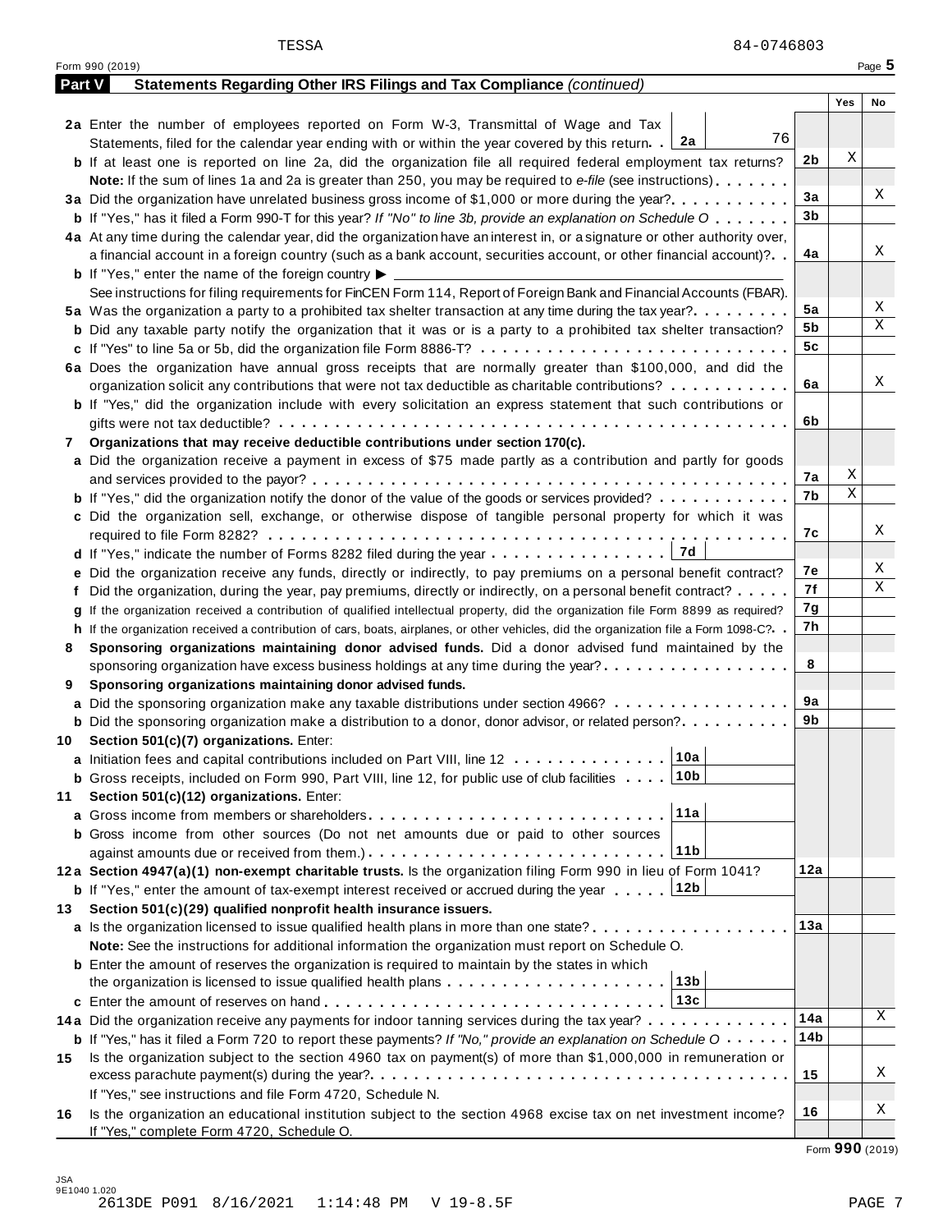TESSA 84-0746803

Form 990 (2019)

## Part V — Statements Regarding Other IRS Filings and Tax Compliance *(continued)*

| | | | Yes | No |
|---|---|---|---|---|
| **2a** | Enter the number of employees reported on Form W-3, Transmittal of Wage and Tax Statements, filed for the calendar year ending with or within the year covered by this return . . **2a** 76 | | | |
| **b** | If at least one is reported on line 2a, did the organization file all required federal employment tax returns? | 2b | X | |
| | **Note:** If the sum of lines 1a and 2a is greater than 250, you may be required to *e-file* (see instructions) | | | |
| **3a** | Did the organization have unrelated business gross income of $1,000 or more during the year? | 3a | | X |
| **b** | If "Yes," has it filed a Form 990-T for this year? *If "No" to line 3b, provide an explanation on Schedule O* | 3b | | |
| **4a** | At any time during the calendar year, did the organization have an interest in, or a signature or other authority over, a financial account in a foreign country (such as a bank account, securities account, or other financial account)? | 4a | | X |
| **b** | If "Yes," enter the name of the foreign country ▶ | | | |
| | See instructions for filing requirements for FinCEN Form 114, Report of Foreign Bank and Financial Accounts (FBAR). | | | |
| **5a** | Was the organization a party to a prohibited tax shelter transaction at any time during the tax year? | 5a | | X |
| **b** | Did any taxable party notify the organization that it was or is a party to a prohibited tax shelter transaction? | 5b | | X |
| **c** | If "Yes" to line 5a or 5b, did the organization file Form 8886-T? | 5c | | |
| **6a** | Does the organization have annual gross receipts that are normally greater than $100,000, and did the organization solicit any contributions that were not tax deductible as charitable contributions? | 6a | | X |
| **b** | If "Yes," did the organization include with every solicitation an express statement that such contributions or gifts were not tax deductible? | 6b | | |
| **7** | **Organizations that may receive deductible contributions under section 170(c).** | | | |
| **a** | Did the organization receive a payment in excess of $75 made partly as a contribution and partly for goods and services provided to the payor? | 7a | X | |
| **b** | If "Yes," did the organization notify the donor of the value of the goods or services provided? | 7b | X | |
| **c** | Did the organization sell, exchange, or otherwise dispose of tangible personal property for which it was required to file Form 8282? | 7c | | X |
| **d** | If "Yes," indicate the number of Forms 8282 filed during the year . . . **7d** | | | |
| **e** | Did the organization receive any funds, directly or indirectly, to pay premiums on a personal benefit contract? | 7e | | X |
| **f** | Did the organization, during the year, pay premiums, directly or indirectly, on a personal benefit contract? | 7f | | X |
| **g** | If the organization received a contribution of qualified intellectual property, did the organization file Form 8899 as required? | 7g | | |
| **h** | If the organization received a contribution of cars, boats, airplanes, or other vehicles, did the organization file a Form 1098-C? | 7h | | |
| **8** | **Sponsoring organizations maintaining donor advised funds.** Did a donor advised fund maintained by the sponsoring organization have excess business holdings at any time during the year? | 8 | | |
| **9** | **Sponsoring organizations maintaining donor advised funds.** | | | |
| **a** | Did the sponsoring organization make any taxable distributions under section 4966? | 9a | | |
| **b** | Did the sponsoring organization make a distribution to a donor, donor advisor, or related person? | 9b | | |
| **10** | **Section 501(c)(7) organizations.** Enter: | | | |
| **a** | Initiation fees and capital contributions included on Part VIII, line 12 . . . **10a** | | | |
| **b** | Gross receipts, included on Form 990, Part VIII, line 12, for public use of club facilities . . . **10b** | | | |
| **11** | **Section 501(c)(12) organizations.** Enter: | | | |
| **a** | Gross income from members or shareholders . . . **11a** | | | |
| **b** | Gross income from other sources (Do not net amounts due or paid to other sources against amounts due or received from them.) . . . **11b** | | | |
| **12a** | **Section 4947(a)(1) non-exempt charitable trusts.** Is the organization filing Form 990 in lieu of Form 1041? | 12a | | |
| **b** | If "Yes," enter the amount of tax-exempt interest received or accrued during the year . . . **12b** | | | |
| **13** | **Section 501(c)(29) qualified nonprofit health insurance issuers.** | | | |
| **a** | Is the organization licensed to issue qualified health plans in more than one state? | 13a | | |
| | **Note:** See the instructions for additional information the organization must report on Schedule O. | | | |
| **b** | Enter the amount of reserves the organization is required to maintain by the states in which the organization is licensed to issue qualified health plans . . . **13b** | | | |
| **c** | Enter the amount of reserves on hand . . . **13c** | | | |
| **14a** | Did the organization receive any payments for indoor tanning services during the tax year? | 14a | | X |
| **b** | If "Yes," has it filed a Form 720 to report these payments? *If "No," provide an explanation on Schedule O* | 14b | | |
| **15** | Is the organization subject to the section 4960 tax on payment(s) of more than $1,000,000 in remuneration or excess parachute payment(s) during the year? | 15 | | X |
| | If "Yes," see instructions and file Form 4720, Schedule N. | | | |
| **16** | Is the organization an educational institution subject to the section 4968 excise tax on net investment income? If "Yes," complete Form 4720, Schedule O. | 16 | | X |

Form **990** (2019)

JSA
9E1040 1.020
2613DE P091 8/16/2021 1:14:48 PM V 19-8.5F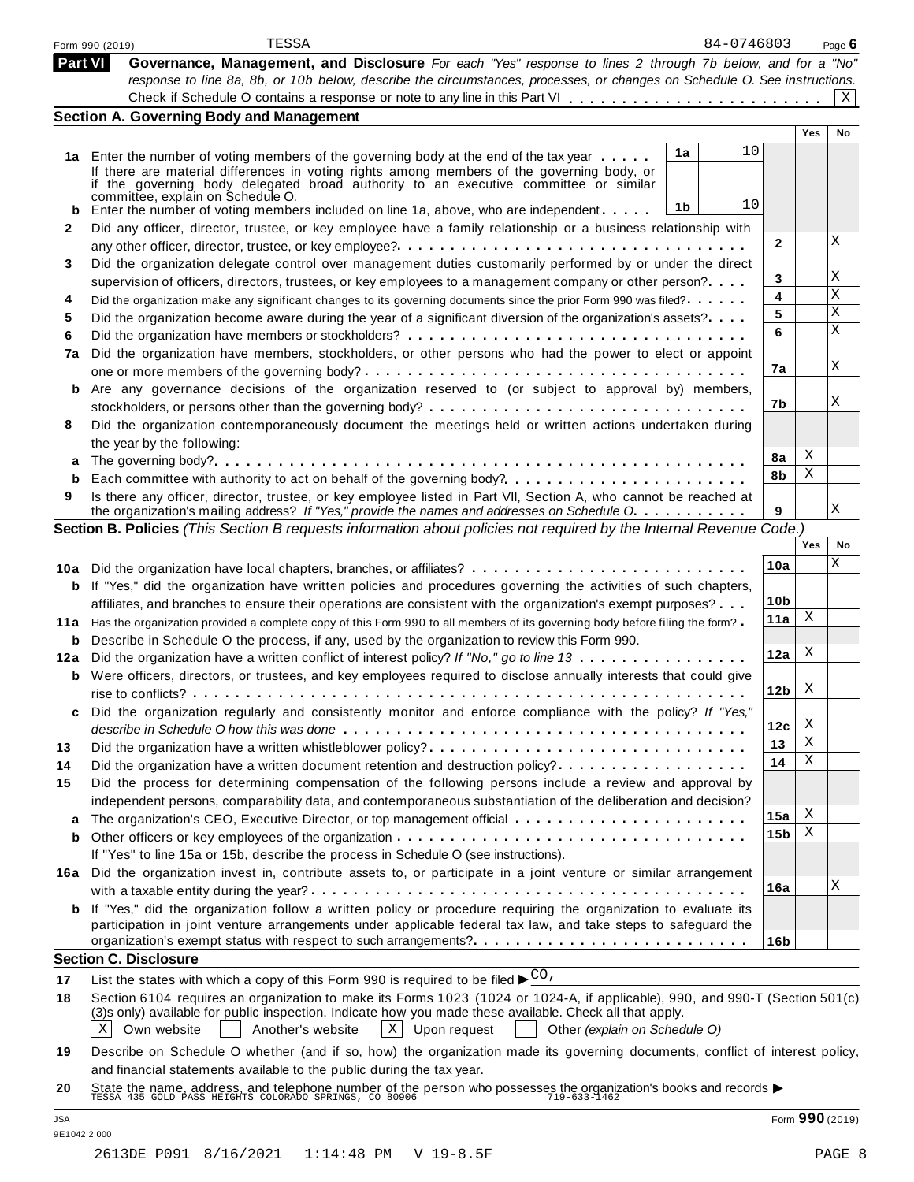Form 990 (2019) TESSA 84-0746803 Page 6

## Part VI Governance, Management, and Disclosure

*For each "Yes" response to lines 2 through 7b below, and for a "No" response to line 8a, 8b, or 10b below, describe the circumstances, processes, or changes on Schedule O. See instructions.*

Check if Schedule O contains a response or note to any line in this Part VI . . . . . . . . . . . . . . . . . . . . . . . . [X]

### Section A. Governing Body and Management

| | | | | Yes | No |
|---|---|---|---|---|---|
| **1a** | Enter the number of voting members of the governing body at the end of the tax year . . . . . If there are material differences in voting rights among members of the governing body, or if the governing body delegated broad authority to an executive committee or similar committee, explain on Schedule O. | 1a 10 | | | |
| **b** | Enter the number of voting members included on line 1a, above, who are independent . . . . . | 1b 10 | | | |
| **2** | Did any officer, director, trustee, or key employee have a family relationship or a business relationship with any other officer, director, trustee, or key employee? . . . | | 2 | | X |
| **3** | Did the organization delegate control over management duties customarily performed by or under the direct supervision of officers, directors, trustees, or key employees to a management company or other person? . . . | | 3 | | X |
| **4** | Did the organization make any significant changes to its governing documents since the prior Form 990 was filed? . . . | | 4 | | X |
| **5** | Did the organization become aware during the year of a significant diversion of the organization's assets? . . . | | 5 | | X |
| **6** | Did the organization have members or stockholders? . . . | | 6 | | X |
| **7a** | Did the organization have members, stockholders, or other persons who had the power to elect or appoint one or more members of the governing body? . . . | | 7a | | X |
| **b** | Are any governance decisions of the organization reserved to (or subject to approval by) members, stockholders, or persons other than the governing body? . . . | | 7b | | X |
| **8** | Did the organization contemporaneously document the meetings held or written actions undertaken during the year by the following: | | | | |
| **a** | The governing body? . . . | | 8a | X | |
| **b** | Each committee with authority to act on behalf of the governing body? . . . | | 8b | X | |
| **9** | Is there any officer, director, trustee, or key employee listed in Part VII, Section A, who cannot be reached at the organization's mailing address? *If "Yes," provide the names and addresses on Schedule O.* . . . | | 9 | | X |

### Section B. Policies *(This Section B requests information about policies not required by the Internal Revenue Code.)*

| | | | Yes | No |
|---|---|---|---|---|
| **10a** | Did the organization have local chapters, branches, or affiliates? . . . | 10a | | X |
| **b** | If "Yes," did the organization have written policies and procedures governing the activities of such chapters, affiliates, and branches to ensure their operations are consistent with the organization's exempt purposes? . . . | 10b | | |
| **11a** | Has the organization provided a complete copy of this Form 990 to all members of its governing body before filing the form? . | 11a | X | |
| **b** | Describe in Schedule O the process, if any, used by the organization to review this Form 990. | | | |
| **12a** | Did the organization have a written conflict of interest policy? *If "No," go to line 13* . . . | 12a | X | |
| **b** | Were officers, directors, or trustees, and key employees required to disclose annually interests that could give rise to conflicts? . . . | 12b | X | |
| **c** | Did the organization regularly and consistently monitor and enforce compliance with the policy? *If "Yes," describe in Schedule O how this was done* . . . | 12c | X | |
| **13** | Did the organization have a written whistleblower policy? . . . | 13 | X | |
| **14** | Did the organization have a written document retention and destruction policy? . . . | 14 | X | |
| **15** | Did the process for determining compensation of the following persons include a review and approval by independent persons, comparability data, and contemporaneous substantiation of the deliberation and decision? | | | |
| **a** | The organization's CEO, Executive Director, or top management official . . . | 15a | X | |
| **b** | Other officers or key employees of the organization . . . | 15b | X | |
| | If "Yes" to line 15a or 15b, describe the process in Schedule O (see instructions). | | | |
| **16a** | Did the organization invest in, contribute assets to, or participate in a joint venture or similar arrangement with a taxable entity during the year? . . . | 16a | | X |
| **b** | If "Yes," did the organization follow a written policy or procedure requiring the organization to evaluate its participation in joint venture arrangements under applicable federal tax law, and take steps to safeguard the organization's exempt status with respect to such arrangements? . . . | 16b | | |

### Section C. Disclosure

**17** List the states with which a copy of this Form 990 is required to be filed ▶ CO,

**18** Section 6104 requires an organization to make its Forms 1023 (1024 or 1024-A, if applicable), 990, and 990-T (Section 501(c)(3)s only) available for public inspection. Indicate how you made these available. Check all that apply.

[X] Own website [ ] Another's website [X] Upon request [ ] Other *(explain on Schedule O)*

**19** Describe on Schedule O whether (and if so, how) the organization made its governing documents, conflict of interest policy, and financial statements available to the public during the tax year.

**20** State the name, address, and telephone number of the person who possesses the organization's books and records ▶
TESSA 435 GOLD PASS HEIGHTS COLORADO SPRINGS, CO 80906 719-633-1462

JSA 9E1042 2.000 Form **990** (2019)

2613DE P091 8/16/2021 1:14:48 PM V 19-8.5F PAGE 8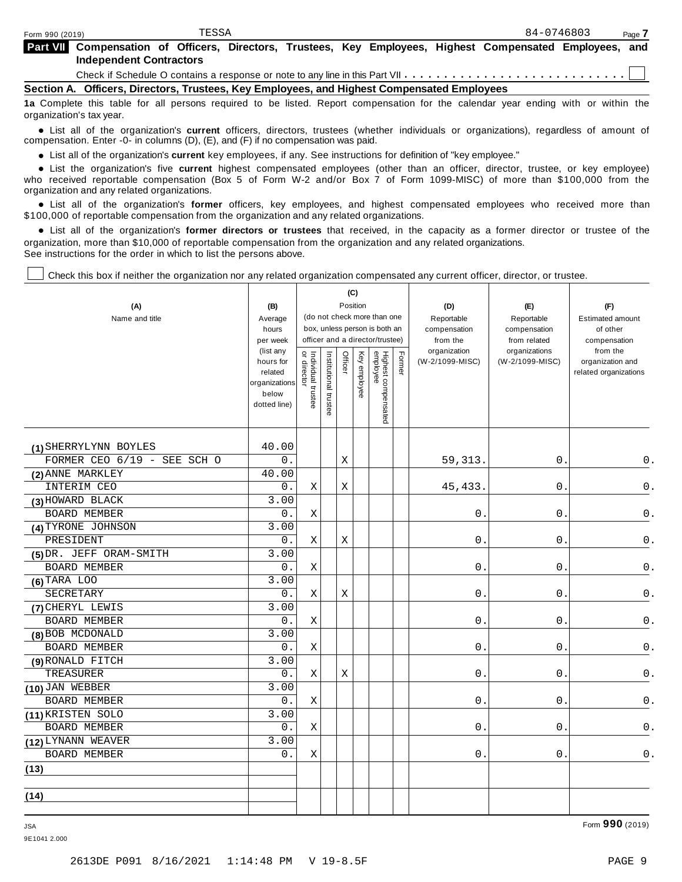Form 990 (2019) TESSA 84-0746803

## Part VII Compensation of Officers, Directors, Trustees, Key Employees, Highest Compensated Employees, and Independent Contractors

Check if Schedule O contains a response or note to any line in this Part VII . . . . . . . . . . . . . . . . . . . . . . . . . . . ☐

### Section A. Officers, Directors, Trustees, Key Employees, and Highest Compensated Employees

**1a** Complete this table for all persons required to be listed. Report compensation for the calendar year ending with or within the organization's tax year.

- List all of the organization's **current** officers, directors, trustees (whether individuals or organizations), regardless of amount of compensation. Enter -0- in columns (D), (E), and (F) if no compensation was paid.
- List all of the organization's **current** key employees, if any. See instructions for definition of "key employee."
- List the organization's five **current** highest compensated employees (other than an officer, director, trustee, or key employee) who received reportable compensation (Box 5 of Form W-2 and/or Box 7 of Form 1099-MISC) of more than $100,000 from the organization and any related organizations.
- List all of the organization's **former** officers, key employees, and highest compensated employees who received more than $100,000 of reportable compensation from the organization and any related organizations.
- List all of the organization's **former directors or trustees** that received, in the capacity as a former director or trustee of the organization, more than $10,000 of reportable compensation from the organization and any related organizations.

See instructions for the order in which to list the persons above.

☐ Check this box if neither the organization nor any related organization compensated any current officer, director, or trustee.

| (A) Name and title | (B) Average hours per week (list any hours for related organizations below dotted line) | (C) Position (do not check more than one box, unless person is both an officer and a director/trustee) | | | | | | (D) Reportable compensation from the organization (W-2/1099-MISC) | (E) Reportable compensation from related organizations (W-2/1099-MISC) | (F) Estimated amount of other compensation from the organization and related organizations |
|---|---|---|---|---|---|---|---|---|---|---|
| | | Individual trustee or director | Institutional trustee | Officer | Key employee | Highest compensated employee | Former | | | |
| (1) SHERRYLYNN BOYLES<br>FORMER CEO 6/19 - SEE SCH O | 40.00<br>0. | | | X | | | | 59,313. | 0. | 0. |
| (2) ANNE MARKLEY<br>INTERIM CEO | 40.00<br>0. | X | | X | | | | 45,433. | 0. | 0. |
| (3) HOWARD BLACK<br>BOARD MEMBER | 3.00<br>0. | X | | | | | | 0. | 0. | 0. |
| (4) TYRONE JOHNSON<br>PRESIDENT | 3.00<br>0. | X | | X | | | | 0. | 0. | 0. |
| (5) DR. JEFF ORAM-SMITH<br>BOARD MEMBER | 3.00<br>0. | X | | | | | | 0. | 0. | 0. |
| (6) TARA LOO<br>SECRETARY | 3.00<br>0. | X | | X | | | | 0. | 0. | 0. |
| (7) CHERYL LEWIS<br>BOARD MEMBER | 3.00<br>0. | X | | | | | | 0. | 0. | 0. |
| (8) BOB MCDONALD<br>BOARD MEMBER | 3.00<br>0. | X | | | | | | 0. | 0. | 0. |
| (9) RONALD FITCH<br>TREASURER | 3.00<br>0. | X | | X | | | | 0. | 0. | 0. |
| (10) JAN WEBBER<br>BOARD MEMBER | 3.00<br>0. | X | | | | | | 0. | 0. | 0. |
| (11) KRISTEN SOLO<br>BOARD MEMBER | 3.00<br>0. | X | | | | | | 0. | 0. | 0. |
| (12) LYNANN WEAVER<br>BOARD MEMBER | 3.00<br>0. | X | | | | | | 0. | 0. | 0. |
| (13) | | | | | | | | | | |
| (14) | | | | | | | | | | |

Form **990** (2019)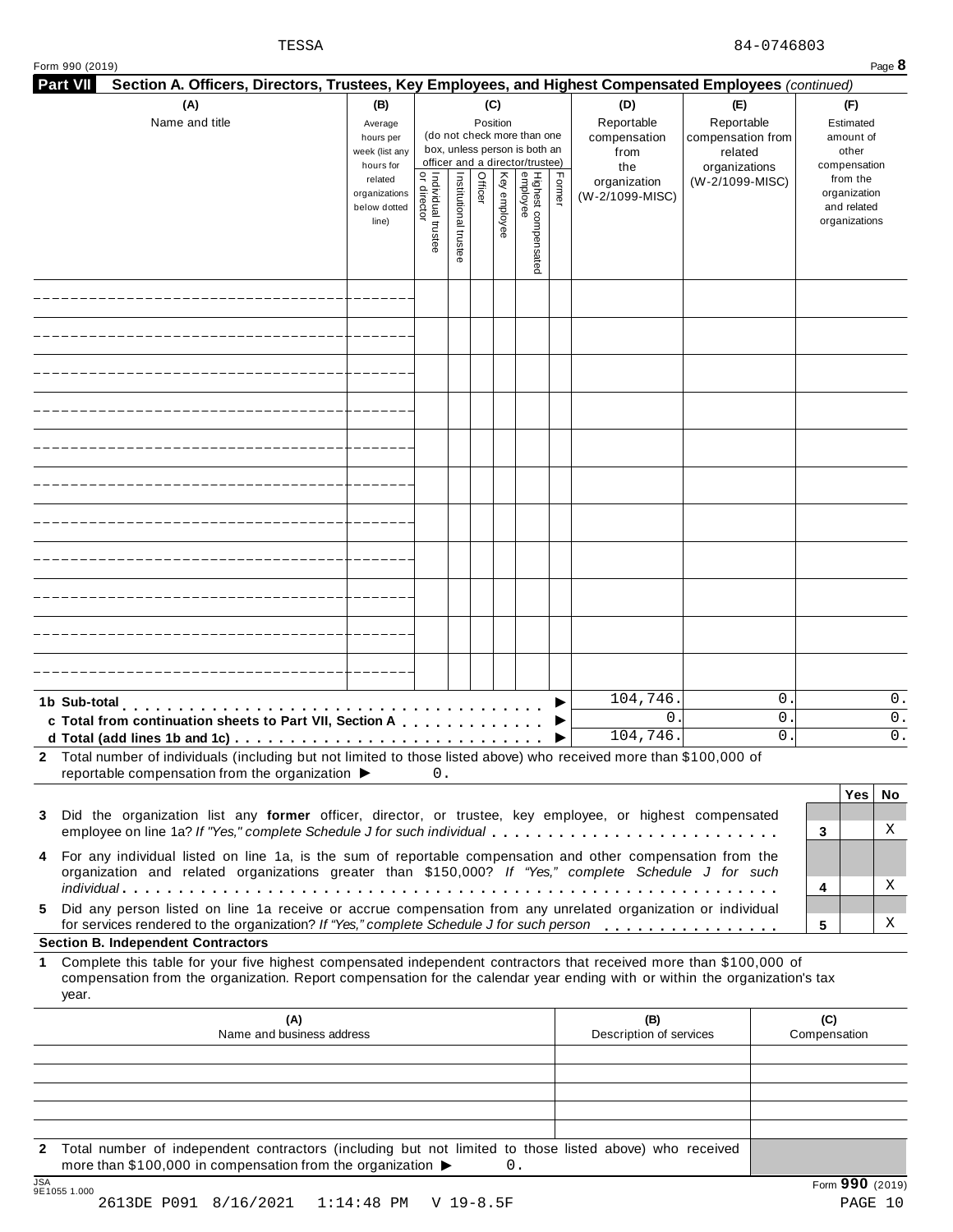TESSA 84-0746803

Form 990 (2019) Page **8**

## Part VII Section A. Officers, Directors, Trustees, Key Employees, and Highest Compensated Employees *(continued)*

| (A) Name and title | (B) Average hours per week (list any hours for related organizations below dotted line) | (C) Position (do not check more than one box, unless person is both an officer and a director/trustee) Individual trustee or director | Institutional trustee | Officer | Key employee | Highest compensated employee | Former | (D) Reportable compensation from the organization (W-2/1099-MISC) | (E) Reportable compensation from related organizations (W-2/1099-MISC) | (F) Estimated amount of other compensation from the organization and related organizations |
|---|---|---|---|---|---|---|---|---|---|---|
| | | | | | | | | | | |
| | | | | | | | | | | |
| | | | | | | | | | | |
| | | | | | | | | | | |
| | | | | | | | | | | |
| | | | | | | | | | | |
| | | | | | | | | | | |
| | | | | | | | | | | |
| | | | | | | | | | | |
| | | | | | | | | | | |
| | | | | | | | | | | |
| **1b Sub-total** ▶ | | | | | | | | 104,746. | 0. | 0. |
| **c Total from continuation sheets to Part VII, Section A** ▶ | | | | | | | | 0. | 0. | 0. |
| **d Total (add lines 1b and 1c)** ▶ | | | | | | | | 104,746. | 0. | 0. |

**2** Total number of individuals (including but not limited to those listed above) who received more than $100,000 of reportable compensation from the organization ▶ 0.

| | | Yes | No |
|---|---|---|---|
| **3** Did the organization list any **former** officer, director, or trustee, key employee, or highest compensated employee on line 1a? *If "Yes," complete Schedule J for such individual* | 3 | | X |
| **4** For any individual listed on line 1a, is the sum of reportable compensation and other compensation from the organization and related organizations greater than $150,000? *If "Yes," complete Schedule J for such individual* | 4 | | X |
| **5** Did any person listed on line 1a receive or accrue compensation from any unrelated organization or individual for services rendered to the organization? *If "Yes," complete Schedule J for such person* | 5 | | X |

### Section B. Independent Contractors

**1** Complete this table for your five highest compensated independent contractors that received more than $100,000 of compensation from the organization. Report compensation for the calendar year ending with or within the organization's tax year.

| (A) Name and business address | (B) Description of services | (C) Compensation |
|---|---|---|
| | | |
| | | |
| | | |
| | | |
| | | |

**2** Total number of independent contractors (including but not limited to those listed above) who received more than $100,000 in compensation from the organization ▶ 0.

Form **990** (2019)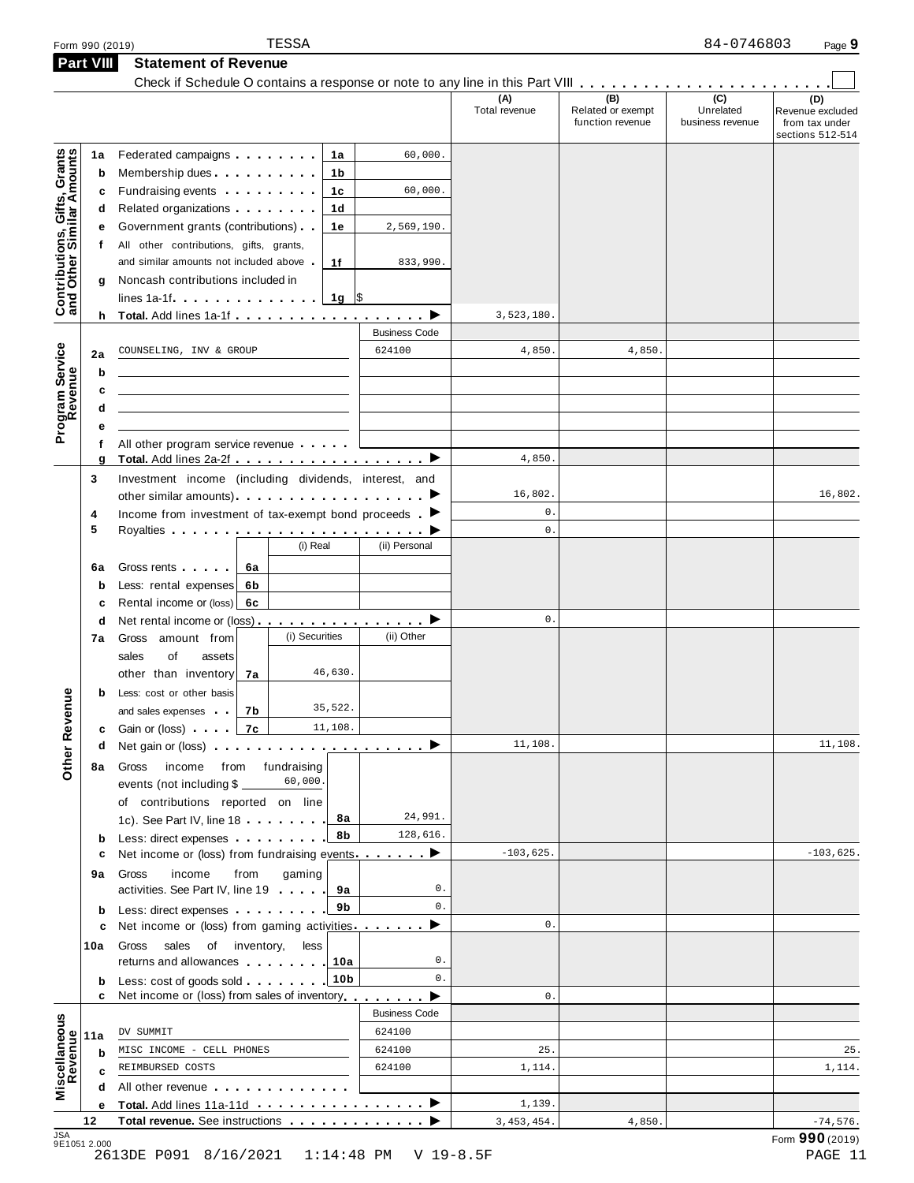Form 990 (2019) TESSA 84-0746803 Page 9

## Part VIII Statement of Revenue

Check if Schedule O contains a response or note to any line in this Part VIII . . . . . . . . . . . . . . . . . . . . . . . ☐

| | | | | | (A) Total revenue | (B) Related or exempt function revenue | (C) Unrelated business revenue | (D) Revenue excluded from tax under sections 512-514 |
|---|---|---|---|---|---|---|---|---|
| **Contributions, Gifts, Grants and Other Similar Amounts** | 1a | Federated campaigns | 1a | 60,000. | | | | |
| | b | Membership dues | 1b | | | | | |
| | c | Fundraising events | 1c | 60,000. | | | | |
| | d | Related organizations | 1d | | | | | |
| | e | Government grants (contributions) | 1e | 2,569,190. | | | | |
| | f | All other contributions, gifts, grants, and similar amounts not included above | 1f | 833,990. | | | | |
| | g | Noncash contributions included in lines 1a-1f | 1g | $ | | | | |
| | h | **Total.** Add lines 1a-1f | | ▶ | 3,523,180. | | | |
| **Program Service Revenue** | | | | Business Code | | | | |
| | 2a | COUNSELING, INV & GROUP | | 624100 | 4,850. | 4,850. | | |
| | b | | | | | | | |
| | c | | | | | | | |
| | d | | | | | | | |
| | e | | | | | | | |
| | f | All other program service revenue | | | | | | |
| | g | **Total.** Add lines 2a-2f | | ▶ | 4,850. | | | |
| **Other Revenue** | 3 | Investment income (including dividends, interest, and other similar amounts) | | ▶ | 16,802. | | | 16,802. |
| | 4 | Income from investment of tax-exempt bond proceeds | | ▶ | 0. | | | |
| | 5 | Royalties | | ▶ | 0. | | | |
| | | | (i) Real | (ii) Personal | | | | |
| | 6a | Gross rents | 6a | | | | | |
| | b | Less: rental expenses | 6b | | | | | |
| | c | Rental income or (loss) | 6c | | | | | |
| | d | Net rental income or (loss) | | ▶ | 0. | | | |
| | | | (i) Securities | (ii) Other | | | | |
| | 7a | Gross amount from sales of assets other than inventory | 7a 46,630. | | | | | |
| | b | Less: cost or other basis and sales expenses | 7b 35,522. | | | | | |
| | c | Gain or (loss) | 7c 11,108. | | | | | |
| | d | Net gain or (loss) | | ▶ | 11,108. | | | 11,108. |
| | 8a | Gross income from fundraising events (not including $ 60,000. of contributions reported on line 1c). See Part IV, line 18 | 8a | 24,991. | | | | |
| | b | Less: direct expenses | 8b | 128,616. | | | | |
| | c | Net income or (loss) from fundraising events | | ▶ | -103,625. | | | -103,625. |
| | 9a | Gross income from gaming activities. See Part IV, line 19 | 9a | 0. | | | | |
| | b | Less: direct expenses | 9b | 0. | | | | |
| | c | Net income or (loss) from gaming activities | | ▶ | 0. | | | |
| | 10a | Gross sales of inventory, less returns and allowances | 10a | 0. | | | | |
| | b | Less: cost of goods sold | 10b | 0. | | | | |
| | c | Net income or (loss) from sales of inventory | | ▶ | 0. | | | |
| **Miscellaneous Revenue** | | | | Business Code | | | | |
| | 11a | DV SUMMIT | | 624100 | | | | |
| | b | MISC INCOME - CELL PHONES | | 624100 | 25. | | | 25. |
| | c | REIMBURSED COSTS | | 624100 | 1,114. | | | 1,114. |
| | d | All other revenue | | | | | | |
| | e | **Total.** Add lines 11a-11d | | ▶ | 1,139. | | | |
| | 12 | **Total revenue.** See instructions | | ▶ | 3,453,454. | 4,850. | | -74,576. |

JSA 9E1051 2.000

Form **990** (2019)

2613DE P091 8/16/2021 1:14:48 PM V 19-8.5F PAGE 11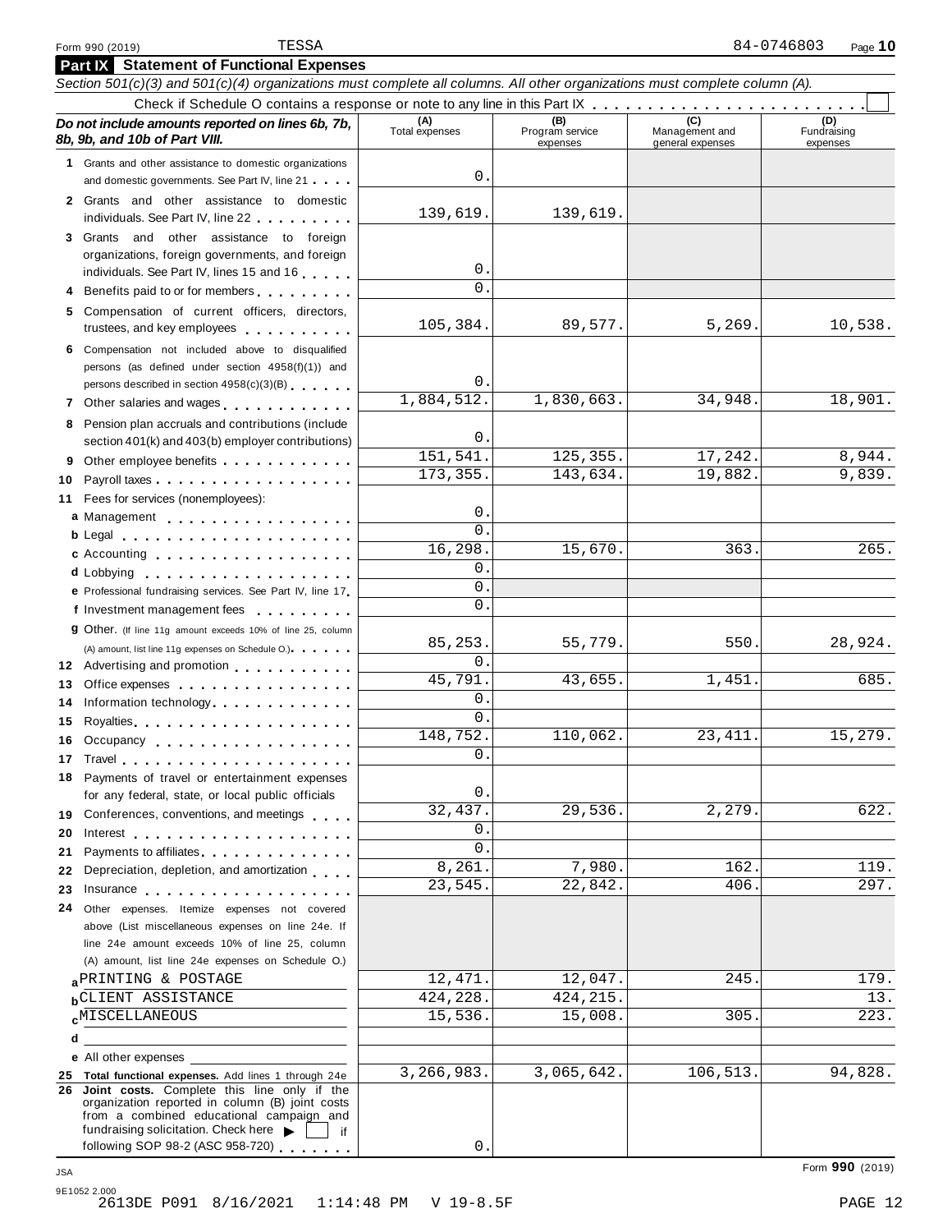Form 990 (2019) TESSA 84-0746803 Page 10

## Part IX Statement of Functional Expenses

*Section 501(c)(3) and 501(c)(4) organizations must complete all columns. All other organizations must complete column (A).*

Check if Schedule O contains a response or note to any line in this Part IX . . . . . . . . . . . . . . . . . . . . . . . . ☐

| *Do not include amounts reported on lines 6b, 7b, 8b, 9b, and 10b of Part VIII.* | (A) Total expenses | (B) Program service expenses | (C) Management and general expenses | (D) Fundraising expenses |
|---|---|---|---|---|
| 1 Grants and other assistance to domestic organizations and domestic governments. See Part IV, line 21 | 0. | | | |
| 2 Grants and other assistance to domestic individuals. See Part IV, line 22 | 139,619. | 139,619. | | |
| 3 Grants and other assistance to foreign organizations, foreign governments, and foreign individuals. See Part IV, lines 15 and 16 | 0. | | | |
| 4 Benefits paid to or for members | 0. | | | |
| 5 Compensation of current officers, directors, trustees, and key employees | 105,384. | 89,577. | 5,269. | 10,538. |
| 6 Compensation not included above to disqualified persons (as defined under section 4958(f)(1)) and persons described in section 4958(c)(3)(B) | 0. | | | |
| 7 Other salaries and wages | 1,884,512. | 1,830,663. | 34,948. | 18,901. |
| 8 Pension plan accruals and contributions (include section 401(k) and 403(b) employer contributions) | 0. | | | |
| 9 Other employee benefits | 151,541. | 125,355. | 17,242. | 8,944. |
| 10 Payroll taxes | 173,355. | 143,634. | 19,882. | 9,839. |
| 11 Fees for services (nonemployees): | | | | |
| a Management | 0. | | | |
| b Legal | 0. | | | |
| c Accounting | 16,298. | 15,670. | 363. | 265. |
| d Lobbying | 0. | | | |
| e Professional fundraising services. See Part IV, line 17 | 0. | | | |
| f Investment management fees | 0. | | | |
| g Other. (If line 11g amount exceeds 10% of line 25, column (A) amount, list line 11g expenses on Schedule O.) | 85,253. | 55,779. | 550. | 28,924. |
| 12 Advertising and promotion | 0. | | | |
| 13 Office expenses | 45,791. | 43,655. | 1,451. | 685. |
| 14 Information technology | 0. | | | |
| 15 Royalties | 0. | | | |
| 16 Occupancy | 148,752. | 110,062. | 23,411. | 15,279. |
| 17 Travel | 0. | | | |
| 18 Payments of travel or entertainment expenses for any federal, state, or local public officials | 0. | | | |
| 19 Conferences, conventions, and meetings | 32,437. | 29,536. | 2,279. | 622. |
| 20 Interest | 0. | | | |
| 21 Payments to affiliates | 0. | | | |
| 22 Depreciation, depletion, and amortization | 8,261. | 7,980. | 162. | 119. |
| 23 Insurance | 23,545. | 22,842. | 406. | 297. |
| 24 Other expenses. Itemize expenses not covered above (List miscellaneous expenses on line 24e. If line 24e amount exceeds 10% of line 25, column (A) amount, list line 24e expenses on Schedule O.) | | | | |
| a PRINTING & POSTAGE | 12,471. | 12,047. | 245. | 179. |
| b CLIENT ASSISTANCE | 424,228. | 424,215. | | 13. |
| c MISCELLANEOUS | 15,536. | 15,008. | 305. | 223. |
| d | | | | |
| e All other expenses | | | | |
| 25 **Total functional expenses.** Add lines 1 through 24e | 3,266,983. | 3,065,642. | 106,513. | 94,828. |
| 26 **Joint costs.** Complete this line only if the organization reported in column (B) joint costs from a combined educational campaign and fundraising solicitation. Check here ▶ ☐ if following SOP 98-2 (ASC 958-720) | 0. | | | |

Form **990** (2019)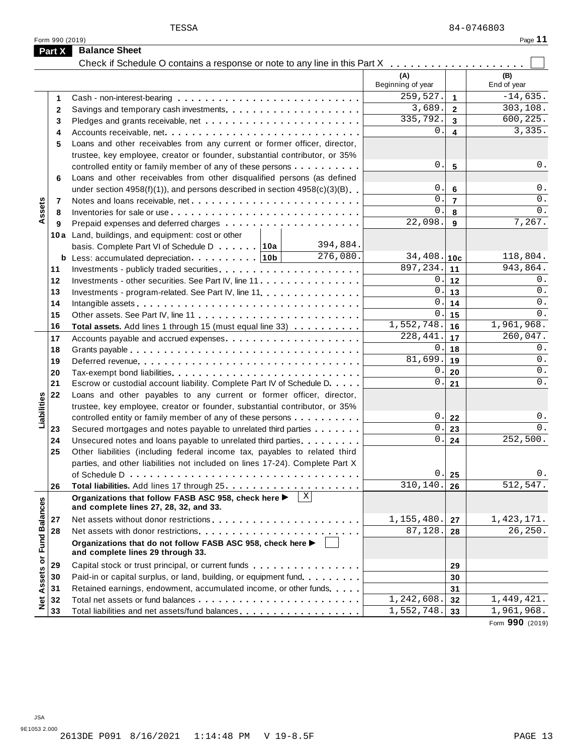TESSA 84-0746803

Form 990 (2019)

## Part X Balance Sheet

Check if Schedule O contains a response or note to any line in this Part X . . . . . . . . . . . . . . . . . . . . ☐

| | | | (A) Beginning of year | | (B) End of year |
|---|---|---|---|---|---|
| **Assets** | 1 | Cash - non-interest-bearing | 259,527. | 1 | -14,635. |
| | 2 | Savings and temporary cash investments | 3,689. | 2 | 303,108. |
| | 3 | Pledges and grants receivable, net | 335,792. | 3 | 600,225. |
| | 4 | Accounts receivable, net | 0. | 4 | 3,335. |
| | 5 | Loans and other receivables from any current or former officer, director, trustee, key employee, creator or founder, substantial contributor, or 35% controlled entity or family member of any of these persons | 0. | 5 | 0. |
| | 6 | Loans and other receivables from other disqualified persons (as defined under section 4958(f)(1)), and persons described in section 4958(c)(3)(B) | 0. | 6 | 0. |
| | 7 | Notes and loans receivable, net | 0. | 7 | 0. |
| | 8 | Inventories for sale or use | 0. | 8 | 0. |
| | 9 | Prepaid expenses and deferred charges | 22,098. | 9 | 7,267. |
| | 10a | Land, buildings, and equipment: cost or other basis. Complete Part VI of Schedule D . . . 10a 394,884. | | | |
| | b | Less: accumulated depreciation . . . 10b 276,080. | 34,408. | 10c | 118,804. |
| | 11 | Investments - publicly traded securities | 897,234. | 11 | 943,864. |
| | 12 | Investments - other securities. See Part IV, line 11 | 0. | 12 | 0. |
| | 13 | Investments - program-related. See Part IV, line 11 | 0. | 13 | 0. |
| | 14 | Intangible assets | 0. | 14 | 0. |
| | 15 | Other assets. See Part IV, line 11 | 0. | 15 | 0. |
| | 16 | **Total assets.** Add lines 1 through 15 (must equal line 33) | 1,552,748. | 16 | 1,961,968. |
| **Liabilities** | 17 | Accounts payable and accrued expenses | 228,441. | 17 | 260,047. |
| | 18 | Grants payable | 0. | 18 | 0. |
| | 19 | Deferred revenue | 81,699. | 19 | 0. |
| | 20 | Tax-exempt bond liabilities | 0. | 20 | 0. |
| | 21 | Escrow or custodial account liability. Complete Part IV of Schedule D | 0. | 21 | 0. |
| | 22 | Loans and other payables to any current or former officer, director, trustee, key employee, creator or founder, substantial contributor, or 35% controlled entity or family member of any of these persons | 0. | 22 | 0. |
| | 23 | Secured mortgages and notes payable to unrelated third parties | 0. | 23 | 0. |
| | 24 | Unsecured notes and loans payable to unrelated third parties | 0. | 24 | 252,500. |
| | 25 | Other liabilities (including federal income tax, payables to related third parties, and other liabilities not included on lines 17-24). Complete Part X of Schedule D | 0. | 25 | 0. |
| | 26 | **Total liabilities.** Add lines 17 through 25 | 310,140. | 26 | 512,547. |
| **Net Assets or Fund Balances** | | **Organizations that follow FASB ASC 958, check here ▶** ☒ **and complete lines 27, 28, 32, and 33.** | | | |
| | 27 | Net assets without donor restrictions | 1,155,480. | 27 | 1,423,171. |
| | 28 | Net assets with donor restrictions | 87,128. | 28 | 26,250. |
| | | **Organizations that do not follow FASB ASC 958, check here ▶** ☐ **and complete lines 29 through 33.** | | | |
| | 29 | Capital stock or trust principal, or current funds | | 29 | |
| | 30 | Paid-in or capital surplus, or land, building, or equipment fund | | 30 | |
| | 31 | Retained earnings, endowment, accumulated income, or other funds | | 31 | |
| | 32 | Total net assets or fund balances | 1,242,608. | 32 | 1,449,421. |
| | 33 | Total liabilities and net assets/fund balances | 1,552,748. | 33 | 1,961,968. |

Form **990** (2019)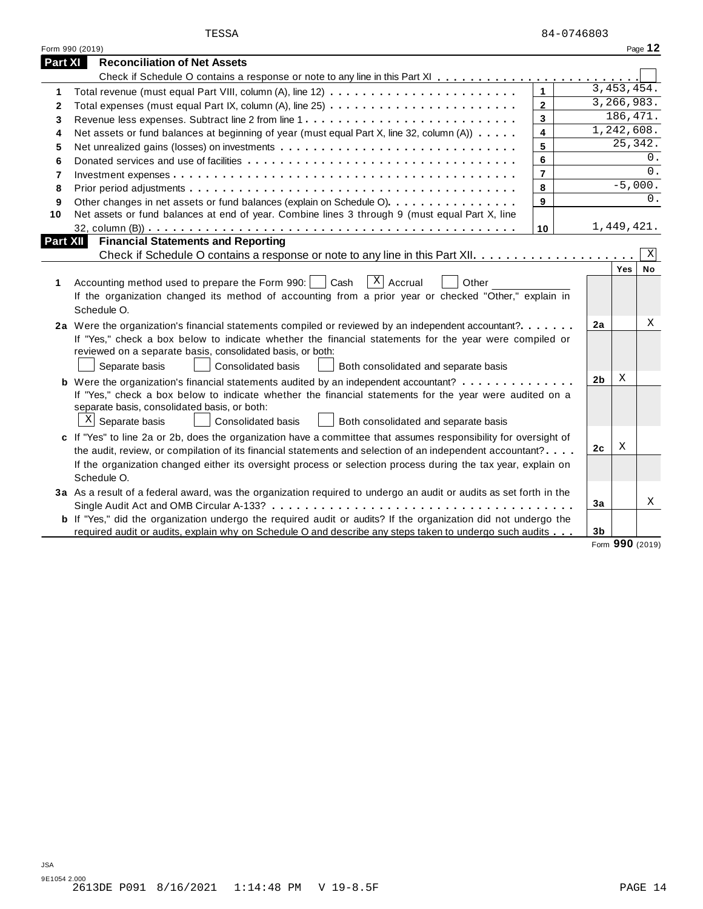TESSA 84-0746803

Form 990 (2019)

## Part XI Reconciliation of Net Assets

Check if Schedule O contains a response or note to any line in this Part XI . . . . . . . . . . . . . . . . . . . . . . . . ☐

| | | | |
|---|---|---|---|
| 1 | Total revenue (must equal Part VIII, column (A), line 12) | 1 | 3,453,454. |
| 2 | Total expenses (must equal Part IX, column (A), line 25) | 2 | 3,266,983. |
| 3 | Revenue less expenses. Subtract line 2 from line 1 | 3 | 186,471. |
| 4 | Net assets or fund balances at beginning of year (must equal Part X, line 32, column (A)) | 4 | 1,242,608. |
| 5 | Net unrealized gains (losses) on investments | 5 | 25,342. |
| 6 | Donated services and use of facilities | 6 | 0. |
| 7 | Investment expenses | 7 | 0. |
| 8 | Prior period adjustments | 8 | -5,000. |
| 9 | Other changes in net assets or fund balances (explain on Schedule O) | 9 | 0. |
| 10 | Net assets or fund balances at end of year. Combine lines 3 through 9 (must equal Part X, line 32, column (B)) | 10 | 1,449,421. |

## Part XII Financial Statements and Reporting

Check if Schedule O contains a response or note to any line in this Part XII . . . . . . . . . . . . . . . . . . . . ☒

| | | | Yes | No |
|---|---|---|---|---|
| 1 | Accounting method used to prepare the Form 990: ☐ Cash ☒ Accrual ☐ Other ____<br>If the organization changed its method of accounting from a prior year or checked "Other," explain in Schedule O. | | | |
| 2a | Were the organization's financial statements compiled or reviewed by an independent accountant?<br>If "Yes," check a box below to indicate whether the financial statements for the year were compiled or reviewed on a separate basis, consolidated basis, or both:<br>☐ Separate basis ☐ Consolidated basis ☐ Both consolidated and separate basis | 2a | | X |
| b | Were the organization's financial statements audited by an independent accountant?<br>If "Yes," check a box below to indicate whether the financial statements for the year were audited on a separate basis, consolidated basis, or both:<br>☒ Separate basis ☐ Consolidated basis ☐ Both consolidated and separate basis | 2b | X | |
| c | If "Yes" to line 2a or 2b, does the organization have a committee that assumes responsibility for oversight of the audit, review, or compilation of its financial statements and selection of an independent accountant?<br>If the organization changed either its oversight process or selection process during the tax year, explain on Schedule O. | 2c | X | |
| 3a | As a result of a federal award, was the organization required to undergo an audit or audits as set forth in the Single Audit Act and OMB Circular A-133? | 3a | | X |
| b | If "Yes," did the organization undergo the required audit or audits? If the organization did not undergo the required audit or audits, explain why on Schedule O and describe any steps taken to undergo such audits | 3b | | |

Form **990** (2019)

JSA
9E1054 2.000
2613DE P091 8/16/2021 1:14:48 PM V 19-8.5F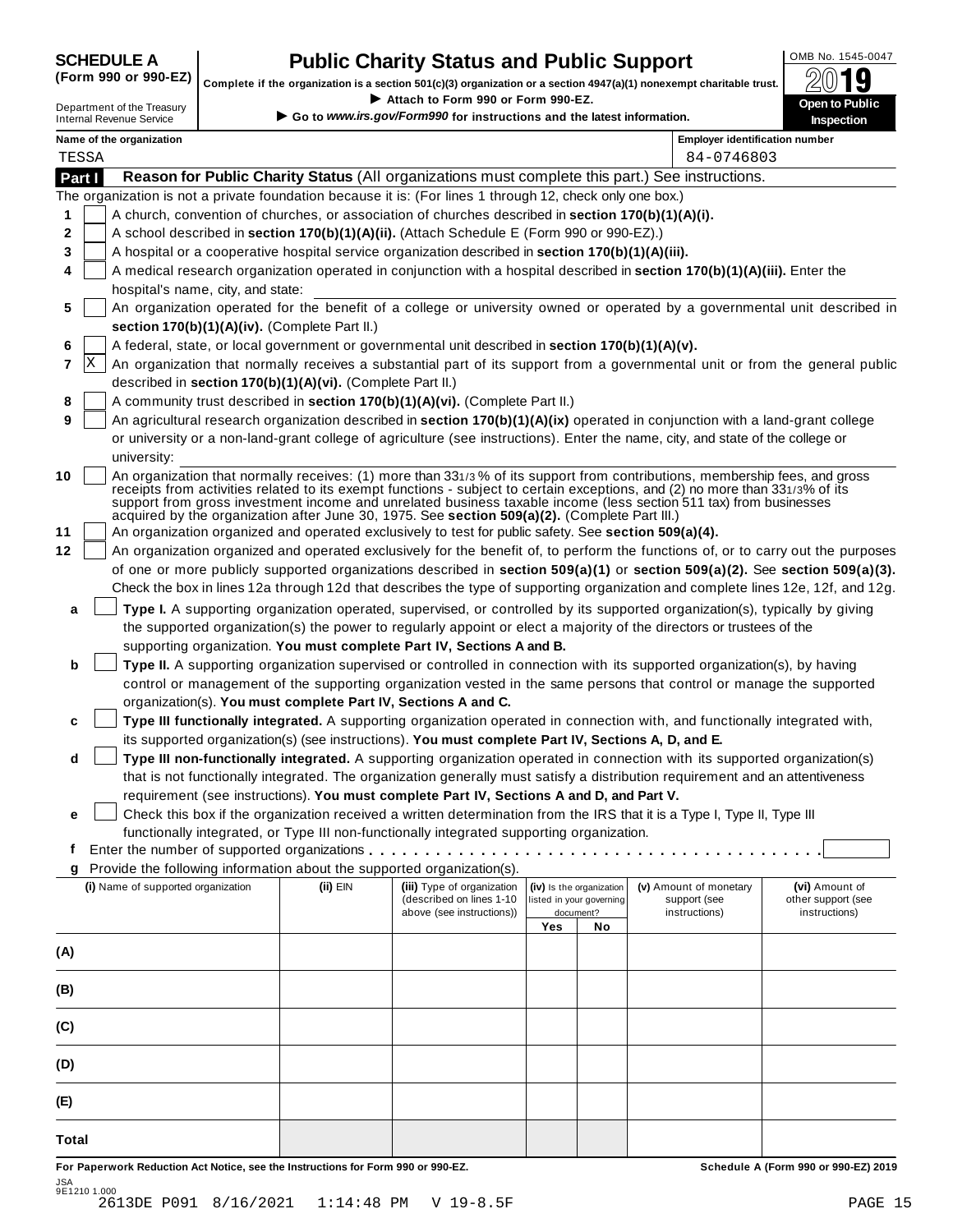**SCHEDULE A (Form 990 or 990-EZ)**

Department of the Treasury
Internal Revenue Service

# Public Charity Status and Public Support

**Complete if the organization is a section 501(c)(3) organization or a section 4947(a)(1) nonexempt charitable trust.**

► Attach to Form 990 or Form 990-EZ.

► Go to *www.irs.gov/Form990* for instructions and the latest information.

OMB No. 1545-0047

**2019**

**Open to Public Inspection**

**Name of the organization**
TESSA

**Employer identification number**
84-0746803

## Part I Reason for Public Charity Status (All organizations must complete this part.) See instructions.

The organization is not a private foundation because it is: (For lines 1 through 12, check only one box.)

1 [ ] A church, convention of churches, or association of churches described in **section 170(b)(1)(A)(i).**

2 [ ] A school described in **section 170(b)(1)(A)(ii).** (Attach Schedule E (Form 990 or 990-EZ).)

3 [ ] A hospital or a cooperative hospital service organization described in **section 170(b)(1)(A)(iii).**

4 [ ] A medical research organization operated in conjunction with a hospital described in **section 170(b)(1)(A)(iii).** Enter the hospital's name, city, and state:

5 [ ] An organization operated for the benefit of a college or university owned or operated by a governmental unit described in **section 170(b)(1)(A)(iv).** (Complete Part II.)

6 [ ] A federal, state, or local government or governmental unit described in **section 170(b)(1)(A)(v).**

7 [X] An organization that normally receives a substantial part of its support from a governmental unit or from the general public described in **section 170(b)(1)(A)(vi).** (Complete Part II.)

8 [ ] A community trust described in **section 170(b)(1)(A)(vi).** (Complete Part II.)

9 [ ] An agricultural research organization described in **section 170(b)(1)(A)(ix)** operated in conjunction with a land-grant college or university or a non-land-grant college of agriculture (see instructions). Enter the name, city, and state of the college or university:

10 [ ] An organization that normally receives: (1) more than 33 1/3 % of its support from contributions, membership fees, and gross receipts from activities related to its exempt functions - subject to certain exceptions, and (2) no more than 33 1/3% of its support from gross investment income and unrelated business taxable income (less section 511 tax) from businesses acquired by the organization after June 30, 1975. See **section 509(a)(2).** (Complete Part III.)

11 [ ] An organization organized and operated exclusively to test for public safety. See **section 509(a)(4).**

12 [ ] An organization organized and operated exclusively for the benefit of, to perform the functions of, or to carry out the purposes of one or more publicly supported organizations described in **section 509(a)(1)** or **section 509(a)(2).** See **section 509(a)(3).** Check the box in lines 12a through 12d that describes the type of supporting organization and complete lines 12e, 12f, and 12g.

**a** [ ] **Type I.** A supporting organization operated, supervised, or controlled by its supported organization(s), typically by giving the supported organization(s) the power to regularly appoint or elect a majority of the directors or trustees of the supporting organization. **You must complete Part IV, Sections A and B.**

**b** [ ] **Type II.** A supporting organization supervised or controlled in connection with its supported organization(s), by having control or management of the supporting organization vested in the same persons that control or manage the supported organization(s). **You must complete Part IV, Sections A and C.**

**c** [ ] **Type III functionally integrated.** A supporting organization operated in connection with, and functionally integrated with, its supported organization(s) (see instructions). **You must complete Part IV, Sections A, D, and E.**

**d** [ ] **Type III non-functionally integrated.** A supporting organization operated in connection with its supported organization(s) that is not functionally integrated. The organization generally must satisfy a distribution requirement and an attentiveness requirement (see instructions). **You must complete Part IV, Sections A and D, and Part V.**

**e** [ ] Check this box if the organization received a written determination from the IRS that it is a Type I, Type II, Type III functionally integrated, or Type III non-functionally integrated supporting organization.

**f** Enter the number of supported organizations . . . . . . . . . . . . . . . . . . . . . . . . . . . . . . . . . . . . . . . . 

**g** Provide the following information about the supported organization(s).

| (i) Name of supported organization | (ii) EIN | (iii) Type of organization (described on lines 1-10 above (see instructions)) | (iv) Is the organization listed in your governing document? Yes | No | (v) Amount of monetary support (see instructions) | (vi) Amount of other support (see instructions) |
|---|---|---|---|---|---|---|
| (A) | | | | | | |
| (B) | | | | | | |
| (C) | | | | | | |
| (D) | | | | | | |
| (E) | | | | | | |
| Total | | | | | | |

**For Paperwork Reduction Act Notice, see the Instructions for Form 990 or 990-EZ.** **Schedule A (Form 990 or 990-EZ) 2019**

JSA
9E1210 1.000
2613DE P091 8/16/2021 1:14:48 PM V 19-8.5F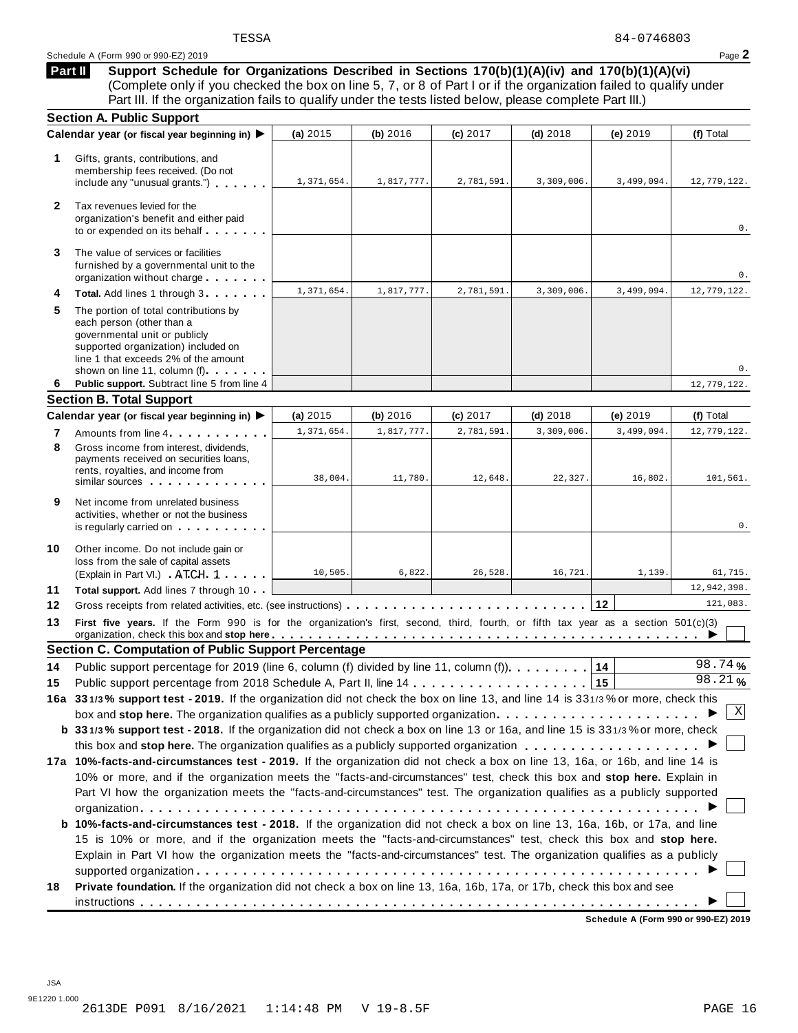TESSA 84-0746803

Schedule A (Form 990 or 990-EZ) 2019

## Part II Support Schedule for Organizations Described in Sections 170(b)(1)(A)(iv) and 170(b)(1)(A)(vi)

(Complete only if you checked the box on line 5, 7, or 8 of Part I or if the organization failed to qualify under Part III. If the organization fails to qualify under the tests listed below, please complete Part III.)

### Section A. Public Support

| Calendar year (or fiscal year beginning in) ▶ | (a) 2015 | (b) 2016 | (c) 2017 | (d) 2018 | (e) 2019 | (f) Total |
|---|---|---|---|---|---|---|
| **1** Gifts, grants, contributions, and membership fees received. (Do not include any "unusual grants.") | 1,371,654. | 1,817,777. | 2,781,591. | 3,309,006. | 3,499,094. | 12,779,122. |
| **2** Tax revenues levied for the organization's benefit and either paid to or expended on its behalf | | | | | | 0. |
| **3** The value of services or facilities furnished by a governmental unit to the organization without charge | | | | | | 0. |
| **4** **Total.** Add lines 1 through 3 | 1,371,654. | 1,817,777. | 2,781,591. | 3,309,006. | 3,499,094. | 12,779,122. |
| **5** The portion of total contributions by each person (other than a governmental unit or publicly supported organization) included on line 1 that exceeds 2% of the amount shown on line 11, column (f) | | | | | | 0. |
| **6** **Public support.** Subtract line 5 from line 4 | | | | | | 12,779,122. |

### Section B. Total Support

| Calendar year (or fiscal year beginning in) ▶ | (a) 2015 | (b) 2016 | (c) 2017 | (d) 2018 | (e) 2019 | (f) Total |
|---|---|---|---|---|---|---|
| **7** Amounts from line 4 | 1,371,654. | 1,817,777. | 2,781,591. | 3,309,006. | 3,499,094. | 12,779,122. |
| **8** Gross income from interest, dividends, payments received on securities loans, rents, royalties, and income from similar sources | 38,004. | 11,780. | 12,648. | 22,327. | 16,802. | 101,561. |
| **9** Net income from unrelated business activities, whether or not the business is regularly carried on | | | | | | 0. |
| **10** Other income. Do not include gain or loss from the sale of capital assets (Explain in Part VI.) ATCH 1 | 10,505. | 6,822. | 26,528. | 16,721. | 1,139. | 61,715. |
| **11** **Total support.** Add lines 7 through 10 | | | | | | 12,942,398. |

**12** Gross receipts from related activities, etc. (see instructions) **12** 121,083.

**13** **First five years.** If the Form 990 is for the organization's first, second, third, fourth, or fifth tax year as a section 501(c)(3) organization, check this box and **stop here** ▶ ☐

### Section C. Computation of Public Support Percentage

**14** Public support percentage for 2019 (line 6, column (f) divided by line 11, column (f)) **14** 98.74 %

**15** Public support percentage from 2018 Schedule A, Part II, line 14 **15** 98.21 %

**16a** **33 1/3 % support test - 2019.** If the organization did not check the box on line 13, and line 14 is 33 1/3 % or more, check this box and **stop here.** The organization qualifies as a publicly supported organization ▶ ☒

**b** **33 1/3 % support test - 2018.** If the organization did not check a box on line 13 or 16a, and line 15 is 33 1/3 % or more, check this box and **stop here.** The organization qualifies as a publicly supported organization ▶ ☐

**17a** **10%-facts-and-circumstances test - 2019.** If the organization did not check a box on line 13, 16a, or 16b, and line 14 is 10% or more, and if the organization meets the "facts-and-circumstances" test, check this box and **stop here.** Explain in Part VI how the organization meets the "facts-and-circumstances" test. The organization qualifies as a publicly supported organization ▶ ☐

**b** **10%-facts-and-circumstances test - 2018.** If the organization did not check a box on line 13, 16a, 16b, or 17a, and line 15 is 10% or more, and if the organization meets the "facts-and-circumstances" test, check this box and **stop here.** Explain in Part VI how the organization meets the "facts-and-circumstances" test. The organization qualifies as a publicly supported organization ▶ ☐

**18** **Private foundation.** If the organization did not check a box on line 13, 16a, 16b, 17a, or 17b, check this box and see instructions ▶ ☐

**Schedule A (Form 990 or 990-EZ) 2019**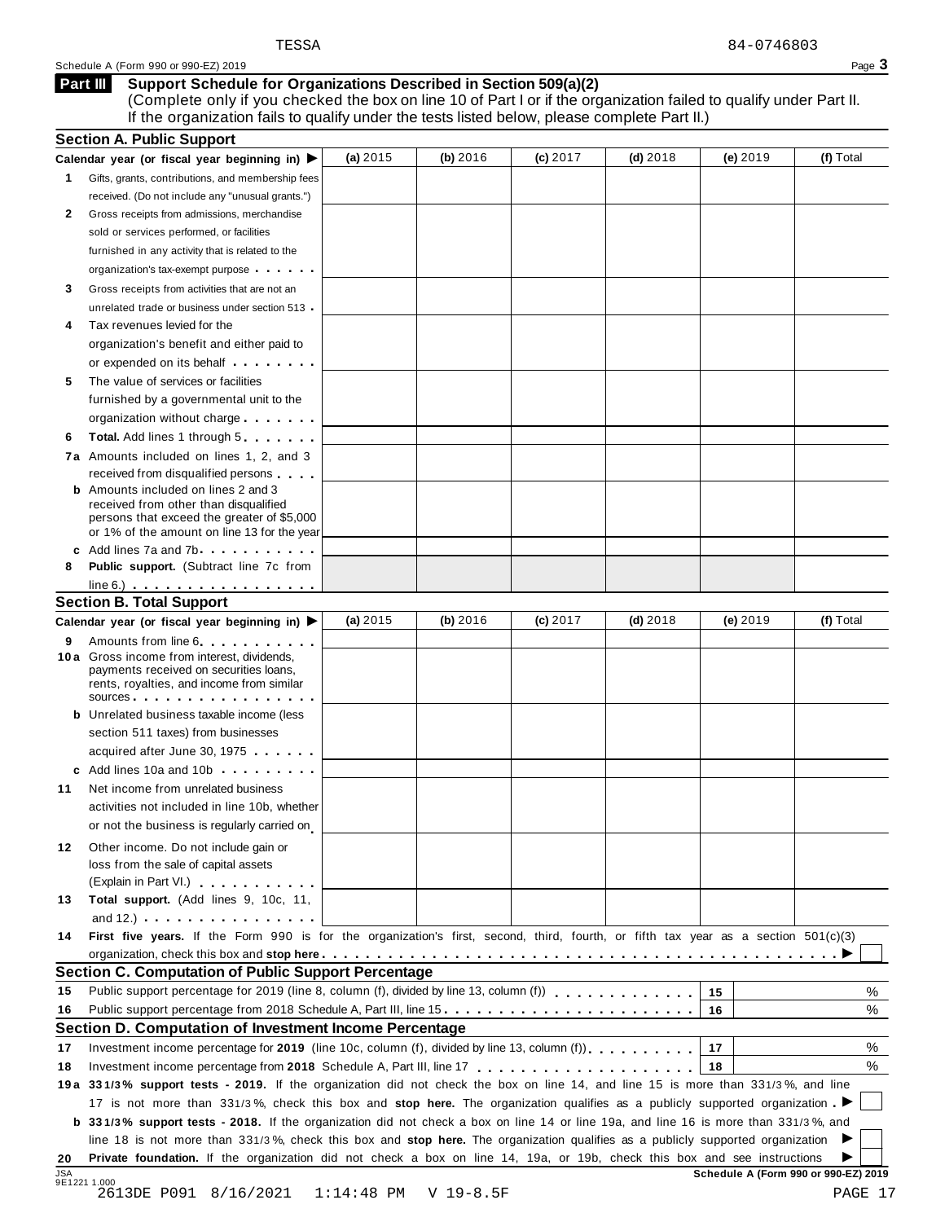TESSA 84-0746803

Schedule A (Form 990 or 990-EZ) 2019

## Part III Support Schedule for Organizations Described in Section 509(a)(2)

(Complete only if you checked the box on line 10 of Part I or if the organization failed to qualify under Part II. If the organization fails to qualify under the tests listed below, please complete Part II.)

### Section A. Public Support

| Calendar year (or fiscal year beginning in) ▶ | (a) 2015 | (b) 2016 | (c) 2017 | (d) 2018 | (e) 2019 | (f) Total |
|---|---|---|---|---|---|---|
| 1 Gifts, grants, contributions, and membership fees received. (Do not include any "unusual grants.") | | | | | | |
| 2 Gross receipts from admissions, merchandise sold or services performed, or facilities furnished in any activity that is related to the organization's tax-exempt purpose | | | | | | |
| 3 Gross receipts from activities that are not an unrelated trade or business under section 513 | | | | | | |
| 4 Tax revenues levied for the organization's benefit and either paid to or expended on its behalf | | | | | | |
| 5 The value of services or facilities furnished by a governmental unit to the organization without charge | | | | | | |
| 6 **Total.** Add lines 1 through 5 | | | | | | |
| 7a Amounts included on lines 1, 2, and 3 received from disqualified persons | | | | | | |
| b Amounts included on lines 2 and 3 received from other than disqualified persons that exceed the greater of $5,000 or 1% of the amount on line 13 for the year | | | | | | |
| c Add lines 7a and 7b | | | | | | |
| 8 **Public support.** (Subtract line 7c from line 6.) | | | | | | |

### Section B. Total Support

| Calendar year (or fiscal year beginning in) ▶ | (a) 2015 | (b) 2016 | (c) 2017 | (d) 2018 | (e) 2019 | (f) Total |
|---|---|---|---|---|---|---|
| 9 Amounts from line 6 | | | | | | |
| 10a Gross income from interest, dividends, payments received on securities loans, rents, royalties, and income from similar sources | | | | | | |
| b Unrelated business taxable income (less section 511 taxes) from businesses acquired after June 30, 1975 | | | | | | |
| c Add lines 10a and 10b | | | | | | |
| 11 Net income from unrelated business activities not included in line 10b, whether or not the business is regularly carried on | | | | | | |
| 12 Other income. Do not include gain or loss from the sale of capital assets (Explain in Part VI.) | | | | | | |
| 13 **Total support.** (Add lines 9, 10c, 11, and 12.) | | | | | | |

14 **First five years.** If the Form 990 is for the organization's first, second, third, fourth, or fifth tax year as a section 501(c)(3) organization, check this box and **stop here** ▶ ☐

### Section C. Computation of Public Support Percentage

| | | | |
|---|---|---|---|
| 15 | Public support percentage for 2019 (line 8, column (f), divided by line 13, column (f)) | 15 | % |
| 16 | Public support percentage from 2018 Schedule A, Part III, line 15 | 16 | % |

### Section D. Computation of Investment Income Percentage

| | | | |
|---|---|---|---|
| 17 | Investment income percentage for **2019** (line 10c, column (f), divided by line 13, column (f)) | 17 | % |
| 18 | Investment income percentage from **2018** Schedule A, Part III, line 17 | 18 | % |

19a **33 1/3% support tests - 2019.** If the organization did not check the box on line 14, and line 15 is more than 33 1/3%, and line 17 is not more than 33 1/3%, check this box and **stop here.** The organization qualifies as a publicly supported organization ▶ ☐

b **33 1/3% support tests - 2018.** If the organization did not check a box on line 14 or line 19a, and line 16 is more than 33 1/3%, and line 18 is not more than 33 1/3%, check this box and **stop here.** The organization qualifies as a publicly supported organization ▶ ☐

20 **Private foundation.** If the organization did not check a box on line 14, 19a, or 19b, check this box and see instructions ▶ ☐

JSA 9E1221 1.000 **Schedule A (Form 990 or 990-EZ) 2019**

2613DE P091 8/16/2021 1:14:48 PM V 19-8.5F PAGE 17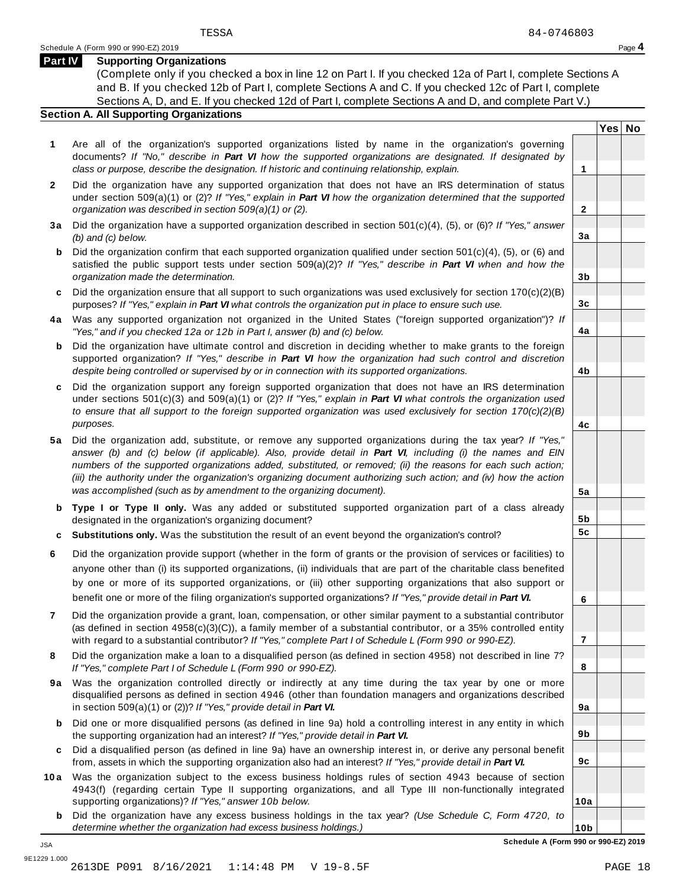TESSA 84-0746803

Schedule A (Form 990 or 990-EZ) 2019

## Part IV Supporting Organizations

(Complete only if you checked a box in line 12 on Part I. If you checked 12a of Part I, complete Sections A and B. If you checked 12b of Part I, complete Sections A and C. If you checked 12c of Part I, complete Sections A, D, and E. If you checked 12d of Part I, complete Sections A and D, and complete Part V.)

### Section A. All Supporting Organizations

| | | | Yes | No |
|---|---|---|---|---|
| **1** | Are all of the organization's supported organizations listed by name in the organization's governing documents? *If "No," describe in **Part VI** how the supported organizations are designated. If designated by class or purpose, describe the designation. If historic and continuing relationship, explain.* | 1 | | |
| **2** | Did the organization have any supported organization that does not have an IRS determination of status under section 509(a)(1) or (2)? *If "Yes," explain in **Part VI** how the organization determined that the supported organization was described in section 509(a)(1) or (2).* | 2 | | |
| **3a** | Did the organization have a supported organization described in section 501(c)(4), (5), or (6)? *If "Yes," answer (b) and (c) below.* | 3a | | |
| **b** | Did the organization confirm that each supported organization qualified under section 501(c)(4), (5), or (6) and satisfied the public support tests under section 509(a)(2)? *If "Yes," describe in **Part VI** when and how the organization made the determination.* | 3b | | |
| **c** | Did the organization ensure that all support to such organizations was used exclusively for section 170(c)(2)(B) purposes? *If "Yes," explain in **Part VI** what controls the organization put in place to ensure such use.* | 3c | | |
| **4a** | Was any supported organization not organized in the United States ("foreign supported organization")? *If "Yes," and if you checked 12a or 12b in Part I, answer (b) and (c) below.* | 4a | | |
| **b** | Did the organization have ultimate control and discretion in deciding whether to make grants to the foreign supported organization? *If "Yes," describe in **Part VI** how the organization had such control and discretion despite being controlled or supervised by or in connection with its supported organizations.* | 4b | | |
| **c** | Did the organization support any foreign supported organization that does not have an IRS determination under sections 501(c)(3) and 509(a)(1) or (2)? *If "Yes," explain in **Part VI** what controls the organization used to ensure that all support to the foreign supported organization was used exclusively for section 170(c)(2)(B) purposes.* | 4c | | |
| **5a** | Did the organization add, substitute, or remove any supported organizations during the tax year? *If "Yes," answer (b) and (c) below (if applicable). Also, provide detail in **Part VI**, including (i) the names and EIN numbers of the supported organizations added, substituted, or removed; (ii) the reasons for each such action; (iii) the authority under the organization's organizing document authorizing such action; and (iv) how the action was accomplished (such as by amendment to the organizing document).* | 5a | | |
| **b** | **Type I or Type II only.** Was any added or substituted supported organization part of a class already designated in the organization's organizing document? | 5b | | |
| **c** | **Substitutions only.** Was the substitution the result of an event beyond the organization's control? | 5c | | |
| **6** | Did the organization provide support (whether in the form of grants or the provision of services or facilities) to anyone other than (i) its supported organizations, (ii) individuals that are part of the charitable class benefited by one or more of its supported organizations, or (iii) other supporting organizations that also support or benefit one or more of the filing organization's supported organizations? *If "Yes," provide detail in **Part VI.*** | 6 | | |
| **7** | Did the organization provide a grant, loan, compensation, or other similar payment to a substantial contributor (as defined in section 4958(c)(3)(C)), a family member of a substantial contributor, or a 35% controlled entity with regard to a substantial contributor? *If "Yes," complete Part I of Schedule L (Form 990 or 990-EZ).* | 7 | | |
| **8** | Did the organization make a loan to a disqualified person (as defined in section 4958) not described in line 7? *If "Yes," complete Part I of Schedule L (Form 990 or 990-EZ).* | 8 | | |
| **9a** | Was the organization controlled directly or indirectly at any time during the tax year by one or more disqualified persons as defined in section 4946 (other than foundation managers and organizations described in section 509(a)(1) or (2))? *If "Yes," provide detail in **Part VI.*** | 9a | | |
| **b** | Did one or more disqualified persons (as defined in line 9a) hold a controlling interest in any entity in which the supporting organization had an interest? *If "Yes," provide detail in **Part VI.*** | 9b | | |
| **c** | Did a disqualified person (as defined in line 9a) have an ownership interest in, or derive any personal benefit from, assets in which the supporting organization also had an interest? *If "Yes," provide detail in **Part VI.*** | 9c | | |
| **10a** | Was the organization subject to the excess business holdings rules of section 4943 because of section 4943(f) (regarding certain Type II supporting organizations, and all Type III non-functionally integrated supporting organizations)? *If "Yes," answer 10b below.* | 10a | | |
| **b** | Did the organization have any excess business holdings in the tax year? *(Use Schedule C, Form 4720, to determine whether the organization had excess business holdings.)* | 10b | | |

**Schedule A (Form 990 or 990-EZ) 2019**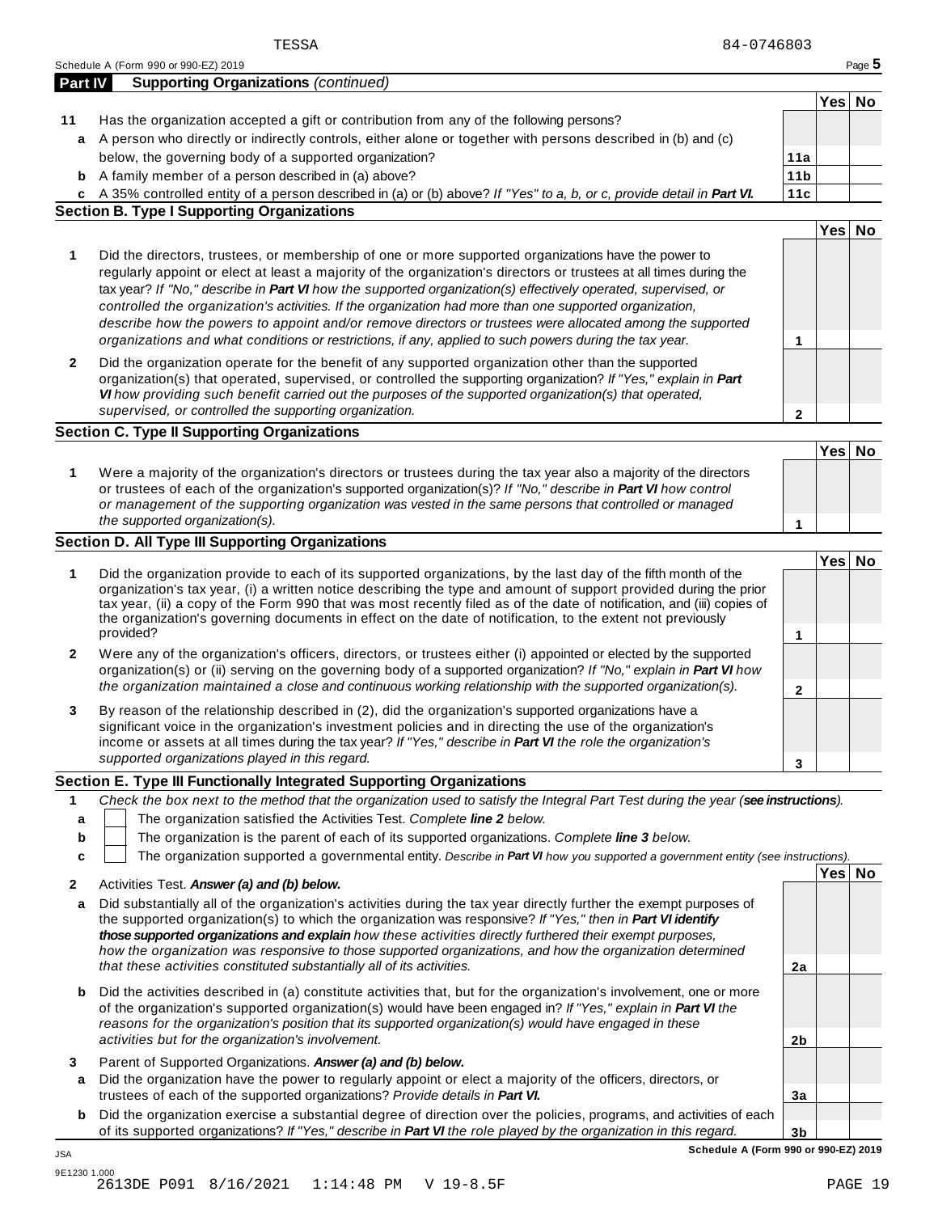TESSA 84-0746803

Schedule A (Form 990 or 990-EZ) 2019

**Part IV Supporting Organizations** *(continued)*

| | | | Yes | No |
|---|---|---|---|---|
| **11** | Has the organization accepted a gift or contribution from any of the following persons? | | | |
| **a** | A person who directly or indirectly controls, either alone or together with persons described in (b) and (c) below, the governing body of a supported organization? | **11a** | | |
| **b** | A family member of a person described in (a) above? | **11b** | | |
| **c** | A 35% controlled entity of a person described in (a) or (b) above? *If "Yes" to a, b, or c, provide detail in* ***Part VI.*** | **11c** | | |

**Section B. Type I Supporting Organizations**

| | | | Yes | No |
|---|---|---|---|---|
| **1** | Did the directors, trustees, or membership of one or more supported organizations have the power to regularly appoint or elect at least a majority of the organization's directors or trustees at all times during the tax year? *If "No," describe in* ***Part VI*** *how the supported organization(s) effectively operated, supervised, or controlled the organization's activities. If the organization had more than one supported organization, describe how the powers to appoint and/or remove directors or trustees were allocated among the supported organizations and what conditions or restrictions, if any, applied to such powers during the tax year.* | **1** | | |
| **2** | Did the organization operate for the benefit of any supported organization other than the supported organization(s) that operated, supervised, or controlled the supporting organization? *If "Yes," explain in* ***Part VI*** *how providing such benefit carried out the purposes of the supported organization(s) that operated, supervised, or controlled the supporting organization.* | **2** | | |

**Section C. Type II Supporting Organizations**

| | | | Yes | No |
|---|---|---|---|---|
| **1** | Were a majority of the organization's directors or trustees during the tax year also a majority of the directors or trustees of each of the organization's supported organization(s)? *If "No," describe in* ***Part VI*** *how control or management of the supporting organization was vested in the same persons that controlled or managed the supported organization(s).* | **1** | | |

**Section D. All Type III Supporting Organizations**

| | | | Yes | No |
|---|---|---|---|---|
| **1** | Did the organization provide to each of its supported organizations, by the last day of the fifth month of the organization's tax year, (i) a written notice describing the type and amount of support provided during the prior tax year, (ii) a copy of the Form 990 that was most recently filed as of the date of notification, and (iii) copies of the organization's governing documents in effect on the date of notification, to the extent not previously provided? | **1** | | |
| **2** | Were any of the organization's officers, directors, or trustees either (i) appointed or elected by the supported organization(s) or (ii) serving on the governing body of a supported organization? *If "No," explain in* ***Part VI*** *how the organization maintained a close and continuous working relationship with the supported organization(s).* | **2** | | |
| **3** | By reason of the relationship described in (2), did the organization's supported organizations have a significant voice in the organization's investment policies and in directing the use of the organization's income or assets at all times during the tax year? *If "Yes," describe in* ***Part VI*** *the role the organization's supported organizations played in this regard.* | **3** | | |

**Section E. Type III Functionally Integrated Supporting Organizations**

**1** *Check the box next to the method that the organization used to satisfy the Integral Part Test during the year (****see instructions****).*

- **a** ☐ The organization satisfied the Activities Test. *Complete* ***line 2*** *below.*
- **b** ☐ The organization is the parent of each of its supported organizations. *Complete* ***line 3*** *below.*
- **c** ☐ The organization supported a governmental entity. *Describe in* ***Part VI*** *how you supported a government entity (see instructions).*

| | | | Yes | No |
|---|---|---|---|---|
| **2** | Activities Test. ***Answer (a) and (b) below.*** | | | |
| **a** | Did substantially all of the organization's activities during the tax year directly further the exempt purposes of the supported organization(s) to which the organization was responsive? *If "Yes," then in* ***Part VI identify those supported organizations and explain*** *how these activities directly furthered their exempt purposes, how the organization was responsive to those supported organizations, and how the organization determined that these activities constituted substantially all of its activities.* | **2a** | | |
| **b** | Did the activities described in (a) constitute activities that, but for the organization's involvement, one or more of the organization's supported organization(s) would have been engaged in? *If "Yes," explain in* ***Part VI*** *the reasons for the organization's position that its supported organization(s) would have engaged in these activities but for the organization's involvement.* | **2b** | | |
| **3** | Parent of Supported Organizations. ***Answer (a) and (b) below.*** | | | |
| **a** | Did the organization have the power to regularly appoint or elect a majority of the officers, directors, or trustees of each of the supported organizations? *Provide details in* ***Part VI.*** | **3a** | | |
| **b** | Did the organization exercise a substantial degree of direction over the policies, programs, and activities of each of its supported organizations? *If "Yes," describe in* ***Part VI*** *the role played by the organization in this regard.* | **3b** | | |

**Schedule A (Form 990 or 990-EZ) 2019**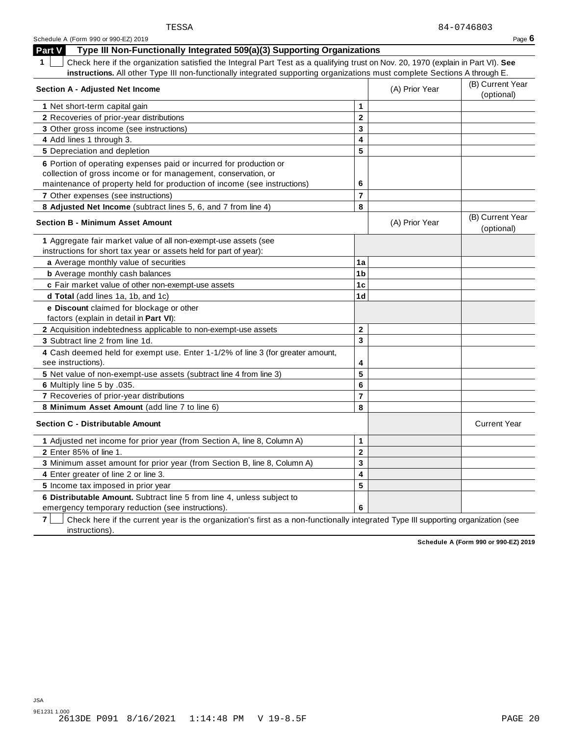TESSA 84-0746803

Schedule A (Form 990 or 990-EZ) 2019

## Part V Type III Non-Functionally Integrated 509(a)(3) Supporting Organizations

**1** ☐ Check here if the organization satisfied the Integral Part Test as a qualifying trust on Nov. 20, 1970 (explain in Part VI). **See instructions.** All other Type III non-functionally integrated supporting organizations must complete Sections A through E.

| Section A - Adjusted Net Income | | (A) Prior Year | (B) Current Year (optional) |
|---|---|---|---|
| **1** Net short-term capital gain | 1 | | |
| **2** Recoveries of prior-year distributions | 2 | | |
| **3** Other gross income (see instructions) | 3 | | |
| **4** Add lines 1 through 3. | 4 | | |
| **5** Depreciation and depletion | 5 | | |
| **6** Portion of operating expenses paid or incurred for production or collection of gross income or for management, conservation, or maintenance of property held for production of income (see instructions) | 6 | | |
| **7** Other expenses (see instructions) | 7 | | |
| **8 Adjusted Net Income** (subtract lines 5, 6, and 7 from line 4) | 8 | | |

| Section B - Minimum Asset Amount | | (A) Prior Year | (B) Current Year (optional) |
|---|---|---|---|
| **1** Aggregate fair market value of all non-exempt-use assets (see instructions for short tax year or assets held for part of year): | | | |
| **a** Average monthly value of securities | 1a | | |
| **b** Average monthly cash balances | 1b | | |
| **c** Fair market value of other non-exempt-use assets | 1c | | |
| **d Total** (add lines 1a, 1b, and 1c) | 1d | | |
| **e Discount** claimed for blockage or other factors (explain in detail in **Part VI**): | | | |
| **2** Acquisition indebtedness applicable to non-exempt-use assets | 2 | | |
| **3** Subtract line 2 from line 1d. | 3 | | |
| **4** Cash deemed held for exempt use. Enter 1-1/2% of line 3 (for greater amount, see instructions). | 4 | | |
| **5** Net value of non-exempt-use assets (subtract line 4 from line 3) | 5 | | |
| **6** Multiply line 5 by .035. | 6 | | |
| **7** Recoveries of prior-year distributions | 7 | | |
| **8 Minimum Asset Amount** (add line 7 to line 6) | 8 | | |

| Section C - Distributable Amount | | | Current Year |
|---|---|---|---|
| **1** Adjusted net income for prior year (from Section A, line 8, Column A) | 1 | | |
| **2** Enter 85% of line 1. | 2 | | |
| **3** Minimum asset amount for prior year (from Section B, line 8, Column A) | 3 | | |
| **4** Enter greater of line 2 or line 3. | 4 | | |
| **5** Income tax imposed in prior year | 5 | | |
| **6 Distributable Amount.** Subtract line 5 from line 4, unless subject to emergency temporary reduction (see instructions). | 6 | | |

**7** ☐ Check here if the current year is the organization's first as a non-functionally integrated Type III supporting organization (see instructions).

**Schedule A (Form 990 or 990-EZ) 2019**

JSA
9E1231 1.000
2613DE P091 8/16/2021 1:14:48 PM V 19-8.5F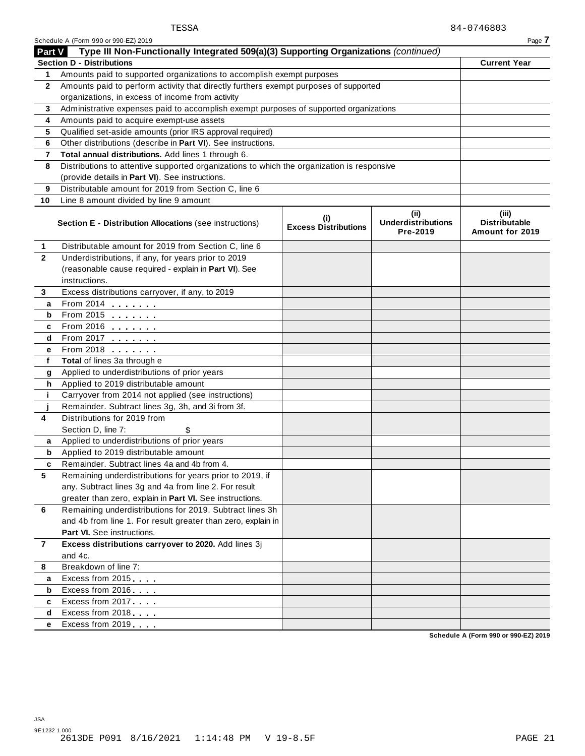TESSA 84-0746803

Schedule A (Form 990 or 990-EZ) 2019

## Part V Type III Non-Functionally Integrated 509(a)(3) Supporting Organizations *(continued)*

| **Section D - Distributions** | | **Current Year** |
|---|---|---|
| 1 | Amounts paid to supported organizations to accomplish exempt purposes | |
| 2 | Amounts paid to perform activity that directly furthers exempt purposes of supported organizations, in excess of income from activity | |
| 3 | Administrative expenses paid to accomplish exempt purposes of supported organizations | |
| 4 | Amounts paid to acquire exempt-use assets | |
| 5 | Qualified set-aside amounts (prior IRS approval required) | |
| 6 | Other distributions (describe in **Part VI**). See instructions. | |
| 7 | **Total annual distributions.** Add lines 1 through 6. | |
| 8 | Distributions to attentive supported organizations to which the organization is responsive (provide details in **Part VI**). See instructions. | |
| 9 | Distributable amount for 2019 from Section C, line 6 | |
| 10 | Line 8 amount divided by line 9 amount | |

| | **Section E - Distribution Allocations** (see instructions) | **(i) Excess Distributions** | **(ii) Underdistributions Pre-2019** | **(iii) Distributable Amount for 2019** |
|---|---|---|---|---|
| 1 | Distributable amount for 2019 from Section C, line 6 | | | |
| 2 | Underdistributions, if any, for years prior to 2019 (reasonable cause required - explain in **Part VI**). See instructions. | | | |
| 3 | Excess distributions carryover, if any, to 2019 | | | |
| a | From 2014 . . . . . . . | | | |
| b | From 2015 . . . . . . . | | | |
| c | From 2016 . . . . . . . | | | |
| d | From 2017 . . . . . . . | | | |
| e | From 2018 . . . . . . . | | | |
| f | **Total** of lines 3a through e | | | |
| g | Applied to underdistributions of prior years | | | |
| h | Applied to 2019 distributable amount | | | |
| i | Carryover from 2014 not applied (see instructions) | | | |
| j | Remainder. Subtract lines 3g, 3h, and 3i from 3f. | | | |
| 4 | Distributions for 2019 from Section D, line 7: $ | | | |
| a | Applied to underdistributions of prior years | | | |
| b | Applied to 2019 distributable amount | | | |
| c | Remainder. Subtract lines 4a and 4b from 4. | | | |
| 5 | Remaining underdistributions for years prior to 2019, if any. Subtract lines 3g and 4a from line 2. For result greater than zero, explain in **Part VI.** See instructions. | | | |
| 6 | Remaining underdistributions for 2019. Subtract lines 3h and 4b from line 1. For result greater than zero, explain in **Part VI.** See instructions. | | | |
| 7 | **Excess distributions carryover to 2020.** Add lines 3j and 4c. | | | |
| 8 | Breakdown of line 7: | | | |
| a | Excess from 2015 . . . . | | | |
| b | Excess from 2016 . . . . | | | |
| c | Excess from 2017 . . . . | | | |
| d | Excess from 2018 . . . . | | | |
| e | Excess from 2019 . . . . | | | |

Schedule A (Form 990 or 990-EZ) 2019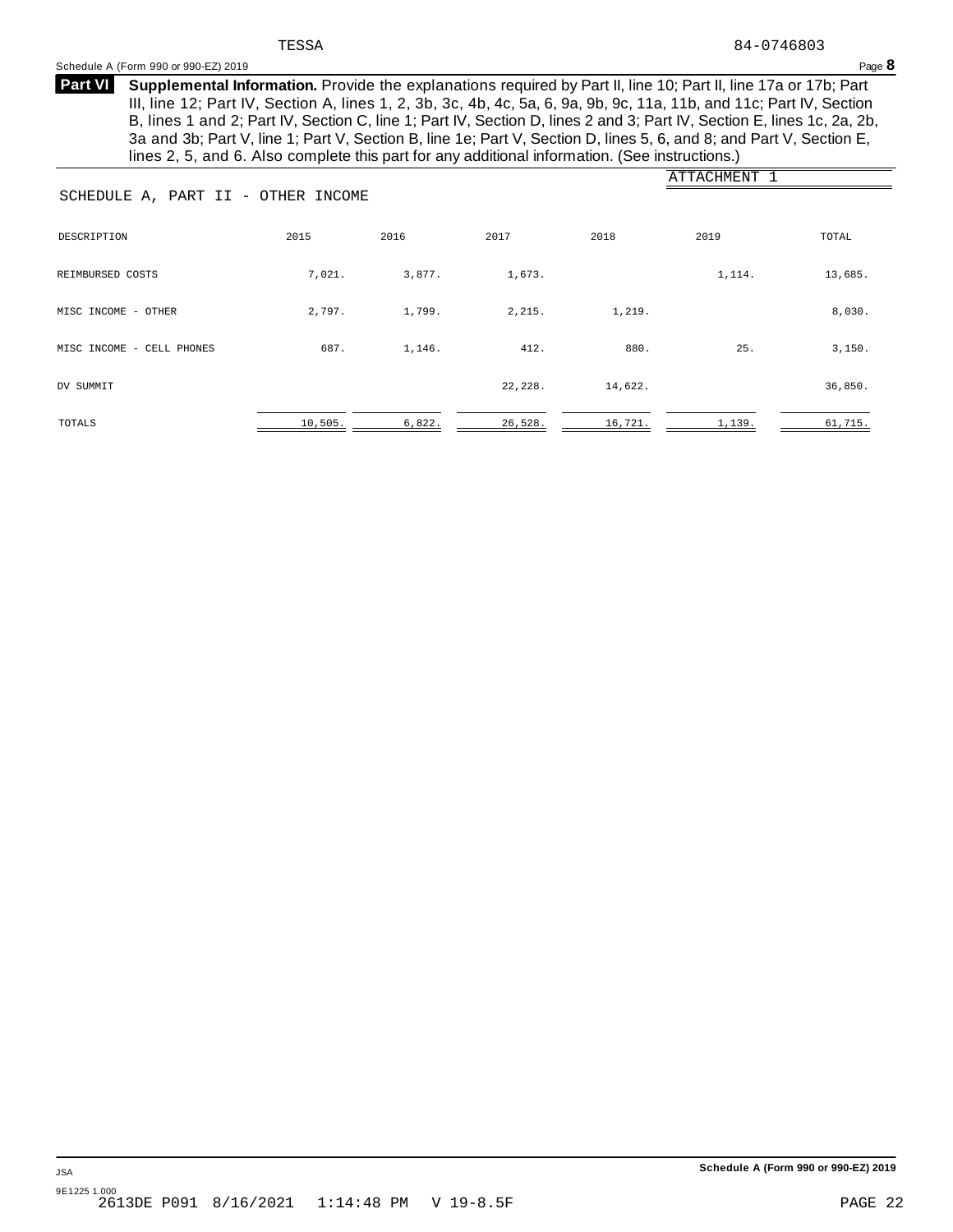TESSA 84-0746803

Schedule A (Form 990 or 990-EZ) 2019

**Part VI** **Supplemental Information.** Provide the explanations required by Part II, line 10; Part II, line 17a or 17b; Part III, line 12; Part IV, Section A, lines 1, 2, 3b, 3c, 4b, 4c, 5a, 6, 9a, 9b, 9c, 11a, 11b, and 11c; Part IV, Section B, lines 1 and 2; Part IV, Section C, line 1; Part IV, Section D, lines 2 and 3; Part IV, Section E, lines 1c, 2a, 2b, 3a and 3b; Part V, line 1; Part V, Section B, line 1e; Part V, Section D, lines 5, 6, and 8; and Part V, Section E, lines 2, 5, and 6. Also complete this part for any additional information. (See instructions.)

ATTACHMENT 1

SCHEDULE A, PART II - OTHER INCOME

| DESCRIPTION | 2015 | 2016 | 2017 | 2018 | 2019 | TOTAL |
|---|---|---|---|---|---|---|
| REIMBURSED COSTS | 7,021. | 3,877. | 1,673. | | 1,114. | 13,685. |
| MISC INCOME - OTHER | 2,797. | 1,799. | 2,215. | 1,219. | | 8,030. |
| MISC INCOME - CELL PHONES | 687. | 1,146. | 412. | 880. | 25. | 3,150. |
| DV SUMMIT | | | 22,228. | 14,622. | | 36,850. |
| TOTALS | 10,505. | 6,822. | 26,528. | 16,721. | 1,139. | 61,715. |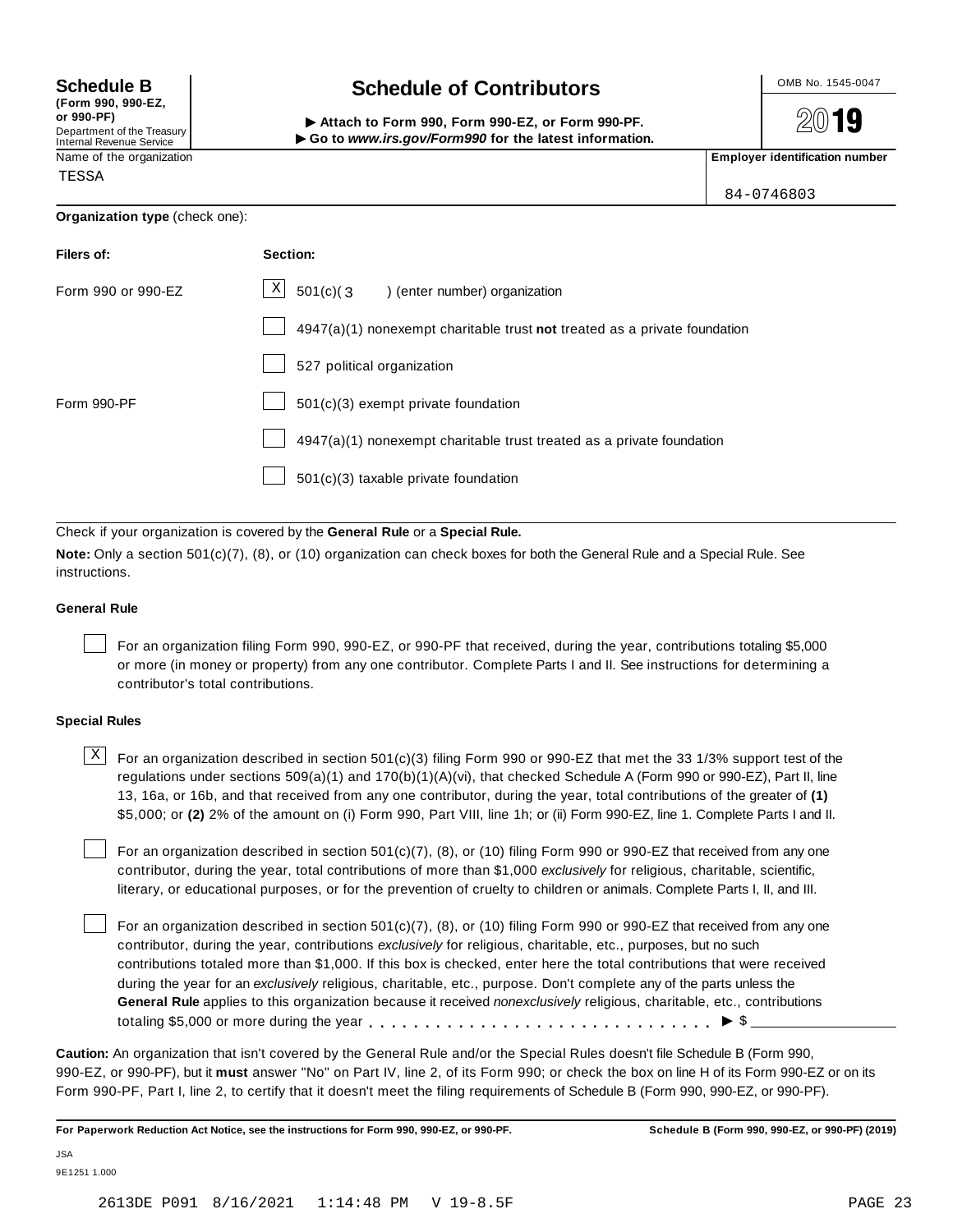**Schedule B**
**(Form 990, 990-EZ, or 990-PF)**
Department of the Treasury
Internal Revenue Service

# Schedule of Contributors

▶ **Attach to Form 990, Form 990-EZ, or Form 990-PF.**
▶ **Go to *www.irs.gov/Form990* for the latest information.**

OMB No. 1545-0047

**2019**

Name of the organization: TESSA

**Employer identification number:** 84-0746803

**Organization type** (check one):

| **Filers of:** | **Section:** |
|---|---|
| Form 990 or 990-EZ | [X] 501(c)( 3 ) (enter number) organization |
| | [ ] 4947(a)(1) nonexempt charitable trust **not** treated as a private foundation |
| | [ ] 527 political organization |
| Form 990-PF | [ ] 501(c)(3) exempt private foundation |
| | [ ] 4947(a)(1) nonexempt charitable trust treated as a private foundation |
| | [ ] 501(c)(3) taxable private foundation |

Check if your organization is covered by the **General Rule** or a **Special Rule.**

**Note:** Only a section 501(c)(7), (8), or (10) organization can check boxes for both the General Rule and a Special Rule. See instructions.

### General Rule

[ ] For an organization filing Form 990, 990-EZ, or 990-PF that received, during the year, contributions totaling $5,000 or more (in money or property) from any one contributor. Complete Parts I and II. See instructions for determining a contributor's total contributions.

### Special Rules

[X] For an organization described in section 501(c)(3) filing Form 990 or 990-EZ that met the 33 1/3% support test of the regulations under sections 509(a)(1) and 170(b)(1)(A)(vi), that checked Schedule A (Form 990 or 990-EZ), Part II, line 13, 16a, or 16b, and that received from any one contributor, during the year, total contributions of the greater of **(1)** $5,000; or **(2)** 2% of the amount on (i) Form 990, Part VIII, line 1h; or (ii) Form 990-EZ, line 1. Complete Parts I and II.

[ ] For an organization described in section 501(c)(7), (8), or (10) filing Form 990 or 990-EZ that received from any one contributor, during the year, total contributions of more than $1,000 *exclusively* for religious, charitable, scientific, literary, or educational purposes, or for the prevention of cruelty to children or animals. Complete Parts I, II, and III.

[ ] For an organization described in section 501(c)(7), (8), or (10) filing Form 990 or 990-EZ that received from any one contributor, during the year, contributions *exclusively* for religious, charitable, etc., purposes, but no such contributions totaled more than $1,000. If this box is checked, enter here the total contributions that were received during the year for an *exclusively* religious, charitable, etc., purpose. Don't complete any of the parts unless the **General Rule** applies to this organization because it received *nonexclusively* religious, charitable, etc., contributions totaling $5,000 or more during the year . . . . . . . . . . . . . . . . . . . . . . . . . . . . . ▶ $ ________________

**Caution:** An organization that isn't covered by the General Rule and/or the Special Rules doesn't file Schedule B (Form 990, 990-EZ, or 990-PF), but it **must** answer "No" on Part IV, line 2, of its Form 990; or check the box on line H of its Form 990-EZ or on its Form 990-PF, Part I, line 2, to certify that it doesn't meet the filing requirements of Schedule B (Form 990, 990-EZ, or 990-PF).

**For Paperwork Reduction Act Notice, see the instructions for Form 990, 990-EZ, or 990-PF.** **Schedule B (Form 990, 990-EZ, or 990-PF) (2019)**

JSA
9E1251 1.000

2613DE P091 8/16/2021 1:14:48 PM V 19-8.5F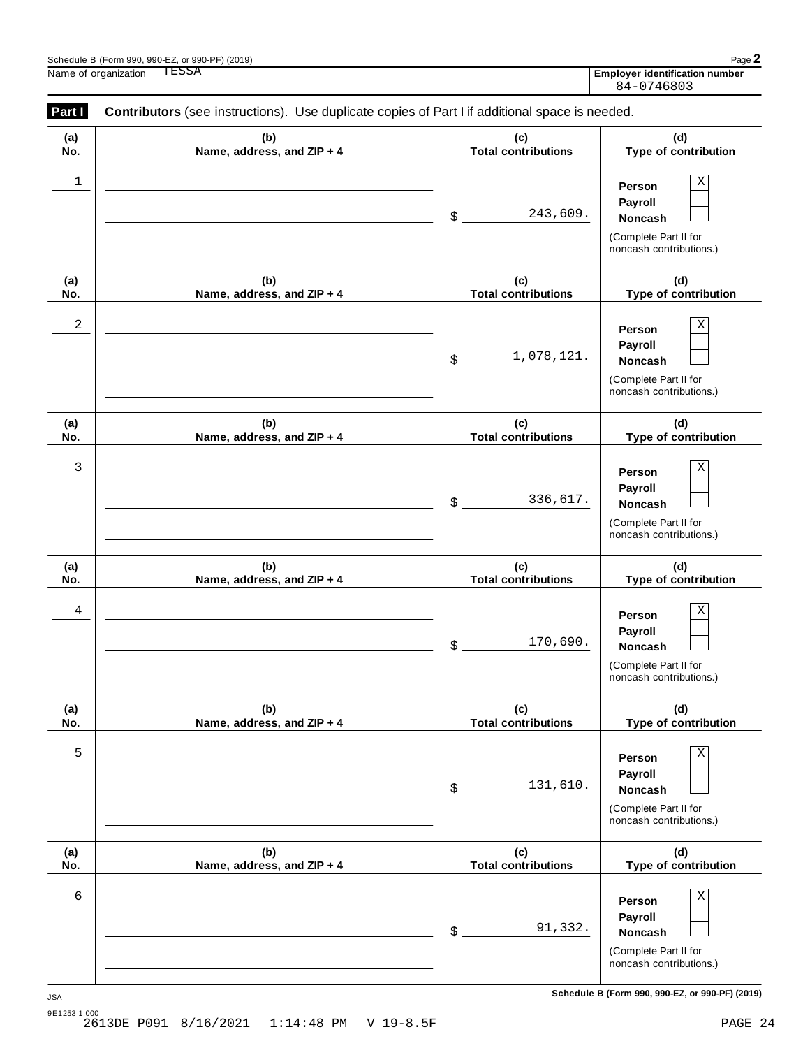Schedule B (Form 990, 990-EZ, or 990-PF) (2019)

Name of organization: TESSA

**Employer identification number**: 84-0746803

**Part I** **Contributors** (see instructions). Use duplicate copies of Part I if additional space is needed.

| (a) No. | (b) Name, address, and ZIP + 4 | (c) Total contributions | (d) Type of contribution |
|---|---|---|---|
| 1 | | $ 243,609. | Person X<br>Payroll<br>Noncash<br>(Complete Part II for noncash contributions.) |
| 2 | | $ 1,078,121. | Person X<br>Payroll<br>Noncash<br>(Complete Part II for noncash contributions.) |
| 3 | | $ 336,617. | Person X<br>Payroll<br>Noncash<br>(Complete Part II for noncash contributions.) |
| 4 | | $ 170,690. | Person X<br>Payroll<br>Noncash<br>(Complete Part II for noncash contributions.) |
| 5 | | $ 131,610. | Person X<br>Payroll<br>Noncash<br>(Complete Part II for noncash contributions.) |
| 6 | | $ 91,332. | Person X<br>Payroll<br>Noncash<br>(Complete Part II for noncash contributions.) |

Schedule B (Form 990, 990-EZ, or 990-PF) (2019)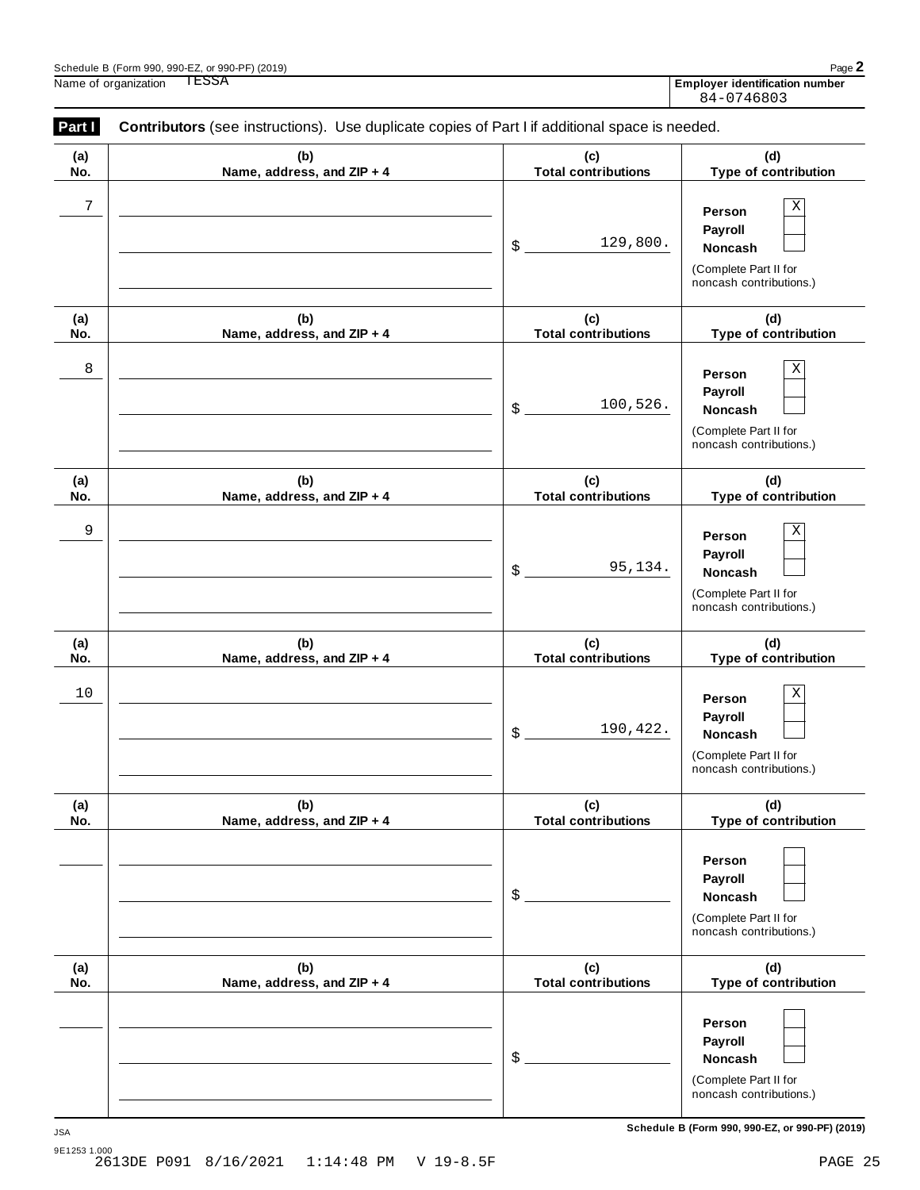Name of organization TESSA

**Employer identification number** 84-0746803

**Part I** **Contributors** (see instructions). Use duplicate copies of Part I if additional space is needed.

| (a) No. | (b) Name, address, and ZIP + 4 | (c) Total contributions | (d) Type of contribution |
|---|---|---|---|
| 7 | | $ 129,800. | Person [X] Payroll [ ] Noncash [ ] (Complete Part II for noncash contributions.) |
| 8 | | $ 100,526. | Person [X] Payroll [ ] Noncash [ ] (Complete Part II for noncash contributions.) |
| 9 | | $ 95,134. | Person [X] Payroll [ ] Noncash [ ] (Complete Part II for noncash contributions.) |
| 10 | | $ 190,422. | Person [X] Payroll [ ] Noncash [ ] (Complete Part II for noncash contributions.) |
| | | $ | Person [ ] Payroll [ ] Noncash [ ] (Complete Part II for noncash contributions.) |
| | | $ | Person [ ] Payroll [ ] Noncash [ ] (Complete Part II for noncash contributions.) |

JSA

9E1253 1.000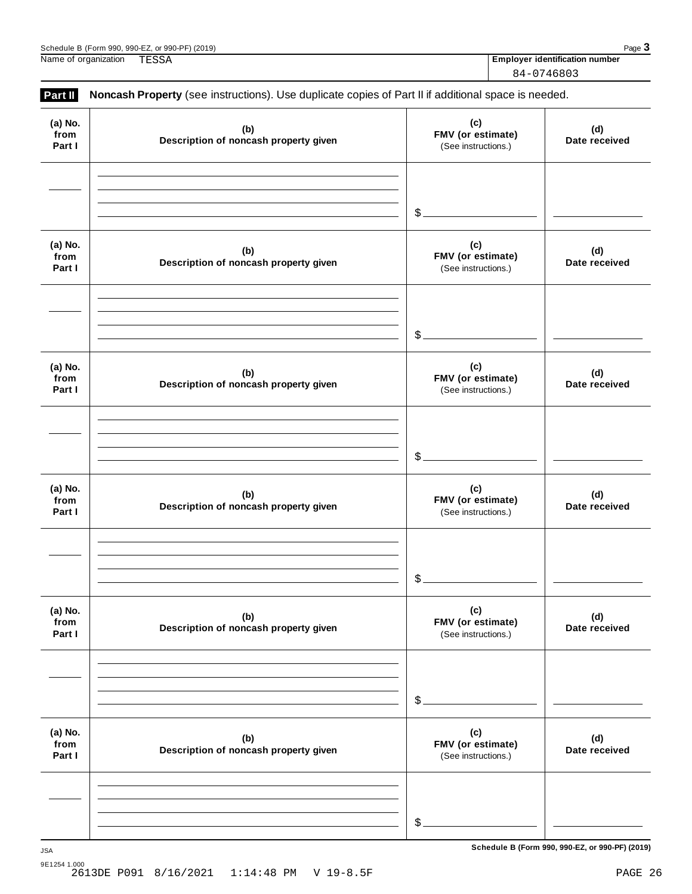Name of organization TESSA

**Employer identification number**
84-0746803

**Part II** **Noncash Property** (see instructions). Use duplicate copies of Part II if additional space is needed.

| (a) No. from Part I | (b) Description of noncash property given | (c) FMV (or estimate) (See instructions.) | (d) Date received |
|---|---|---|---|
| | | $ | |

| (a) No. from Part I | (b) Description of noncash property given | (c) FMV (or estimate) (See instructions.) | (d) Date received |
|---|---|---|---|
| | | $ | |

| (a) No. from Part I | (b) Description of noncash property given | (c) FMV (or estimate) (See instructions.) | (d) Date received |
|---|---|---|---|
| | | $ | |

| (a) No. from Part I | (b) Description of noncash property given | (c) FMV (or estimate) (See instructions.) | (d) Date received |
|---|---|---|---|
| | | $ | |

| (a) No. from Part I | (b) Description of noncash property given | (c) FMV (or estimate) (See instructions.) | (d) Date received |
|---|---|---|---|
| | | $ | |

| (a) No. from Part I | (b) Description of noncash property given | (c) FMV (or estimate) (See instructions.) | (d) Date received |
|---|---|---|---|
| | | $ | |

JSA
9E1254 1.000
2613DE P091 8/16/2021 1:14:48 PM V 19-8.5F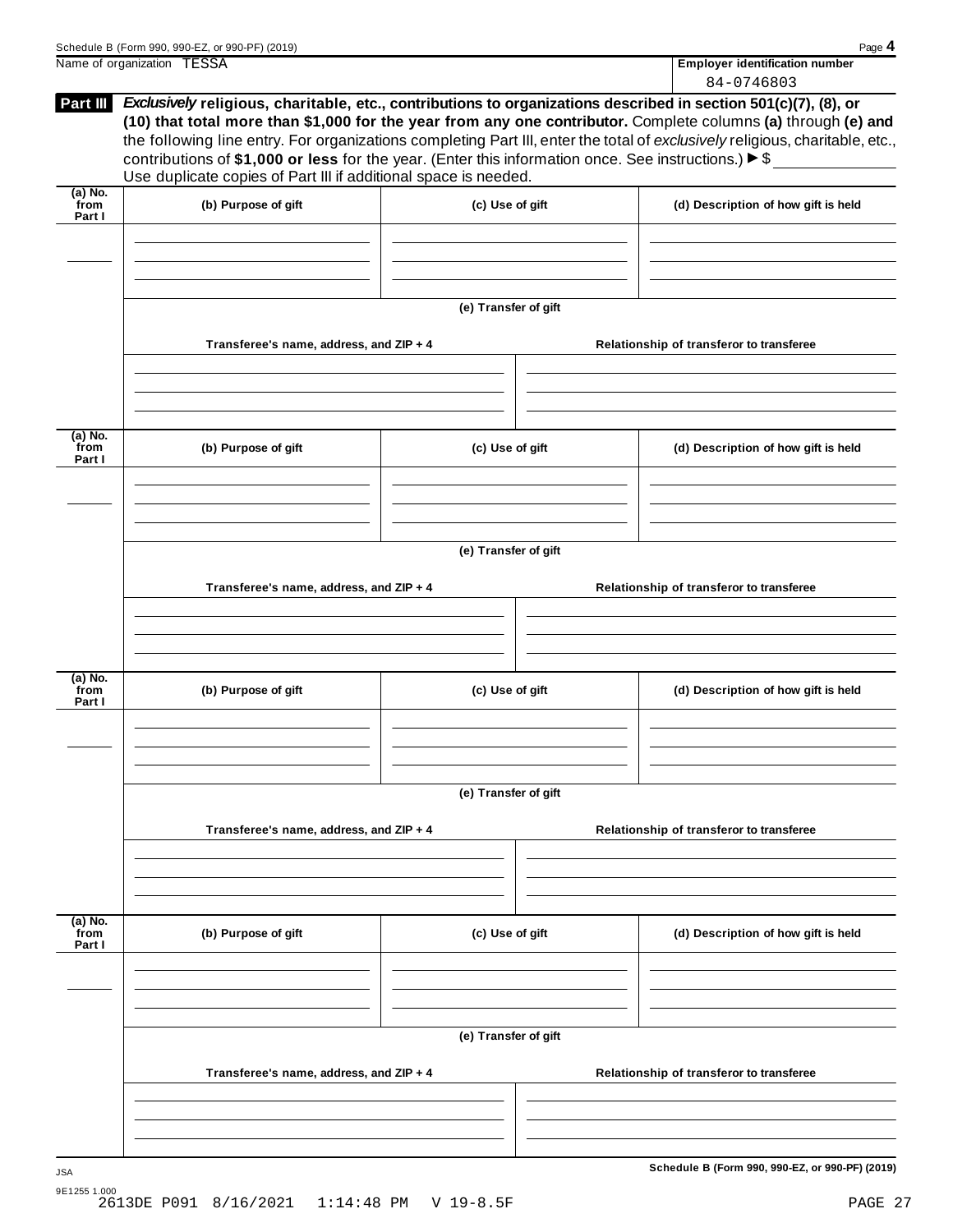Name of organization TESSA

**Employer identification number**

84-0746803

**Part III** ***Exclusively*** **religious, charitable, etc., contributions to organizations described in section 501(c)(7), (8), or (10) that total more than $1,000 for the year from any one contributor.** Complete columns **(a)** through **(e) and** the following line entry. For organizations completing Part III, enter the total of *exclusively* religious, charitable, etc., contributions of **$1,000 or less** for the year. (Enter this information once. See instructions.) ▶ $ ____________

Use duplicate copies of Part III if additional space is needed.

| (a) No. from Part I | (b) Purpose of gift | (c) Use of gift | (d) Description of how gift is held |
|---|---|---|---|
| | | | |

**(e) Transfer of gift**

| Transferee's name, address, and ZIP + 4 | Relationship of transferor to transferee |
|---|---|
| | |

| (a) No. from Part I | (b) Purpose of gift | (c) Use of gift | (d) Description of how gift is held |
|---|---|---|---|
| | | | |

**(e) Transfer of gift**

| Transferee's name, address, and ZIP + 4 | Relationship of transferor to transferee |
|---|---|
| | |

| (a) No. from Part I | (b) Purpose of gift | (c) Use of gift | (d) Description of how gift is held |
|---|---|---|---|
| | | | |

**(e) Transfer of gift**

| Transferee's name, address, and ZIP + 4 | Relationship of transferor to transferee |
|---|---|
| | |

| (a) No. from Part I | (b) Purpose of gift | (c) Use of gift | (d) Description of how gift is held |
|---|---|---|---|
| | | | |

**(e) Transfer of gift**

| Transferee's name, address, and ZIP + 4 | Relationship of transferor to transferee |
|---|---|
| | |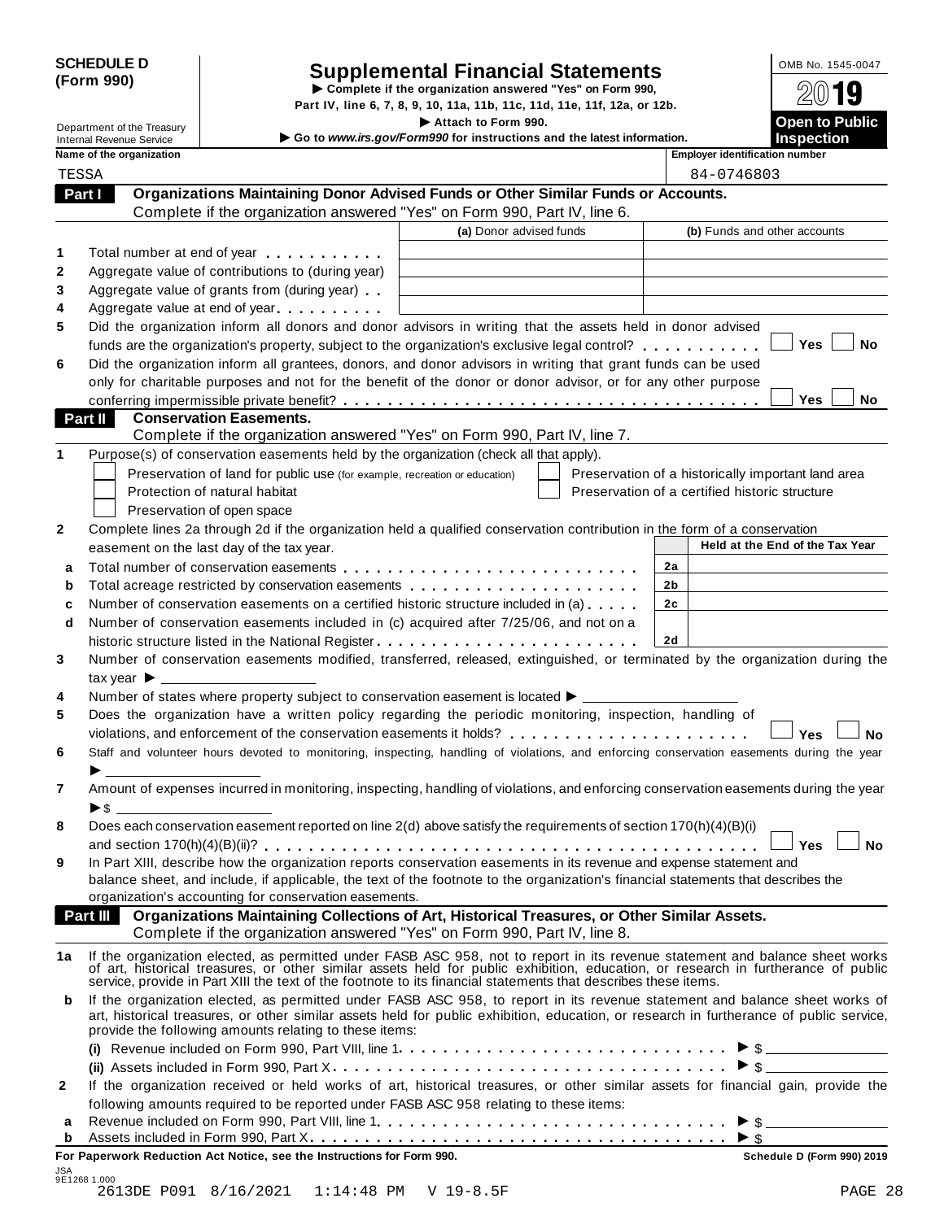**SCHEDULE D (Form 990)**

Department of the Treasury
Internal Revenue Service

# Supplemental Financial Statements

▶ Complete if the organization answered "Yes" on Form 990, Part IV, line 6, 7, 8, 9, 10, 11a, 11b, 11c, 11d, 11e, 11f, 12a, or 12b.

▶ Attach to Form 990.

▶ Go to *www.irs.gov/Form990* for instructions and the latest information.

OMB No. 1545-0047

**2019**

**Open to Public Inspection**

| Name of the organization | Employer identification number |
|---|---|
| TESSA | 84-0746803 |

## Part I Organizations Maintaining Donor Advised Funds or Other Similar Funds or Accounts.

Complete if the organization answered "Yes" on Form 990, Part IV, line 6.

| | | (a) Donor advised funds | (b) Funds and other accounts |
|---|---|---|---|
| 1 | Total number at end of year | | |
| 2 | Aggregate value of contributions to (during year) | | |
| 3 | Aggregate value of grants from (during year) | | |
| 4 | Aggregate value at end of year | | |

**5** Did the organization inform all donors and donor advisors in writing that the assets held in donor advised funds are the organization's property, subject to the organization's exclusive legal control? ☐ Yes ☐ No

**6** Did the organization inform all grantees, donors, and donor advisors in writing that grant funds can be used only for charitable purposes and not for the benefit of the donor or donor advisor, or for any other purpose conferring impermissible private benefit? ☐ Yes ☐ No

## Part II Conservation Easements.

Complete if the organization answered "Yes" on Form 990, Part IV, line 7.

**1** Purpose(s) of conservation easements held by the organization (check all that apply).

- ☐ Preservation of land for public use (for example, recreation or education)
- ☐ Protection of natural habitat
- ☐ Preservation of open space
- ☐ Preservation of a historically important land area
- ☐ Preservation of a certified historic structure

**2** Complete lines 2a through 2d if the organization held a qualified conservation contribution in the form of a conservation easement on the last day of the tax year.

| | | | Held at the End of the Tax Year |
|---|---|---|---|
| a | Total number of conservation easements | 2a | |
| b | Total acreage restricted by conservation easements | 2b | |
| c | Number of conservation easements on a certified historic structure included in (a) | 2c | |
| d | Number of conservation easements included in (c) acquired after 7/25/06, and not on a historic structure listed in the National Register | 2d | |

**3** Number of conservation easements modified, transferred, released, extinguished, or terminated by the organization during the tax year ▶ ____

**4** Number of states where property subject to conservation easement is located ▶ ____

**5** Does the organization have a written policy regarding the periodic monitoring, inspection, handling of violations, and enforcement of the conservation easements it holds? ☐ Yes ☐ No

**6** Staff and volunteer hours devoted to monitoring, inspecting, handling of violations, and enforcing conservation easements during the year ▶ ____

**7** Amount of expenses incurred in monitoring, inspecting, handling of violations, and enforcing conservation easements during the year ▶ $ ____

**8** Does each conservation easement reported on line 2(d) above satisfy the requirements of section 170(h)(4)(B)(i) and section 170(h)(4)(B)(ii)? ☐ Yes ☐ No

**9** In Part XIII, describe how the organization reports conservation easements in its revenue and expense statement and balance sheet, and include, if applicable, the text of the footnote to the organization's financial statements that describes the organization's accounting for conservation easements.

## Part III Organizations Maintaining Collections of Art, Historical Treasures, or Other Similar Assets.

Complete if the organization answered "Yes" on Form 990, Part IV, line 8.

**1a** If the organization elected, as permitted under FASB ASC 958, not to report in its revenue statement and balance sheet works of art, historical treasures, or other similar assets held for public exhibition, education, or research in furtherance of public service, provide in Part XIII the text of the footnote to its financial statements that describes these items.

**b** If the organization elected, as permitted under FASB ASC 958, to report in its revenue statement and balance sheet works of art, historical treasures, or other similar assets held for public exhibition, education, or research in furtherance of public service, provide the following amounts relating to these items:

(i) Revenue included on Form 990, Part VIII, line 1 ▶ $ ____

(ii) Assets included in Form 990, Part X ▶ $ ____

**2** If the organization received or held works of art, historical treasures, or other similar assets for financial gain, provide the following amounts required to be reported under FASB ASC 958 relating to these items:

**a** Revenue included on Form 990, Part VIII, line 1 ▶ $ ____

**b** Assets included in Form 990, Part X ▶ $ ____

**For Paperwork Reduction Act Notice, see the Instructions for Form 990.** Schedule D (Form 990) 2019

JSA
9E1268 1.000
2613DE P091 8/16/2021 1:14:48 PM V 19-8.5F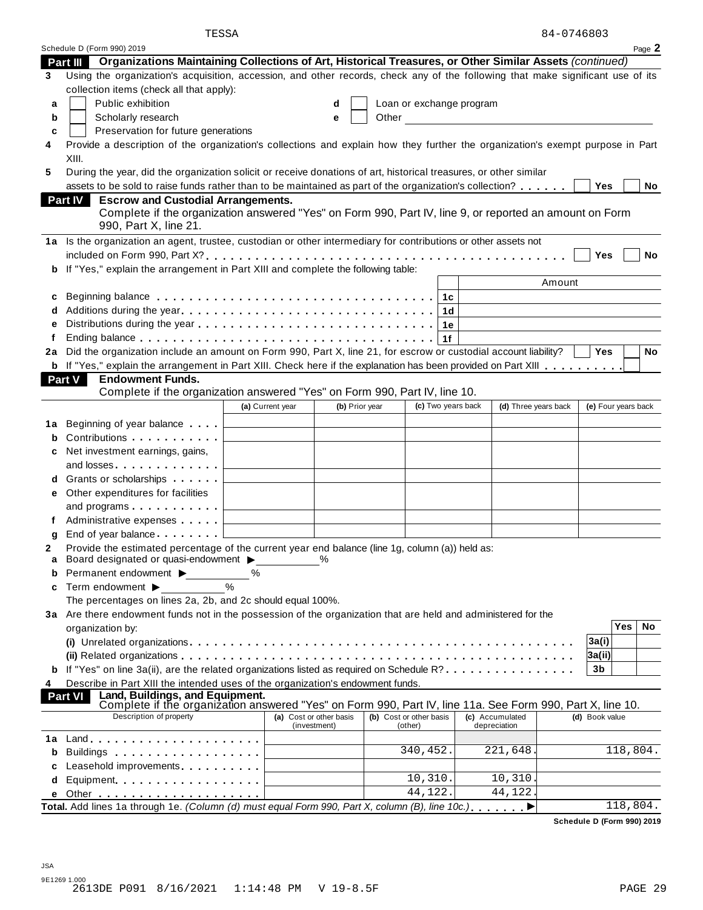TESSA 84-0746803

Schedule D (Form 990) 2019 Page **2**

## Part III Organizations Maintaining Collections of Art, Historical Treasures, or Other Similar Assets *(continued)*

**3** Using the organization's acquisition, accession, and other records, check any of the following that make significant use of its collection items (check all that apply):

- **a** ☐ Public exhibition
- **b** ☐ Scholarly research
- **c** ☐ Preservation for future generations
- **d** ☐ Loan or exchange program
- **e** ☐ Other

**4** Provide a description of the organization's collections and explain how they further the organization's exempt purpose in Part XIII.

**5** During the year, did the organization solicit or receive donations of art, historical treasures, or other similar assets to be sold to raise funds rather than to be maintained as part of the organization's collection? ☐ Yes ☐ No

## Part IV Escrow and Custodial Arrangements.

Complete if the organization answered "Yes" on Form 990, Part IV, line 9, or reported an amount on Form 990, Part X, line 21.

**1a** Is the organization an agent, trustee, custodian or other intermediary for contributions or other assets not included on Form 990, Part X? ☐ Yes ☐ No

**b** If "Yes," explain the arrangement in Part XIII and complete the following table:

| | | | Amount |
|---|---|---|---|
| **c** | Beginning balance | 1c | |
| **d** | Additions during the year | 1d | |
| **e** | Distributions during the year | 1e | |
| **f** | Ending balance | 1f | |

**2a** Did the organization include an amount on Form 990, Part X, line 21, for escrow or custodial account liability? ☐ Yes ☐ No

**b** If "Yes," explain the arrangement in Part XIII. Check here if the explanation has been provided on Part XIII ☐

## Part V Endowment Funds.

Complete if the organization answered "Yes" on Form 990, Part IV, line 10.

| | | (a) Current year | (b) Prior year | (c) Two years back | (d) Three years back | (e) Four years back |
|---|---|---|---|---|---|---|
| **1a** | Beginning of year balance | | | | | |
| **b** | Contributions | | | | | |
| **c** | Net investment earnings, gains, and losses | | | | | |
| **d** | Grants or scholarships | | | | | |
| **e** | Other expenditures for facilities and programs | | | | | |
| **f** | Administrative expenses | | | | | |
| **g** | End of year balance | | | | | |

**2** Provide the estimated percentage of the current year end balance (line 1g, column (a)) held as:

- **a** Board designated or quasi-endowment ▶ ____ %
- **b** Permanent endowment ▶ ____ %
- **c** Term endowment ▶ ____ %

The percentages on lines 2a, 2b, and 2c should equal 100%.

**3a** Are there endowment funds not in the possession of the organization that are held and administered for the organization by:

| | | | Yes | No |
|---|---|---|---|---|
| | **(i)** Unrelated organizations | 3a(i) | | |
| | **(ii)** Related organizations | 3a(ii) | | |
| **b** | If "Yes" on line 3a(ii), are the related organizations listed as required on Schedule R? | 3b | | |

**4** Describe in Part XIII the intended uses of the organization's endowment funds.

## Part VI Land, Buildings, and Equipment.

Complete if the organization answered "Yes" on Form 990, Part IV, line 11a. See Form 990, Part X, line 10.

| | Description of property | (a) Cost or other basis (investment) | (b) Cost or other basis (other) | (c) Accumulated depreciation | (d) Book value |
|---|---|---|---|---|---|
| **1a** | Land | | | | |
| **b** | Buildings | | 340,452. | 221,648. | 118,804. |
| **c** | Leasehold improvements | | | | |
| **d** | Equipment | | 10,310. | 10,310. | |
| **e** | Other | | 44,122. | 44,122. | |
| **Total.** | Add lines 1a through 1e. *(Column (d) must equal Form 990, Part X, column (B), line 10c.)* ▶ | | | | 118,804. |

Schedule D (Form 990) 2019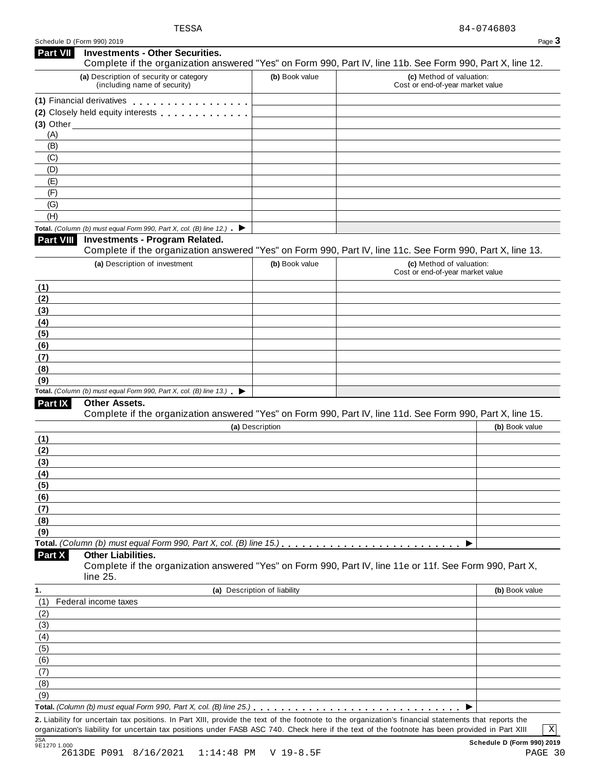TESSA 84-0746803

Schedule D (Form 990) 2019

## Part VII Investments - Other Securities.

Complete if the organization answered "Yes" on Form 990, Part IV, line 11b. See Form 990, Part X, line 12.

| (a) Description of security or category (including name of security) | (b) Book value | (c) Method of valuation: Cost or end-of-year market value |
|---|---|---|
| (1) Financial derivatives | | |
| (2) Closely held equity interests | | |
| (3) Other | | |
| (A) | | |
| (B) | | |
| (C) | | |
| (D) | | |
| (E) | | |
| (F) | | |
| (G) | | |
| (H) | | |
| **Total.** *(Column (b) must equal Form 990, Part X, col. (B) line 12.)* ▶ | | |

## Part VIII Investments - Program Related.

Complete if the organization answered "Yes" on Form 990, Part IV, line 11c. See Form 990, Part X, line 13.

| (a) Description of investment | (b) Book value | (c) Method of valuation: Cost or end-of-year market value |
|---|---|---|
| (1) | | |
| (2) | | |
| (3) | | |
| (4) | | |
| (5) | | |
| (6) | | |
| (7) | | |
| (8) | | |
| (9) | | |
| **Total.** *(Column (b) must equal Form 990, Part X, col. (B) line 13.)* ▶ | | |

## Part IX Other Assets.

Complete if the organization answered "Yes" on Form 990, Part IV, line 11d. See Form 990, Part X, line 15.

| (a) Description | (b) Book value |
|---|---|
| (1) | |
| (2) | |
| (3) | |
| (4) | |
| (5) | |
| (6) | |
| (7) | |
| (8) | |
| (9) | |
| **Total.** *(Column (b) must equal Form 990, Part X, col. (B) line 15.)* ▶ | |

## Part X Other Liabilities.

Complete if the organization answered "Yes" on Form 990, Part IV, line 11e or 11f. See Form 990, Part X, line 25.

| 1. (a) Description of liability | (b) Book value |
|---|---|
| (1) Federal income taxes | |
| (2) | |
| (3) | |
| (4) | |
| (5) | |
| (6) | |
| (7) | |
| (8) | |
| (9) | |
| **Total.** *(Column (b) must equal Form 990, Part X, col. (B) line 25.)* ▶ | |

**2.** Liability for uncertain tax positions. In Part XIII, provide the text of the footnote to the organization's financial statements that reports the organization's liability for uncertain tax positions under FASB ASC 740. Check here if the text of the footnote has been provided in Part XIII [X]

JSA 9E1270 1.000

**Schedule D (Form 990) 2019**

2613DE P091 8/16/2021 1:14:48 PM V 19-8.5F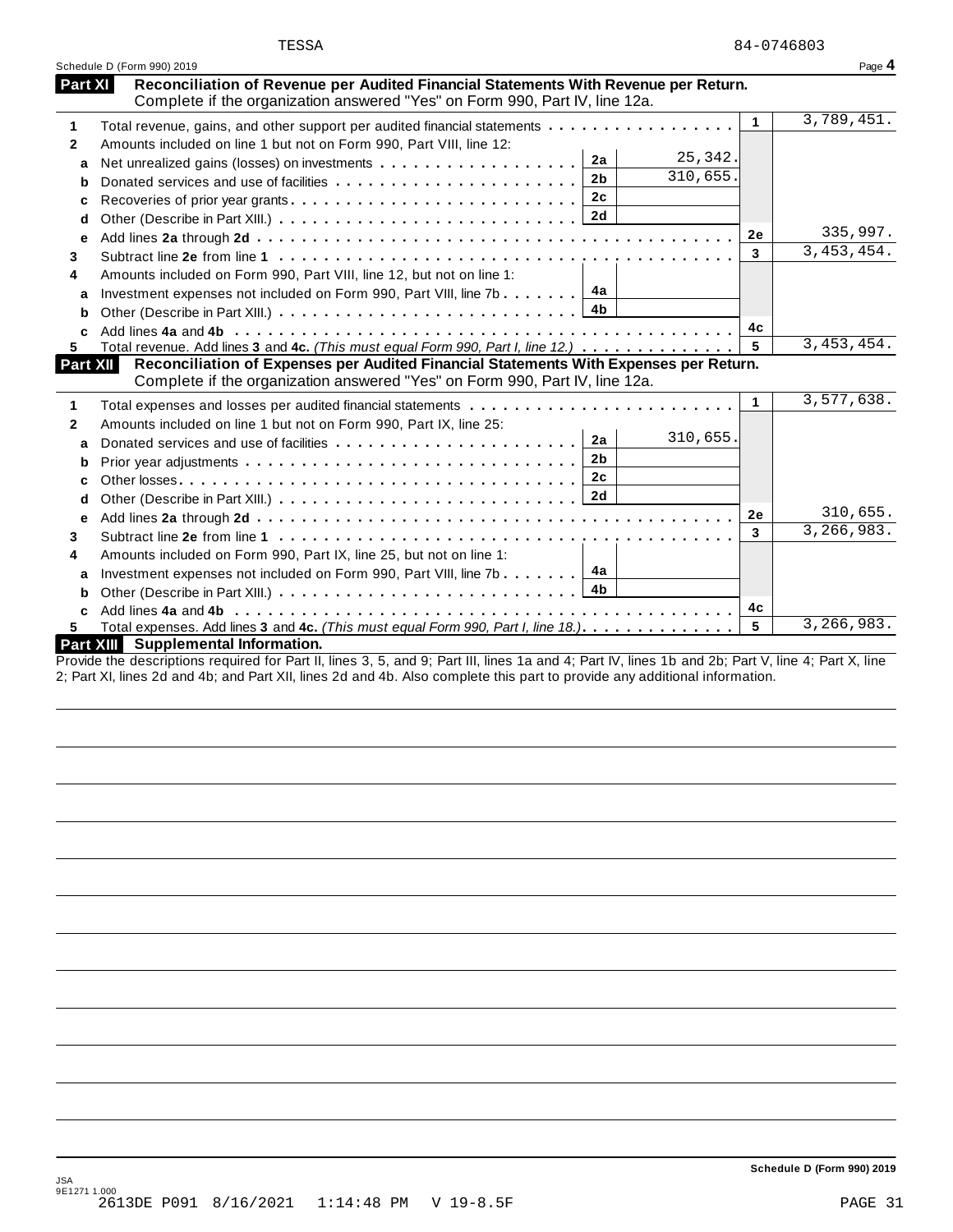TESSA 84-0746803

Schedule D (Form 990) 2019 Page **4**

## Part XI Reconciliation of Revenue per Audited Financial Statements With Revenue per Return.

Complete if the organization answered "Yes" on Form 990, Part IV, line 12a.

| | | | | | |
|---|---|---|---|---|---|
| **1** | Total revenue, gains, and other support per audited financial statements | | | 1 | 3,789,451. |
| **2** | Amounts included on line 1 but not on Form 990, Part VIII, line 12: | | | | |
| a | Net unrealized gains (losses) on investments | 2a | 25,342. | | |
| b | Donated services and use of facilities | 2b | 310,655. | | |
| c | Recoveries of prior year grants | 2c | | | |
| d | Other (Describe in Part XIII.) | 2d | | | |
| e | Add lines **2a** through **2d** | | | 2e | 335,997. |
| **3** | Subtract line **2e** from line **1** | | | 3 | 3,453,454. |
| **4** | Amounts included on Form 990, Part VIII, line 12, but not on line 1: | | | | |
| a | Investment expenses not included on Form 990, Part VIII, line 7b | 4a | | | |
| b | Other (Describe in Part XIII.) | 4b | | | |
| c | Add lines **4a** and **4b** | | | 4c | |
| **5** | Total revenue. Add lines **3** and **4c.** *(This must equal Form 990, Part I, line 12.)* | | | 5 | 3,453,454. |

## Part XII Reconciliation of Expenses per Audited Financial Statements With Expenses per Return.

Complete if the organization answered "Yes" on Form 990, Part IV, line 12a.

| | | | | | |
|---|---|---|---|---|---|
| **1** | Total expenses and losses per audited financial statements | | | 1 | 3,577,638. |
| **2** | Amounts included on line 1 but not on Form 990, Part IX, line 25: | | | | |
| a | Donated services and use of facilities | 2a | 310,655. | | |
| b | Prior year adjustments | 2b | | | |
| c | Other losses | 2c | | | |
| d | Other (Describe in Part XIII.) | 2d | | | |
| e | Add lines **2a** through **2d** | | | 2e | 310,655. |
| **3** | Subtract line **2e** from line **1** | | | 3 | 3,266,983. |
| **4** | Amounts included on Form 990, Part IX, line 25, but not on line 1: | | | | |
| a | Investment expenses not included on Form 990, Part VIII, line 7b | 4a | | | |
| b | Other (Describe in Part XIII.) | 4b | | | |
| c | Add lines **4a** and **4b** | | | 4c | |
| **5** | Total expenses. Add lines **3** and **4c.** *(This must equal Form 990, Part I, line 18.)* | | | 5 | 3,266,983. |

## Part XIII Supplemental Information.

Provide the descriptions required for Part II, lines 3, 5, and 9; Part III, lines 1a and 4; Part IV, lines 1b and 2b; Part V, line 4; Part X, line 2; Part XI, lines 2d and 4b; and Part XII, lines 2d and 4b. Also complete this part to provide any additional information.

Schedule D (Form 990) 2019

JSA
9E1271 1.000
2613DE P091 8/16/2021 1:14:48 PM V 19-8.5F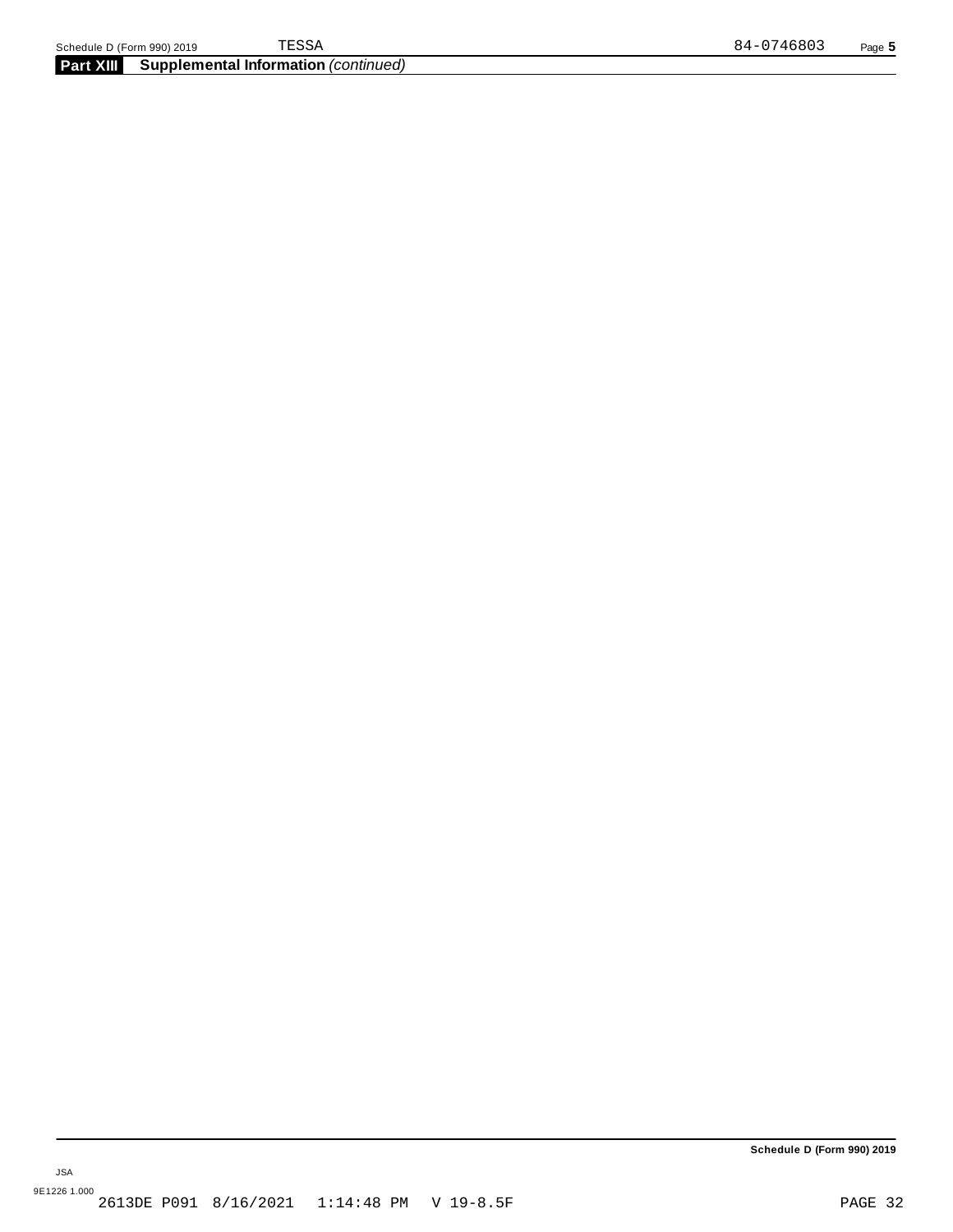**Part XIII Supplemental Information** *(continued)*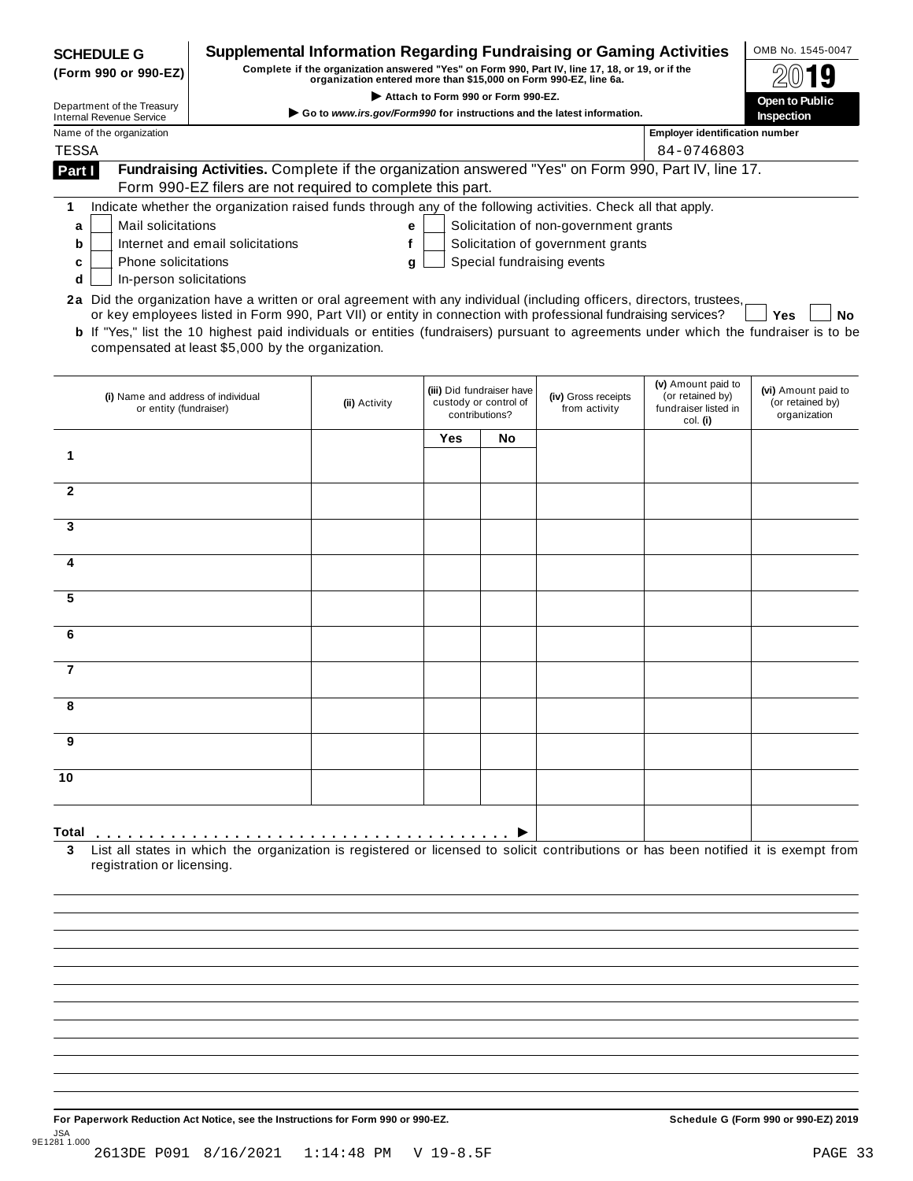**SCHEDULE G**
**(Form 990 or 990-EZ)**

Department of the Treasury
Internal Revenue Service

# Supplemental Information Regarding Fundraising or Gaming Activities

**Complete if the organization answered "Yes" on Form 990, Part IV, line 17, 18, or 19, or if the organization entered more than $15,000 on Form 990-EZ, line 6a.**

▶ **Attach to Form 990 or Form 990-EZ.**

▶ **Go to *www.irs.gov/Form990* for instructions and the latest information.**

OMB No. 1545-0047

**2019**

**Open to Public Inspection**

Name of the organization: TESSA

**Employer identification number:** 84-0746803

**Part I** **Fundraising Activities.** Complete if the organization answered "Yes" on Form 990, Part IV, line 17. Form 990-EZ filers are not required to complete this part.

**1** Indicate whether the organization raised funds through any of the following activities. Check all that apply.

- **a** ☐ Mail solicitations
- **b** ☐ Internet and email solicitations
- **c** ☐ Phone solicitations
- **d** ☐ In-person solicitations
- **e** ☐ Solicitation of non-government grants
- **f** ☐ Solicitation of government grants
- **g** ☐ Special fundraising events

**2a** Did the organization have a written or oral agreement with any individual (including officers, directors, trustees, or key employees listed in Form 990, Part VII) or entity in connection with professional fundraising services? ☐ **Yes** ☐ **No**

**b** If "Yes," list the 10 highest paid individuals or entities (fundraisers) pursuant to agreements under which the fundraiser is to be compensated at least $5,000 by the organization.

| | (i) Name and address of individual or entity (fundraiser) | (ii) Activity | (iii) Did fundraiser have custody or control of contributions? Yes | No | (iv) Gross receipts from activity | (v) Amount paid to (or retained by) fundraiser listed in col. (i) | (vi) Amount paid to (or retained by) organization |
|---|---|---|---|---|---|---|---|
| 1 | | | | | | | |
| 2 | | | | | | | |
| 3 | | | | | | | |
| 4 | | | | | | | |
| 5 | | | | | | | |
| 6 | | | | | | | |
| 7 | | | | | | | |
| 8 | | | | | | | |
| 9 | | | | | | | |
| 10 | | | | | | | |
| **Total** . . . . . ▶ | | | | | | | |

**3** List all states in which the organization is registered or licensed to solicit contributions or has been notified it is exempt from registration or licensing.

**For Paperwork Reduction Act Notice, see the Instructions for Form 990 or 990-EZ.**

**Schedule G (Form 990 or 990-EZ) 2019**

JSA
9E1281 1.000
2613DE P091 8/16/2021 1:14:48 PM V 19-8.5F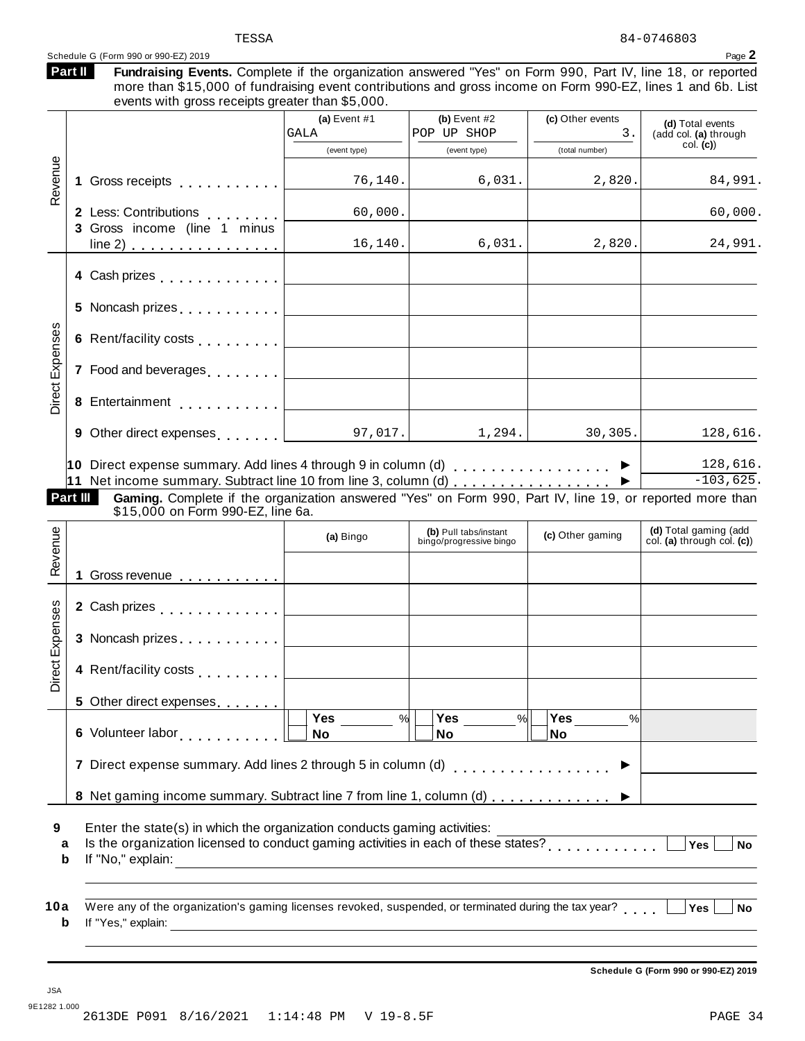TESSA 84-0746803

Schedule G (Form 990 or 990-EZ) 2019

## Part II Fundraising Events.

Complete if the organization answered "Yes" on Form 990, Part IV, line 18, or reported more than $15,000 of fundraising event contributions and gross income on Form 990-EZ, lines 1 and 6b. List events with gross receipts greater than $5,000.

| | | (a) Event #1 GALA (event type) | (b) Event #2 POP UP SHOP (event type) | (c) Other events 3. (total number) | (d) Total events (add col. (a) through col. (c)) |
|---|---|---|---|---|---|
| Revenue | 1 Gross receipts | 76,140. | 6,031. | 2,820. | 84,991. |
| | 2 Less: Contributions | 60,000. | | | 60,000. |
| | 3 Gross income (line 1 minus line 2) | 16,140. | 6,031. | 2,820. | 24,991. |
| Direct Expenses | 4 Cash prizes | | | | |
| | 5 Noncash prizes | | | | |
| | 6 Rent/facility costs | | | | |
| | 7 Food and beverages | | | | |
| | 8 Entertainment | | | | |
| | 9 Other direct expenses | 97,017. | 1,294. | 30,305. | 128,616. |

10 Direct expense summary. Add lines 4 through 9 in column (d) ▶ 128,616.

11 Net income summary. Subtract line 10 from line 3, column (d) ▶ -103,625.

## Part III Gaming.

Complete if the organization answered "Yes" on Form 990, Part IV, line 19, or reported more than $15,000 on Form 990-EZ, line 6a.

| | | (a) Bingo | (b) Pull tabs/instant bingo/progressive bingo | (c) Other gaming | (d) Total gaming (add col. (a) through col. (c)) |
|---|---|---|---|---|---|
| Revenue | 1 Gross revenue | | | | |
| Direct Expenses | 2 Cash prizes | | | | |
| | 3 Noncash prizes | | | | |
| | 4 Rent/facility costs | | | | |
| | 5 Other direct expenses | | | | |
| | 6 Volunteer labor | ☐ Yes ____ % ☐ No | ☐ Yes ____ % ☐ No | ☐ Yes ____ % ☐ No | |

7 Direct expense summary. Add lines 2 through 5 in column (d) ▶

8 Net gaming income summary. Subtract line 7 from line 1, column (d) ▶

9 Enter the state(s) in which the organization conducts gaming activities:

a Is the organization licensed to conduct gaming activities in each of these states? ☐ Yes ☐ No

b If "No," explain:

10a Were any of the organization's gaming licenses revoked, suspended, or terminated during the tax year? ☐ Yes ☐ No

b If "Yes," explain:

Schedule G (Form 990 or 990-EZ) 2019

JSA
9E1282 1.000
2613DE P091 8/16/2021 1:14:48 PM V 19-8.5F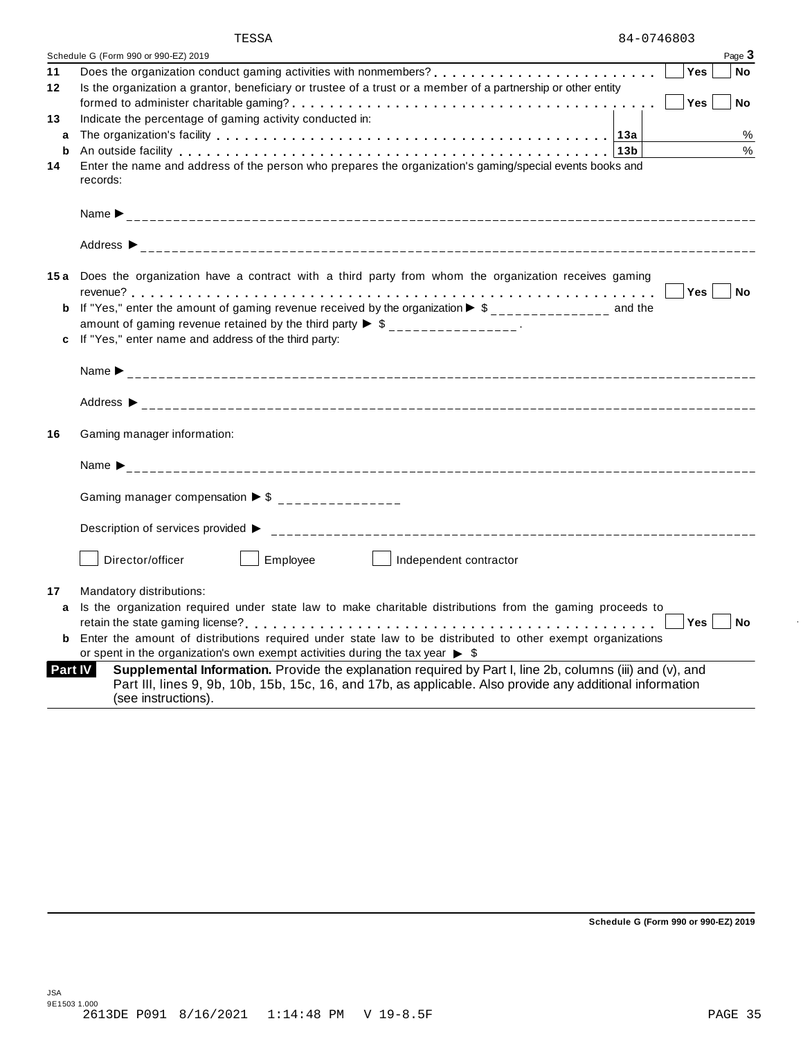TESSA 84-0746803

Schedule G (Form 990 or 990-EZ) 2019 Page **3**

**11** Does the organization conduct gaming activities with nonmembers? . . . . . . . . . . . . . . . . . . . . . . . . ☐ **Yes** ☐ **No**

**12** Is the organization a grantor, beneficiary or trustee of a trust or a member of a partnership or other entity formed to administer charitable gaming? . . . . . . . . . . . . . . . . . . . . . . . . . . . . . . . . . . . . . . ☐ **Yes** ☐ **No**

**13** Indicate the percentage of gaming activity conducted in:

| | | | |
|---|---|---|---|
| **a** | The organization's facility . . . . . . . . . . . . . . . . . . . . . . . . . . . . . . . . . . . . . . . . . | **13a** | % |
| **b** | An outside facility . . . . . . . . . . . . . . . . . . . . . . . . . . . . . . . . . . . . . . . . . . . . . . | **13b** | % |

**14** Enter the name and address of the person who prepares the organization's gaming/special events books and records:

Name ▶ ______________________________

Address ▶ ______________________________

**15 a** Does the organization have a contract with a third party from whom the organization receives gaming revenue? . . . . . . . . . . . . . . . . . . . . . . . . . . . . . . . . . . . . . . . . . . . . . . . . . . . . . . . . . ☐ **Yes** ☐ **No**

**b** If "Yes," enter the amount of gaming revenue received by the organization ▶ $ _______________ and the amount of gaming revenue retained by the third party ▶ $ _______________ .

**c** If "Yes," enter name and address of the third party:

Name ▶ ______________________________

Address ▶ ______________________________

**16** Gaming manager information:

Name ▶ ______________________________

Gaming manager compensation ▶ $ _______________

Description of services provided ▶ ______________________________

☐ Director/officer ☐ Employee ☐ Independent contractor

**17** Mandatory distributions:

**a** Is the organization required under state law to make charitable distributions from the gaming proceeds to retain the state gaming license? . . . . . . . . . . . . . . . . . . . . . . . . . . . . . . . . . . . . . . . . . . . ☐ **Yes** ☐ **No**

**b** Enter the amount of distributions required under state law to be distributed to other exempt organizations or spent in the organization's own exempt activities during the tax year ▶ $

**Part IV** **Supplemental Information.** Provide the explanation required by Part I, line 2b, columns (iii) and (v), and Part III, lines 9, 9b, 10b, 15b, 15c, 16, and 17b, as applicable. Also provide any additional information (see instructions).

Schedule G (Form 990 or 990-EZ) 2019

JSA
9E1503 1.000
2613DE P091 8/16/2021 1:14:48 PM V 19-8.5F PAGE 35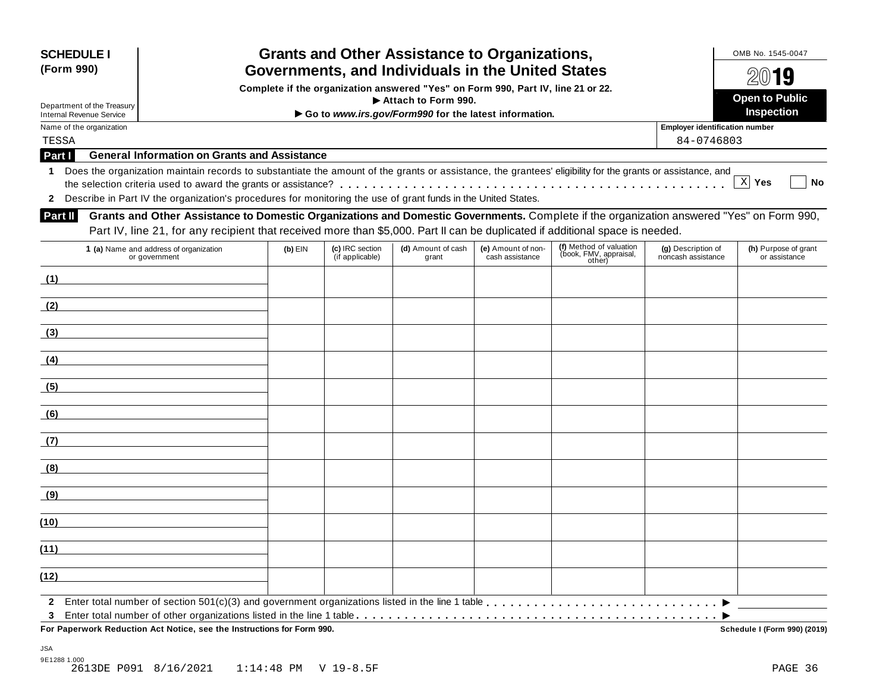**SCHEDULE I (Form 990)**

Department of the Treasury
Internal Revenue Service

# Grants and Other Assistance to Organizations, Governments, and Individuals in the United States

**Complete if the organization answered "Yes" on Form 990, Part IV, line 21 or 22.**
**▶ Attach to Form 990.**
**▶ Go to *www.irs.gov/Form990* for the latest information.**

OMB No. 1545-0047

**2019**

**Open to Public Inspection**

| Name of the organization | Employer identification number |
|---|---|
| TESSA | 84-0746803 |

**Part I — General Information on Grants and Assistance**

**1** Does the organization maintain records to substantiate the amount of the grants or assistance, the grantees' eligibility for the grants or assistance, and the selection criteria used to award the grants or assistance? . . . . . . . . . . . . . . . . . . . . . . . . . . . . . . . . . . . . . . . . [X] **Yes** [ ] **No**

**2** Describe in Part IV the organization's procedures for monitoring the use of grant funds in the United States.

**Part II — Grants and Other Assistance to Domestic Organizations and Domestic Governments.** Complete if the organization answered "Yes" on Form 990, Part IV, line 21, for any recipient that received more than $5,000. Part II can be duplicated if additional space is needed.

| 1 (a) Name and address of organization or government | (b) EIN | (c) IRC section (if applicable) | (d) Amount of cash grant | (e) Amount of non-cash assistance | (f) Method of valuation (book, FMV, appraisal, other) | (g) Description of noncash assistance | (h) Purpose of grant or assistance |
|---|---|---|---|---|---|---|---|
| (1) | | | | | | | |
| (2) | | | | | | | |
| (3) | | | | | | | |
| (4) | | | | | | | |
| (5) | | | | | | | |
| (6) | | | | | | | |
| (7) | | | | | | | |
| (8) | | | | | | | |
| (9) | | | | | | | |
| (10) | | | | | | | |
| (11) | | | | | | | |
| (12) | | | | | | | |

**2** Enter total number of section 501(c)(3) and government organizations listed in the line 1 table . . . . . . . . . . . . . . . . . . . . . . . . . . . . ▶

**3** Enter total number of other organizations listed in the line 1 table . . . . . . . . . . . . . . . . . . . . . . . . . . . . . . . . . . . . . . . . . . . ▶

**For Paperwork Reduction Act Notice, see the Instructions for Form 990.** **Schedule I (Form 990) (2019)**

JSA
9E1288 1.000
2613DE P091 8/16/2021 1:14:48 PM V 19-8.5F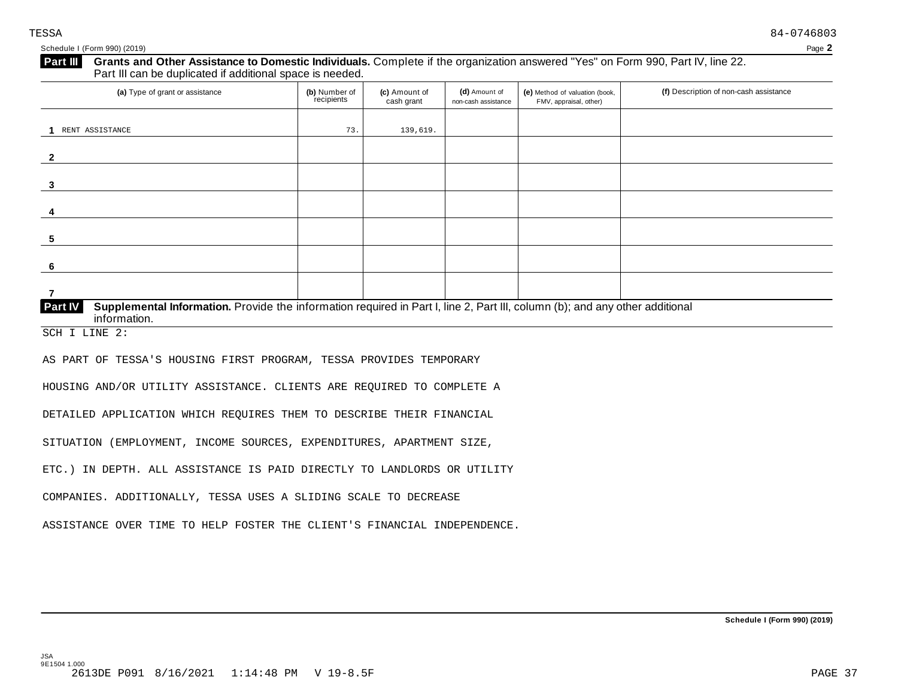TESSA 84-0746803

Schedule I (Form 990) (2019) Page **2**

**Part III** **Grants and Other Assistance to Domestic Individuals.** Complete if the organization answered "Yes" on Form 990, Part IV, line 22. Part III can be duplicated if additional space is needed.

| (a) Type of grant or assistance | (b) Number of recipients | (c) Amount of cash grant | (d) Amount of non-cash assistance | (e) Method of valuation (book, FMV, appraisal, other) | (f) Description of non-cash assistance |
|---|---|---|---|---|---|
| 1 RENT ASSISTANCE | 73. | 139,619. | | | |
| 2 | | | | | |
| 3 | | | | | |
| 4 | | | | | |
| 5 | | | | | |
| 6 | | | | | |
| 7 | | | | | |

**Part IV** **Supplemental Information.** Provide the information required in Part I, line 2, Part III, column (b); and any other additional information.

SCH I LINE 2:

AS PART OF TESSA'S HOUSING FIRST PROGRAM, TESSA PROVIDES TEMPORARY HOUSING AND/OR UTILITY ASSISTANCE. CLIENTS ARE REQUIRED TO COMPLETE A DETAILED APPLICATION WHICH REQUIRES THEM TO DESCRIBE THEIR FINANCIAL SITUATION (EMPLOYMENT, INCOME SOURCES, EXPENDITURES, APARTMENT SIZE, ETC.) IN DEPTH. ALL ASSISTANCE IS PAID DIRECTLY TO LANDLORDS OR UTILITY COMPANIES. ADDITIONALLY, TESSA USES A SLIDING SCALE TO DECREASE ASSISTANCE OVER TIME TO HELP FOSTER THE CLIENT'S FINANCIAL INDEPENDENCE.

**Schedule I (Form 990) (2019)**

JSA
9E1504 1.000
2613DE P091 8/16/2021 1:14:48 PM V 19-8.5F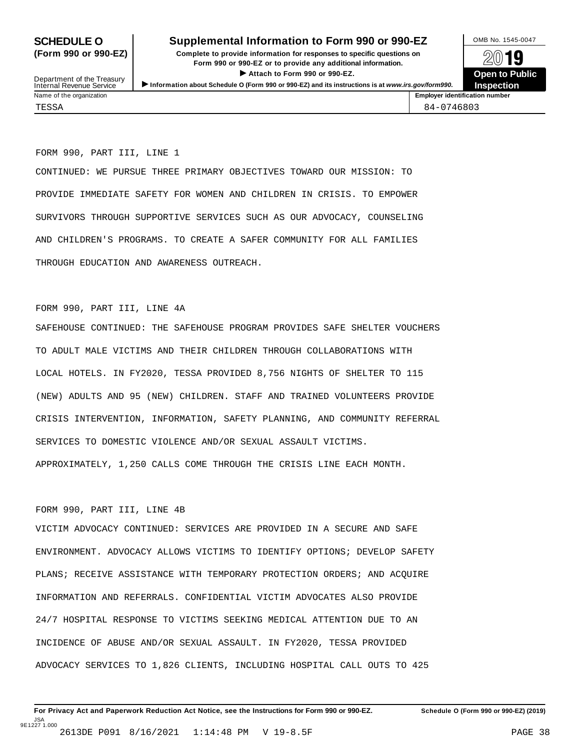# SCHEDULE O (Form 990 or 990-EZ)

## Supplemental Information to Form 990 or 990-EZ

**Complete to provide information for responses to specific questions on Form 990 or 990-EZ or to provide any additional information.**

▶ **Attach to Form 990 or 990-EZ.**

▶ **Information about Schedule O (Form 990 or 990-EZ) and its instructions is at www.irs.gov/form990.**

Department of the Treasury
Internal Revenue Service

OMB No. 1545-0047

**2019**

**Open to Public Inspection**

| Name of the organization | Employer identification number |
|---|---|
| TESSA | 84-0746803 |

FORM 990, PART III, LINE 1

CONTINUED: WE PURSUE THREE PRIMARY OBJECTIVES TOWARD OUR MISSION: TO PROVIDE IMMEDIATE SAFETY FOR WOMEN AND CHILDREN IN CRISIS. TO EMPOWER SURVIVORS THROUGH SUPPORTIVE SERVICES SUCH AS OUR ADVOCACY, COUNSELING AND CHILDREN'S PROGRAMS. TO CREATE A SAFER COMMUNITY FOR ALL FAMILIES THROUGH EDUCATION AND AWARENESS OUTREACH.

FORM 990, PART III, LINE 4A

SAFEHOUSE CONTINUED: THE SAFEHOUSE PROGRAM PROVIDES SAFE SHELTER VOUCHERS TO ADULT MALE VICTIMS AND THEIR CHILDREN THROUGH COLLABORATIONS WITH LOCAL HOTELS. IN FY2020, TESSA PROVIDED 8,756 NIGHTS OF SHELTER TO 115 (NEW) ADULTS AND 95 (NEW) CHILDREN. STAFF AND TRAINED VOLUNTEERS PROVIDE CRISIS INTERVENTION, INFORMATION, SAFETY PLANNING, AND COMMUNITY REFERRAL SERVICES TO DOMESTIC VIOLENCE AND/OR SEXUAL ASSAULT VICTIMS. APPROXIMATELY, 1,250 CALLS COME THROUGH THE CRISIS LINE EACH MONTH.

FORM 990, PART III, LINE 4B

VICTIM ADVOCACY CONTINUED: SERVICES ARE PROVIDED IN A SECURE AND SAFE ENVIRONMENT. ADVOCACY ALLOWS VICTIMS TO IDENTIFY OPTIONS; DEVELOP SAFETY PLANS; RECEIVE ASSISTANCE WITH TEMPORARY PROTECTION ORDERS; AND ACQUIRE INFORMATION AND REFERRALS. CONFIDENTIAL VICTIM ADVOCATES ALSO PROVIDE 24/7 HOSPITAL RESPONSE TO VICTIMS SEEKING MEDICAL ATTENTION DUE TO AN INCIDENCE OF ABUSE AND/OR SEXUAL ASSAULT. IN FY2020, TESSA PROVIDED ADVOCACY SERVICES TO 1,826 CLIENTS, INCLUDING HOSPITAL CALL OUTS TO 425

**For Privacy Act and Paperwork Reduction Act Notice, see the Instructions for Form 990 or 990-EZ.** **Schedule O (Form 990 or 990-EZ) (2019)**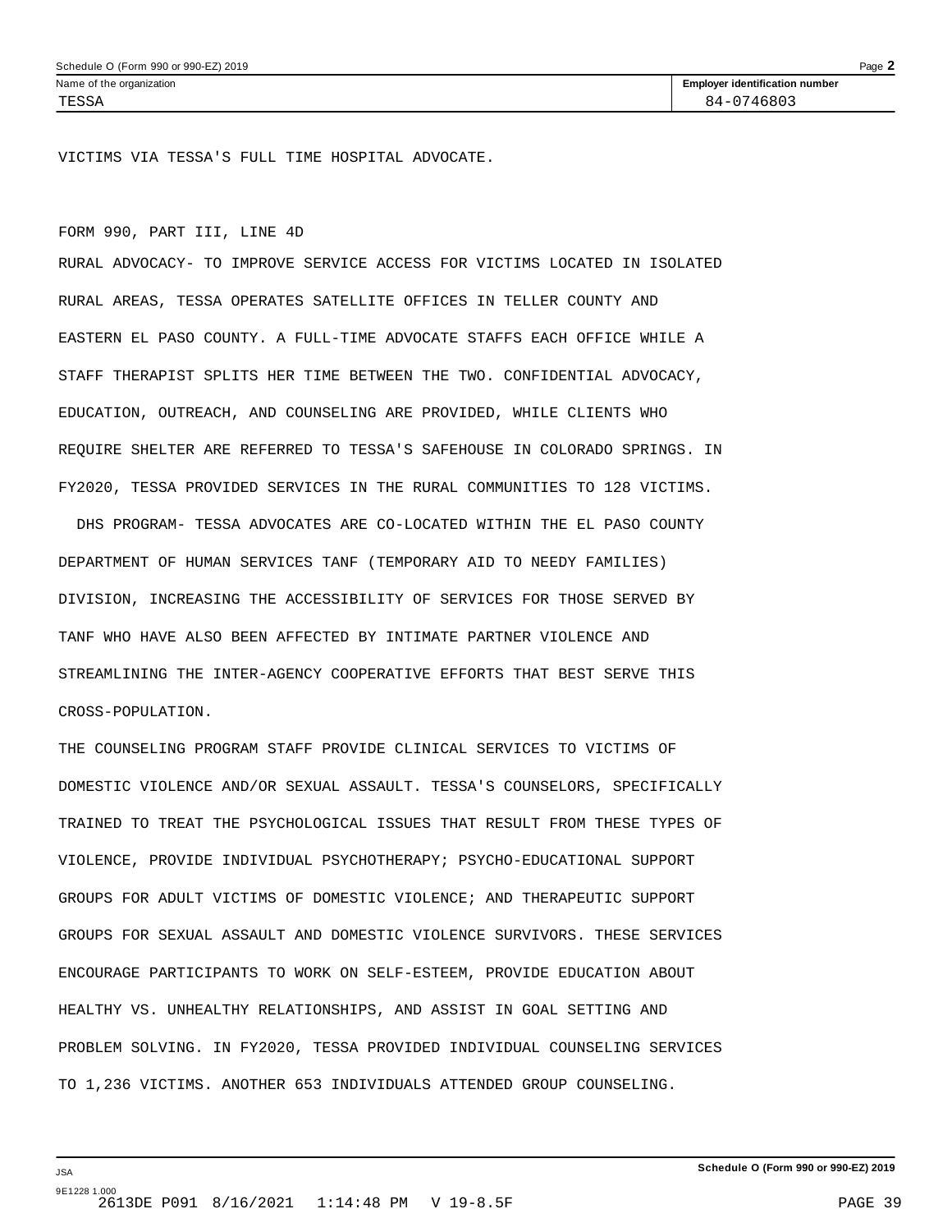| Name of the organization | Employer identification number |
| --- | --- |
| TESSA | 84-0746803 |

VICTIMS VIA TESSA'S FULL TIME HOSPITAL ADVOCATE.

FORM 990, PART III, LINE 4D

RURAL ADVOCACY- TO IMPROVE SERVICE ACCESS FOR VICTIMS LOCATED IN ISOLATED RURAL AREAS, TESSA OPERATES SATELLITE OFFICES IN TELLER COUNTY AND EASTERN EL PASO COUNTY. A FULL-TIME ADVOCATE STAFFS EACH OFFICE WHILE A STAFF THERAPIST SPLITS HER TIME BETWEEN THE TWO. CONFIDENTIAL ADVOCACY, EDUCATION, OUTREACH, AND COUNSELING ARE PROVIDED, WHILE CLIENTS WHO REQUIRE SHELTER ARE REFERRED TO TESSA'S SAFEHOUSE IN COLORADO SPRINGS. IN FY2020, TESSA PROVIDED SERVICES IN THE RURAL COMMUNITIES TO 128 VICTIMS.

DHS PROGRAM- TESSA ADVOCATES ARE CO-LOCATED WITHIN THE EL PASO COUNTY DEPARTMENT OF HUMAN SERVICES TANF (TEMPORARY AID TO NEEDY FAMILIES) DIVISION, INCREASING THE ACCESSIBILITY OF SERVICES FOR THOSE SERVED BY TANF WHO HAVE ALSO BEEN AFFECTED BY INTIMATE PARTNER VIOLENCE AND STREAMLINING THE INTER-AGENCY COOPERATIVE EFFORTS THAT BEST SERVE THIS CROSS-POPULATION.

THE COUNSELING PROGRAM STAFF PROVIDE CLINICAL SERVICES TO VICTIMS OF DOMESTIC VIOLENCE AND/OR SEXUAL ASSAULT. TESSA'S COUNSELORS, SPECIFICALLY TRAINED TO TREAT THE PSYCHOLOGICAL ISSUES THAT RESULT FROM THESE TYPES OF VIOLENCE, PROVIDE INDIVIDUAL PSYCHOTHERAPY; PSYCHO-EDUCATIONAL SUPPORT GROUPS FOR ADULT VICTIMS OF DOMESTIC VIOLENCE; AND THERAPEUTIC SUPPORT GROUPS FOR SEXUAL ASSAULT AND DOMESTIC VIOLENCE SURVIVORS. THESE SERVICES ENCOURAGE PARTICIPANTS TO WORK ON SELF-ESTEEM, PROVIDE EDUCATION ABOUT HEALTHY VS. UNHEALTHY RELATIONSHIPS, AND ASSIST IN GOAL SETTING AND PROBLEM SOLVING. IN FY2020, TESSA PROVIDED INDIVIDUAL COUNSELING SERVICES TO 1,236 VICTIMS. ANOTHER 653 INDIVIDUALS ATTENDED GROUP COUNSELING.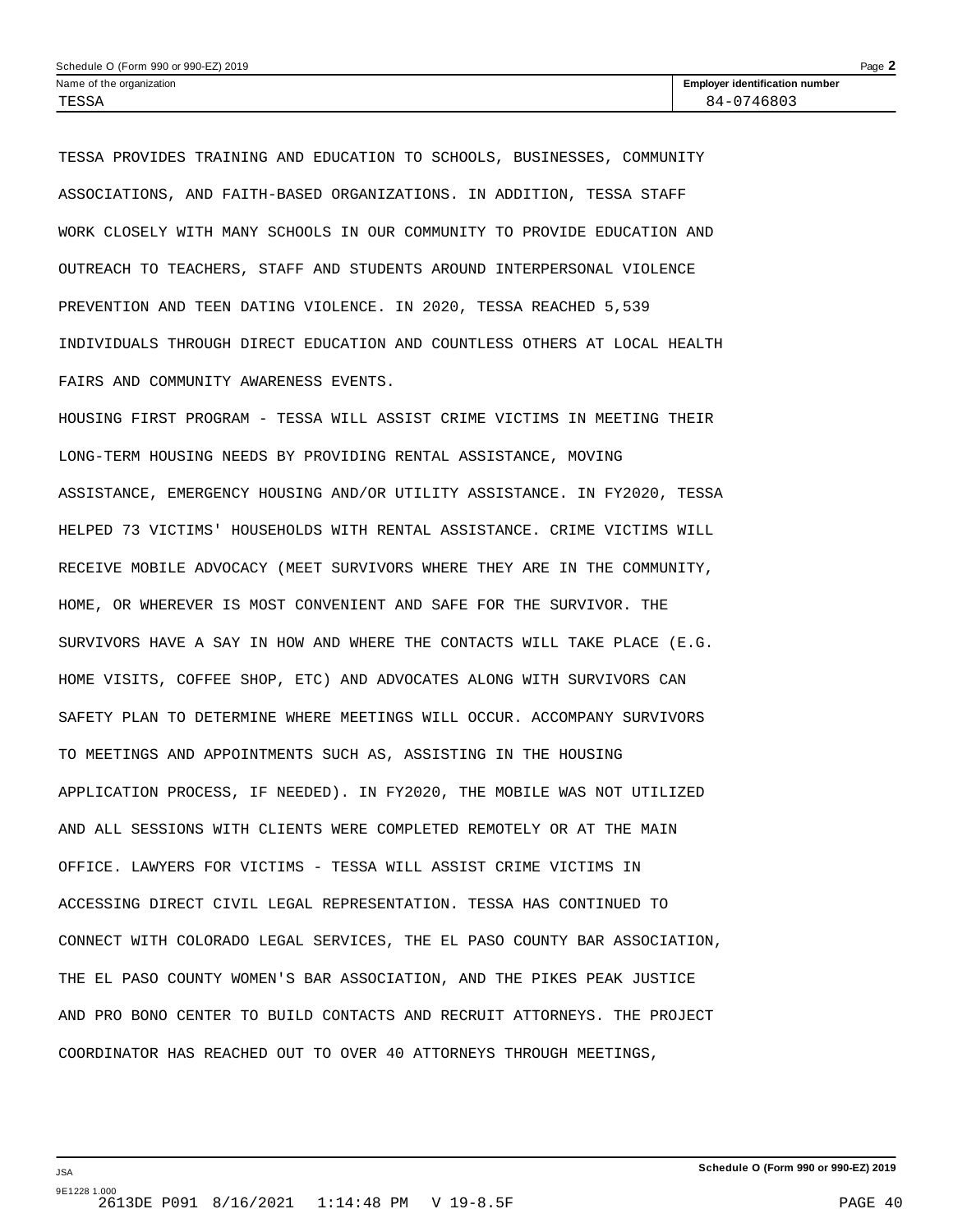Schedule O (Form 990 or 990-EZ) 2019

| Name of the organization | Employer identification number |
| --- | --- |
| TESSA | 84-0746803 |

TESSA PROVIDES TRAINING AND EDUCATION TO SCHOOLS, BUSINESSES, COMMUNITY ASSOCIATIONS, AND FAITH-BASED ORGANIZATIONS. IN ADDITION, TESSA STAFF WORK CLOSELY WITH MANY SCHOOLS IN OUR COMMUNITY TO PROVIDE EDUCATION AND OUTREACH TO TEACHERS, STAFF AND STUDENTS AROUND INTERPERSONAL VIOLENCE PREVENTION AND TEEN DATING VIOLENCE. IN 2020, TESSA REACHED 5,539 INDIVIDUALS THROUGH DIRECT EDUCATION AND COUNTLESS OTHERS AT LOCAL HEALTH FAIRS AND COMMUNITY AWARENESS EVENTS.

HOUSING FIRST PROGRAM - TESSA WILL ASSIST CRIME VICTIMS IN MEETING THEIR LONG-TERM HOUSING NEEDS BY PROVIDING RENTAL ASSISTANCE, MOVING ASSISTANCE, EMERGENCY HOUSING AND/OR UTILITY ASSISTANCE. IN FY2020, TESSA HELPED 73 VICTIMS' HOUSEHOLDS WITH RENTAL ASSISTANCE. CRIME VICTIMS WILL RECEIVE MOBILE ADVOCACY (MEET SURVIVORS WHERE THEY ARE IN THE COMMUNITY, HOME, OR WHEREVER IS MOST CONVENIENT AND SAFE FOR THE SURVIVOR. THE SURVIVORS HAVE A SAY IN HOW AND WHERE THE CONTACTS WILL TAKE PLACE (E.G. HOME VISITS, COFFEE SHOP, ETC) AND ADVOCATES ALONG WITH SURVIVORS CAN SAFETY PLAN TO DETERMINE WHERE MEETINGS WILL OCCUR. ACCOMPANY SURVIVORS TO MEETINGS AND APPOINTMENTS SUCH AS, ASSISTING IN THE HOUSING APPLICATION PROCESS, IF NEEDED). IN FY2020, THE MOBILE WAS NOT UTILIZED AND ALL SESSIONS WITH CLIENTS WERE COMPLETED REMOTELY OR AT THE MAIN OFFICE. LAWYERS FOR VICTIMS - TESSA WILL ASSIST CRIME VICTIMS IN ACCESSING DIRECT CIVIL LEGAL REPRESENTATION. TESSA HAS CONTINUED TO CONNECT WITH COLORADO LEGAL SERVICES, THE EL PASO COUNTY BAR ASSOCIATION, THE EL PASO COUNTY WOMEN'S BAR ASSOCIATION, AND THE PIKES PEAK JUSTICE AND PRO BONO CENTER TO BUILD CONTACTS AND RECRUIT ATTORNEYS. THE PROJECT COORDINATOR HAS REACHED OUT TO OVER 40 ATTORNEYS THROUGH MEETINGS,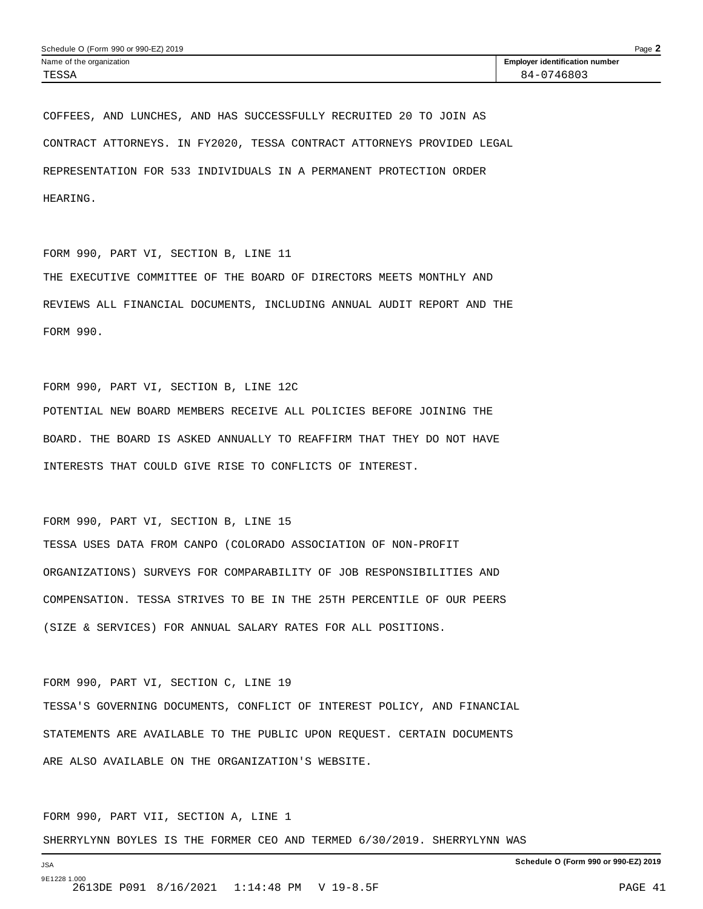| Name of the organization | Employer identification number |
| --- | --- |
| TESSA | 84-0746803 |

COFFEES, AND LUNCHES, AND HAS SUCCESSFULLY RECRUITED 20 TO JOIN AS CONTRACT ATTORNEYS. IN FY2020, TESSA CONTRACT ATTORNEYS PROVIDED LEGAL REPRESENTATION FOR 533 INDIVIDUALS IN A PERMANENT PROTECTION ORDER HEARING.

FORM 990, PART VI, SECTION B, LINE 11

THE EXECUTIVE COMMITTEE OF THE BOARD OF DIRECTORS MEETS MONTHLY AND REVIEWS ALL FINANCIAL DOCUMENTS, INCLUDING ANNUAL AUDIT REPORT AND THE FORM 990.

FORM 990, PART VI, SECTION B, LINE 12C

POTENTIAL NEW BOARD MEMBERS RECEIVE ALL POLICIES BEFORE JOINING THE BOARD. THE BOARD IS ASKED ANNUALLY TO REAFFIRM THAT THEY DO NOT HAVE INTERESTS THAT COULD GIVE RISE TO CONFLICTS OF INTEREST.

FORM 990, PART VI, SECTION B, LINE 15

TESSA USES DATA FROM CANPO (COLORADO ASSOCIATION OF NON-PROFIT ORGANIZATIONS) SURVEYS FOR COMPARABILITY OF JOB RESPONSIBILITIES AND COMPENSATION. TESSA STRIVES TO BE IN THE 25TH PERCENTILE OF OUR PEERS (SIZE & SERVICES) FOR ANNUAL SALARY RATES FOR ALL POSITIONS.

FORM 990, PART VI, SECTION C, LINE 19

TESSA'S GOVERNING DOCUMENTS, CONFLICT OF INTEREST POLICY, AND FINANCIAL STATEMENTS ARE AVAILABLE TO THE PUBLIC UPON REQUEST. CERTAIN DOCUMENTS ARE ALSO AVAILABLE ON THE ORGANIZATION'S WEBSITE.

FORM 990, PART VII, SECTION A, LINE 1

SHERRYLYNN BOYLES IS THE FORMER CEO AND TERMED 6/30/2019. SHERRYLYNN WAS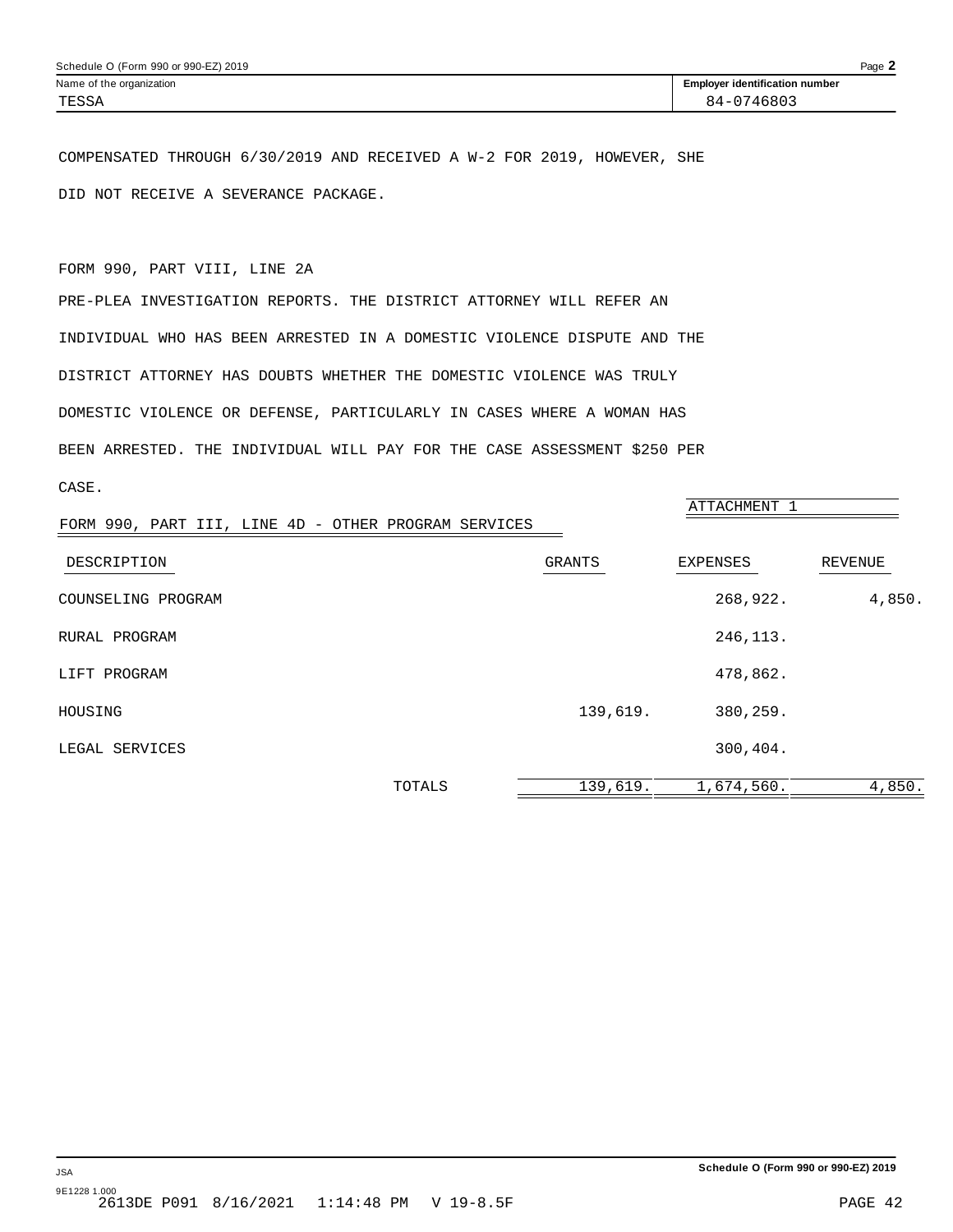Schedule O (Form 990 or 990-EZ) 2019

| Name of the organization | Employer identification number |
|---|---|
| TESSA | 84-0746803 |

COMPENSATED THROUGH 6/30/2019 AND RECEIVED A W-2 FOR 2019, HOWEVER, SHE DID NOT RECEIVE A SEVERANCE PACKAGE.

FORM 990, PART VIII, LINE 2A

PRE-PLEA INVESTIGATION REPORTS. THE DISTRICT ATTORNEY WILL REFER AN INDIVIDUAL WHO HAS BEEN ARRESTED IN A DOMESTIC VIOLENCE DISPUTE AND THE DISTRICT ATTORNEY HAS DOUBTS WHETHER THE DOMESTIC VIOLENCE WAS TRULY DOMESTIC VIOLENCE OR DEFENSE, PARTICULARLY IN CASES WHERE A WOMAN HAS BEEN ARRESTED. THE INDIVIDUAL WILL PAY FOR THE CASE ASSESSMENT $250 PER CASE.

ATTACHMENT 1

FORM 990, PART III, LINE 4D - OTHER PROGRAM SERVICES

| DESCRIPTION | GRANTS | EXPENSES | REVENUE |
|---|---|---|---|
| COUNSELING PROGRAM | | 268,922. | 4,850. |
| RURAL PROGRAM | | 246,113. | |
| LIFT PROGRAM | | 478,862. | |
| HOUSING | 139,619. | 380,259. | |
| LEGAL SERVICES | | 300,404. | |
| TOTALS | 139,619. | 1,674,560. | 4,850. |